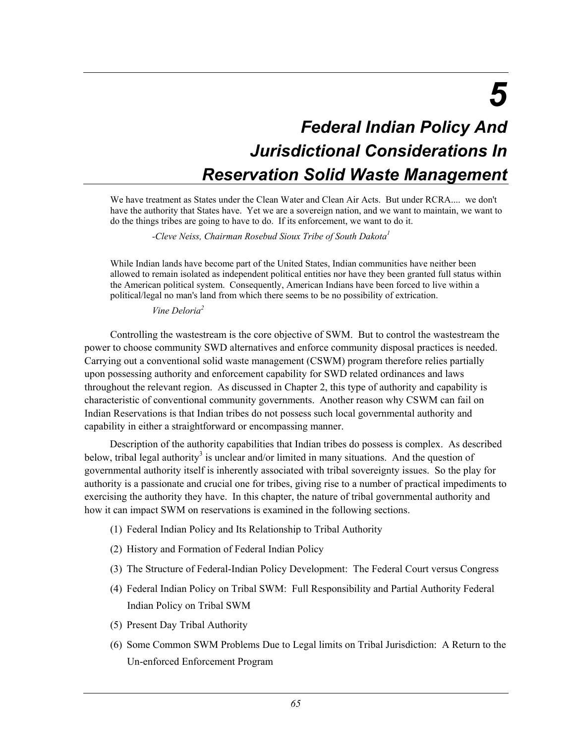# 5

# Federal Indian Policy And Jurisdictional Considerations In Reservation Solid Waste Management

> We have treatment as States under the Clean Water and Clean Air Acts. But under RCRA.... we don't have the authority that States have. Yet we are a sovereign nation, and we want to maintain, we want to do the things tribes are going to have to do. If its enforcement, we want to do it.
>
> *-Cleve Neiss, Chairman Rosebud Sioux Tribe of South Dakota*[1]

> While Indian lands have become part of the United States, Indian communities have neither been allowed to remain isolated as independent political entities nor have they been granted full status within the American political system. Consequently, American Indians have been forced to live within a political/legal no man's land from which there seems to be no possibility of extrication.
>
> *Vine Deloria*[2]

Controlling the wastestream is the core objective of SWM. But to control the wastestream the power to choose community SWD alternatives and enforce community disposal practices is needed. Carrying out a conventional solid waste management (CSWM) program therefore relies partially upon possessing authority and enforcement capability for SWD related ordinances and laws throughout the relevant region. As discussed in Chapter 2, this type of authority and capability is characteristic of conventional community governments. Another reason why CSWM can fail on Indian Reservations is that Indian tribes do not possess such local governmental authority and capability in either a straightforward or encompassing manner.

Description of the authority capabilities that Indian tribes do possess is complex. As described below, tribal legal authority[3] is unclear and/or limited in many situations. And the question of governmental authority itself is inherently associated with tribal sovereignty issues. So the play for authority is a passionate and crucial one for tribes, giving rise to a number of practical impediments to exercising the authority they have. In this chapter, the nature of tribal governmental authority and how it can impact SWM on reservations is examined in the following sections.

(1) Federal Indian Policy and Its Relationship to Tribal Authority

(2) History and Formation of Federal Indian Policy

(3) The Structure of Federal-Indian Policy Development: The Federal Court versus Congress

(4) Federal Indian Policy on Tribal SWM: Full Responsibility and Partial Authority Federal Indian Policy on Tribal SWM

(5) Present Day Tribal Authority

(6) Some Common SWM Problems Due to Legal limits on Tribal Jurisdiction: A Return to the Un-enforced Enforcement Program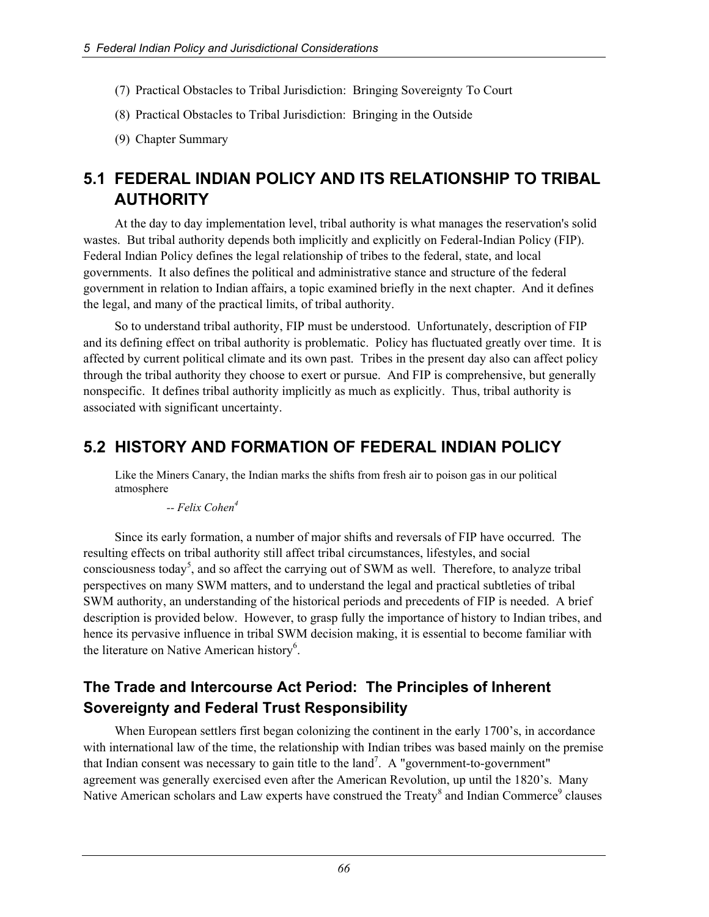(7) Practical Obstacles to Tribal Jurisdiction: Bringing Sovereignty To Court

(8) Practical Obstacles to Tribal Jurisdiction: Bringing in the Outside

(9) Chapter Summary

## 5.1 FEDERAL INDIAN POLICY AND ITS RELATIONSHIP TO TRIBAL AUTHORITY

At the day to day implementation level, tribal authority is what manages the reservation's solid wastes. But tribal authority depends both implicitly and explicitly on Federal-Indian Policy (FIP). Federal Indian Policy defines the legal relationship of tribes to the federal, state, and local governments. It also defines the political and administrative stance and structure of the federal government in relation to Indian affairs, a topic examined briefly in the next chapter. And it defines the legal, and many of the practical limits, of tribal authority.

So to understand tribal authority, FIP must be understood. Unfortunately, description of FIP and its defining effect on tribal authority is problematic. Policy has fluctuated greatly over time. It is affected by current political climate and its own past. Tribes in the present day also can affect policy through the tribal authority they choose to exert or pursue. And FIP is comprehensive, but generally nonspecific. It defines tribal authority implicitly as much as explicitly. Thus, tribal authority is associated with significant uncertainty.

## 5.2 HISTORY AND FORMATION OF FEDERAL INDIAN POLICY

> Like the Miners Canary, the Indian marks the shifts from fresh air to poison gas in our political atmosphere
>
> *-- Felix Cohen*[4]

Since its early formation, a number of major shifts and reversals of FIP have occurred. The resulting effects on tribal authority still affect tribal circumstances, lifestyles, and social consciousness today[5], and so affect the carrying out of SWM as well. Therefore, to analyze tribal perspectives on many SWM matters, and to understand the legal and practical subtleties of tribal SWM authority, an understanding of the historical periods and precedents of FIP is needed. A brief description is provided below. However, to grasp fully the importance of history to Indian tribes, and hence its pervasive influence in tribal SWM decision making, it is essential to become familiar with the literature on Native American history[6].

### The Trade and Intercourse Act Period: The Principles of Inherent Sovereignty and Federal Trust Responsibility

When European settlers first began colonizing the continent in the early 1700's, in accordance with international law of the time, the relationship with Indian tribes was based mainly on the premise that Indian consent was necessary to gain title to the land[7]. A "government-to-government" agreement was generally exercised even after the American Revolution, up until the 1820's. Many Native American scholars and Law experts have construed the Treaty[8] and Indian Commerce[9] clauses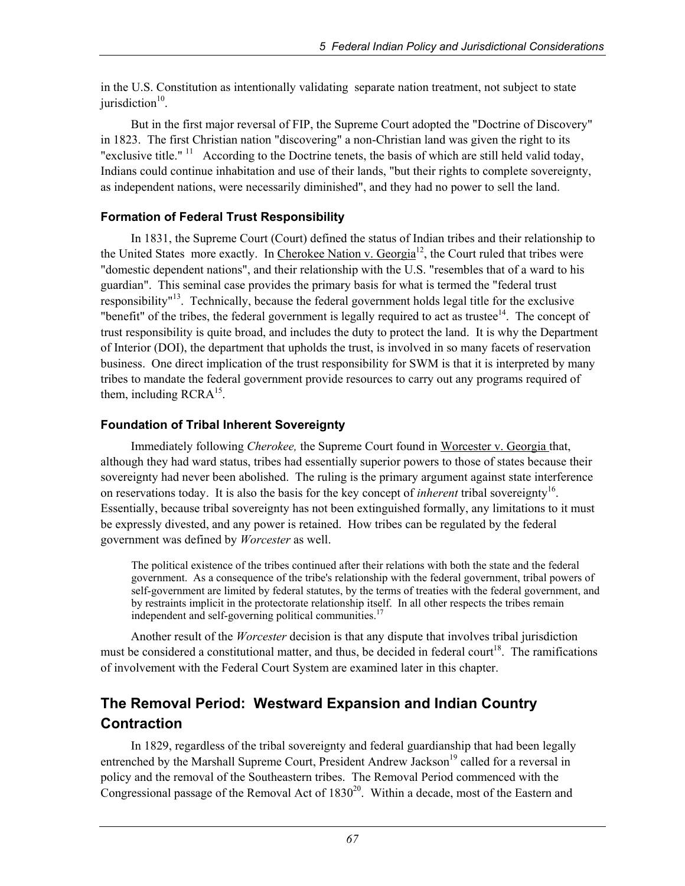in the U.S. Constitution as intentionally validating separate nation treatment, not subject to state jurisdiction[10].

But in the first major reversal of FIP, the Supreme Court adopted the "Doctrine of Discovery" in 1823. The first Christian nation "discovering" a non-Christian land was given the right to its "exclusive title." [11] According to the Doctrine tenets, the basis of which are still held valid today, Indians could continue inhabitation and use of their lands, "but their rights to complete sovereignty, as independent nations, were necessarily diminished", and they had no power to sell the land.

### Formation of Federal Trust Responsibility

In 1831, the Supreme Court (Court) defined the status of Indian tribes and their relationship to the United States more exactly. In Cherokee Nation v. Georgia[12], the Court ruled that tribes were "domestic dependent nations", and their relationship with the U.S. "resembles that of a ward to his guardian". This seminal case provides the primary basis for what is termed the "federal trust responsibility"[13]. Technically, because the federal government holds legal title for the exclusive "benefit" of the tribes, the federal government is legally required to act as trustee[14]. The concept of trust responsibility is quite broad, and includes the duty to protect the land. It is why the Department of Interior (DOI), the department that upholds the trust, is involved in so many facets of reservation business. One direct implication of the trust responsibility for SWM is that it is interpreted by many tribes to mandate the federal government provide resources to carry out any programs required of them, including RCRA[15].

### Foundation of Tribal Inherent Sovereignty

Immediately following *Cherokee,* the Supreme Court found in Worcester v. Georgia that, although they had ward status, tribes had essentially superior powers to those of states because their sovereignty had never been abolished. The ruling is the primary argument against state interference on reservations today. It is also the basis for the key concept of *inherent* tribal sovereignty[16]. Essentially, because tribal sovereignty has not been extinguished formally, any limitations to it must be expressly divested, and any power is retained. How tribes can be regulated by the federal government was defined by *Worcester* as well.

> The political existence of the tribes continued after their relations with both the state and the federal government. As a consequence of the tribe's relationship with the federal government, tribal powers of self-government are limited by federal statutes, by the terms of treaties with the federal government, and by restraints implicit in the protectorate relationship itself. In all other respects the tribes remain independent and self-governing political communities.[17]

Another result of the *Worcester* decision is that any dispute that involves tribal jurisdiction must be considered a constitutional matter, and thus, be decided in federal court[18]. The ramifications of involvement with the Federal Court System are examined later in this chapter.

## The Removal Period: Westward Expansion and Indian Country Contraction

In 1829, regardless of the tribal sovereignty and federal guardianship that had been legally entrenched by the Marshall Supreme Court, President Andrew Jackson[19] called for a reversal in policy and the removal of the Southeastern tribes. The Removal Period commenced with the Congressional passage of the Removal Act of 1830[20]. Within a decade, most of the Eastern and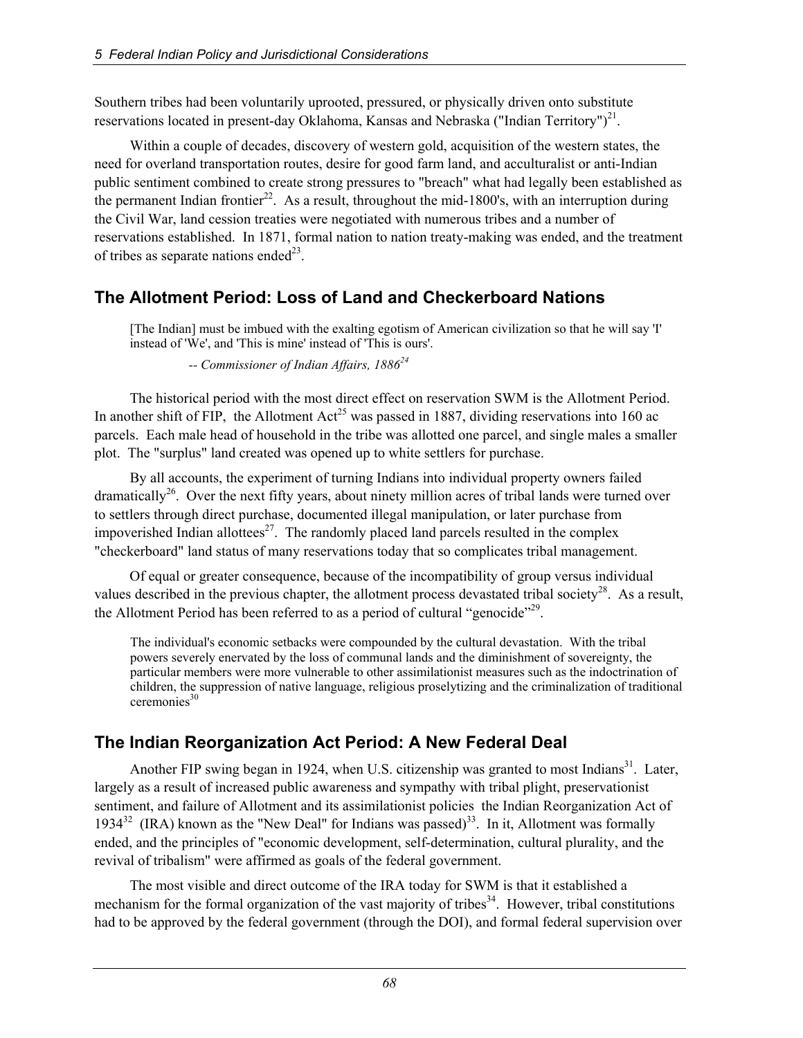Southern tribes had been voluntarily uprooted, pressured, or physically driven onto substitute reservations located in present-day Oklahoma, Kansas and Nebraska ("Indian Territory")[21].

Within a couple of decades, discovery of western gold, acquisition of the western states, the need for overland transportation routes, desire for good farm land, and acculturalist or anti-Indian public sentiment combined to create strong pressures to "breach" what had legally been established as the permanent Indian frontier[22]. As a result, throughout the mid-1800's, with an interruption during the Civil War, land cession treaties were negotiated with numerous tribes and a number of reservations established. In 1871, formal nation to nation treaty-making was ended, and the treatment of tribes as separate nations ended[23].

## The Allotment Period: Loss of Land and Checkerboard Nations

> [The Indian] must be imbued with the exalting egotism of American civilization so that he will say 'I' instead of 'We', and 'This is mine' instead of 'This is ours'.
>
> -- *Commissioner of Indian Affairs, 1886*[24]

The historical period with the most direct effect on reservation SWM is the Allotment Period. In another shift of FIP, the Allotment Act[25] was passed in 1887, dividing reservations into 160 ac parcels. Each male head of household in the tribe was allotted one parcel, and single males a smaller plot. The "surplus" land created was opened up to white settlers for purchase.

By all accounts, the experiment of turning Indians into individual property owners failed dramatically[26]. Over the next fifty years, about ninety million acres of tribal lands were turned over to settlers through direct purchase, documented illegal manipulation, or later purchase from impoverished Indian allottees[27]. The randomly placed land parcels resulted in the complex "checkerboard" land status of many reservations today that so complicates tribal management.

Of equal or greater consequence, because of the incompatibility of group versus individual values described in the previous chapter, the allotment process devastated tribal society[28]. As a result, the Allotment Period has been referred to as a period of cultural "genocide"[29].

> The individual's economic setbacks were compounded by the cultural devastation. With the tribal powers severely enervated by the loss of communal lands and the diminishment of sovereignty, the particular members were more vulnerable to other assimilationist measures such as the indoctrination of children, the suppression of native language, religious proselytizing and the criminalization of traditional ceremonies[30]

## The Indian Reorganization Act Period: A New Federal Deal

Another FIP swing began in 1924, when U.S. citizenship was granted to most Indians[31]. Later, largely as a result of increased public awareness and sympathy with tribal plight, preservationist sentiment, and failure of Allotment and its assimilationist policies the Indian Reorganization Act of 1934[32] (IRA) known as the "New Deal" for Indians was passed)[33]. In it, Allotment was formally ended, and the principles of "economic development, self-determination, cultural plurality, and the revival of tribalism" were affirmed as goals of the federal government.

The most visible and direct outcome of the IRA today for SWM is that it established a mechanism for the formal organization of the vast majority of tribes[34]. However, tribal constitutions had to be approved by the federal government (through the DOI), and formal federal supervision over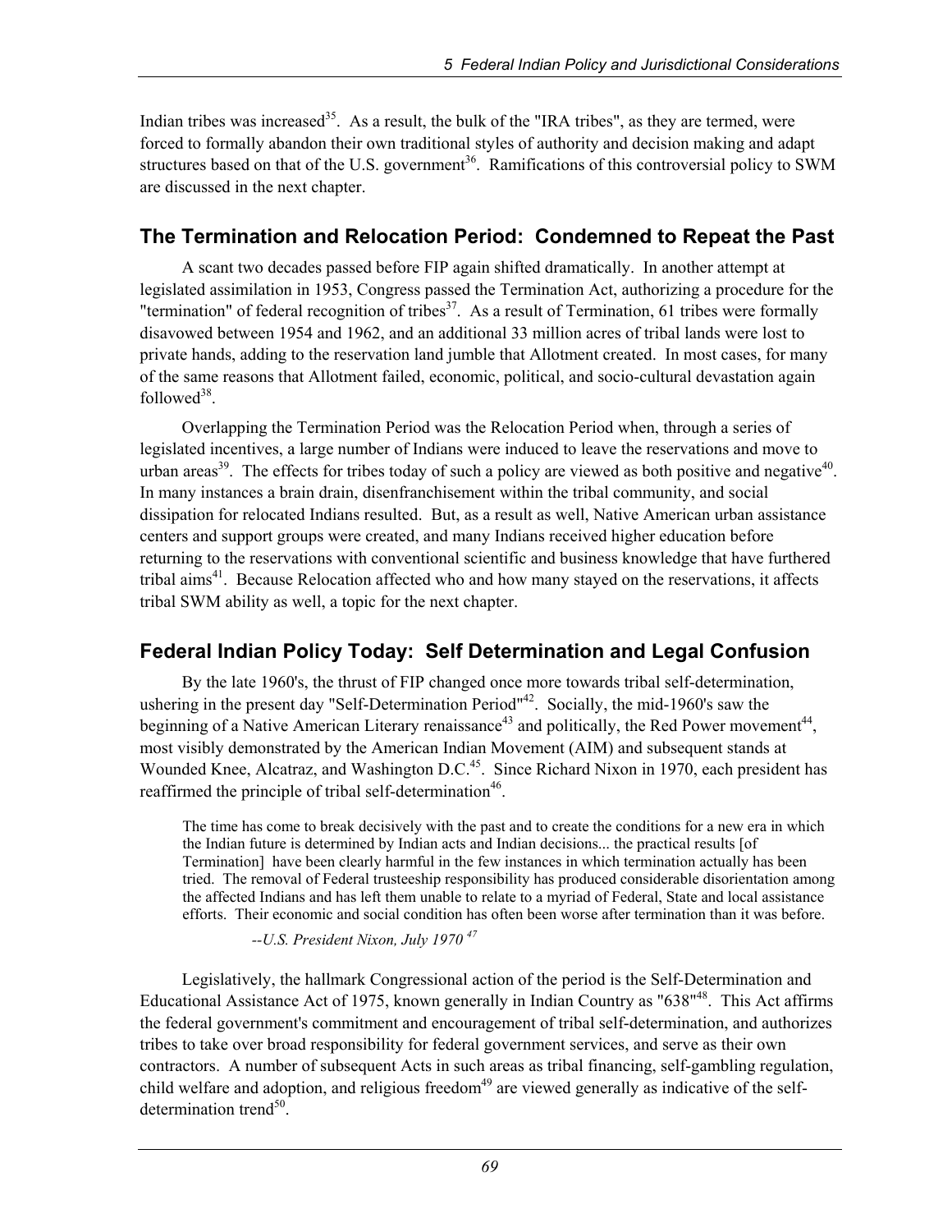Indian tribes was increased[35]. As a result, the bulk of the "IRA tribes", as they are termed, were forced to formally abandon their own traditional styles of authority and decision making and adapt structures based on that of the U.S. government[36]. Ramifications of this controversial policy to SWM are discussed in the next chapter.

## The Termination and Relocation Period: Condemned to Repeat the Past

A scant two decades passed before FIP again shifted dramatically. In another attempt at legislated assimilation in 1953, Congress passed the Termination Act, authorizing a procedure for the "termination" of federal recognition of tribes[37]. As a result of Termination, 61 tribes were formally disavowed between 1954 and 1962, and an additional 33 million acres of tribal lands were lost to private hands, adding to the reservation land jumble that Allotment created. In most cases, for many of the same reasons that Allotment failed, economic, political, and socio-cultural devastation again followed[38].

Overlapping the Termination Period was the Relocation Period when, through a series of legislated incentives, a large number of Indians were induced to leave the reservations and move to urban areas[39]. The effects for tribes today of such a policy are viewed as both positive and negative[40]. In many instances a brain drain, disenfranchisement within the tribal community, and social dissipation for relocated Indians resulted. But, as a result as well, Native American urban assistance centers and support groups were created, and many Indians received higher education before returning to the reservations with conventional scientific and business knowledge that have furthered tribal aims[41]. Because Relocation affected who and how many stayed on the reservations, it affects tribal SWM ability as well, a topic for the next chapter.

## Federal Indian Policy Today: Self Determination and Legal Confusion

By the late 1960's, the thrust of FIP changed once more towards tribal self-determination, ushering in the present day "Self-Determination Period"[42]. Socially, the mid-1960's saw the beginning of a Native American Literary renaissance[43] and politically, the Red Power movement[44], most visibly demonstrated by the American Indian Movement (AIM) and subsequent stands at Wounded Knee, Alcatraz, and Washington D.C.[45]. Since Richard Nixon in 1970, each president has reaffirmed the principle of tribal self-determination[46].

> The time has come to break decisively with the past and to create the conditions for a new era in which the Indian future is determined by Indian acts and Indian decisions... the practical results [of Termination] have been clearly harmful in the few instances in which termination actually has been tried. The removal of Federal trusteeship responsibility has produced considerable disorientation among the affected Indians and has left them unable to relate to a myriad of Federal, State and local assistance efforts. Their economic and social condition has often been worse after termination than it was before.
>
> *--U.S. President Nixon, July 1970* [47]

Legislatively, the hallmark Congressional action of the period is the Self-Determination and Educational Assistance Act of 1975, known generally in Indian Country as "638"[48]. This Act affirms the federal government's commitment and encouragement of tribal self-determination, and authorizes tribes to take over broad responsibility for federal government services, and serve as their own contractors. A number of subsequent Acts in such areas as tribal financing, self-gambling regulation, child welfare and adoption, and religious freedom[49] are viewed generally as indicative of the self-determination trend[50].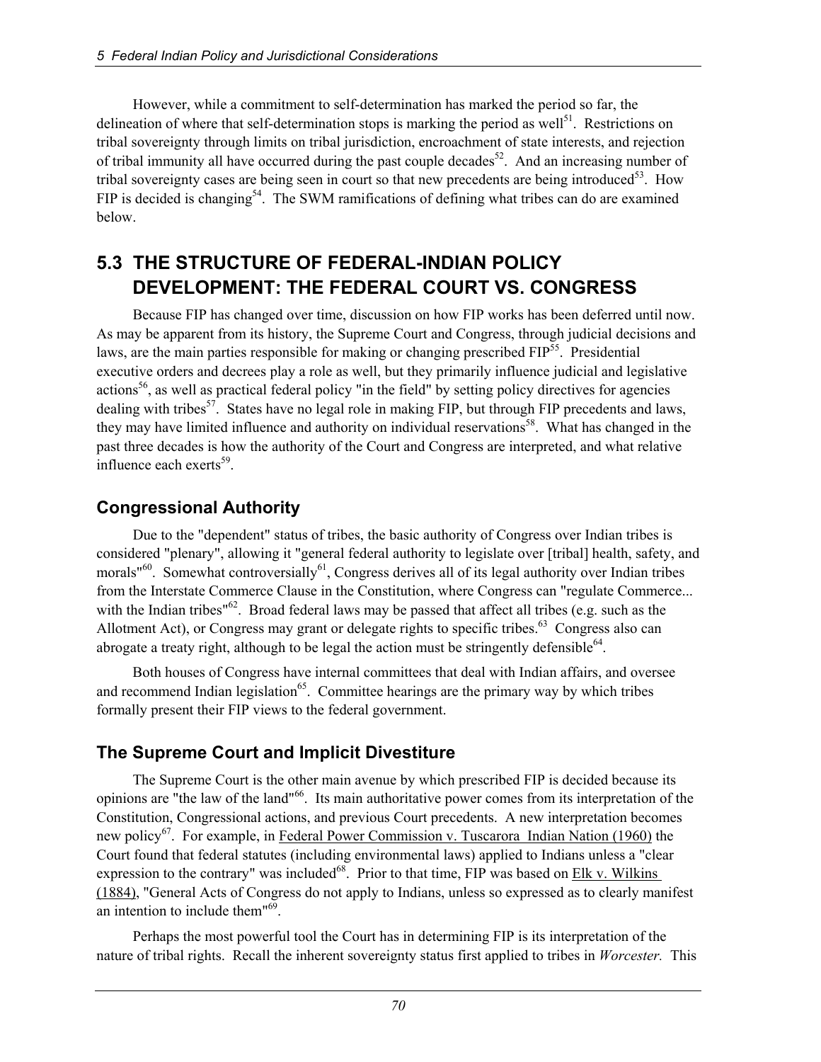However, while a commitment to self-determination has marked the period so far, the delineation of where that self-determination stops is marking the period as well[51]. Restrictions on tribal sovereignty through limits on tribal jurisdiction, encroachment of state interests, and rejection of tribal immunity all have occurred during the past couple decades[52]. And an increasing number of tribal sovereignty cases are being seen in court so that new precedents are being introduced[53]. How FIP is decided is changing[54]. The SWM ramifications of defining what tribes can do are examined below.

## 5.3 THE STRUCTURE OF FEDERAL-INDIAN POLICY DEVELOPMENT: THE FEDERAL COURT VS. CONGRESS

Because FIP has changed over time, discussion on how FIP works has been deferred until now. As may be apparent from its history, the Supreme Court and Congress, through judicial decisions and laws, are the main parties responsible for making or changing prescribed FIP[55]. Presidential executive orders and decrees play a role as well, but they primarily influence judicial and legislative actions[56], as well as practical federal policy "in the field" by setting policy directives for agencies dealing with tribes[57]. States have no legal role in making FIP, but through FIP precedents and laws, they may have limited influence and authority on individual reservations[58]. What has changed in the past three decades is how the authority of the Court and Congress are interpreted, and what relative influence each exerts[59].

### Congressional Authority

Due to the "dependent" status of tribes, the basic authority of Congress over Indian tribes is considered "plenary", allowing it "general federal authority to legislate over [tribal] health, safety, and morals"[60]. Somewhat controversially[61], Congress derives all of its legal authority over Indian tribes from the Interstate Commerce Clause in the Constitution, where Congress can "regulate Commerce... with the Indian tribes"[62]. Broad federal laws may be passed that affect all tribes (e.g. such as the Allotment Act), or Congress may grant or delegate rights to specific tribes.[63] Congress also can abrogate a treaty right, although to be legal the action must be stringently defensible[64].

Both houses of Congress have internal committees that deal with Indian affairs, and oversee and recommend Indian legislation[65]. Committee hearings are the primary way by which tribes formally present their FIP views to the federal government.

### The Supreme Court and Implicit Divestiture

The Supreme Court is the other main avenue by which prescribed FIP is decided because its opinions are "the law of the land"[66]. Its main authoritative power comes from its interpretation of the Constitution, Congressional actions, and previous Court precedents. A new interpretation becomes new policy[67]. For example, in Federal Power Commission v. Tuscarora Indian Nation (1960) the Court found that federal statutes (including environmental laws) applied to Indians unless a "clear expression to the contrary" was included[68]. Prior to that time, FIP was based on Elk v. Wilkins (1884), "General Acts of Congress do not apply to Indians, unless so expressed as to clearly manifest an intention to include them"[69].

Perhaps the most powerful tool the Court has in determining FIP is its interpretation of the nature of tribal rights. Recall the inherent sovereignty status first applied to tribes in *Worcester.* This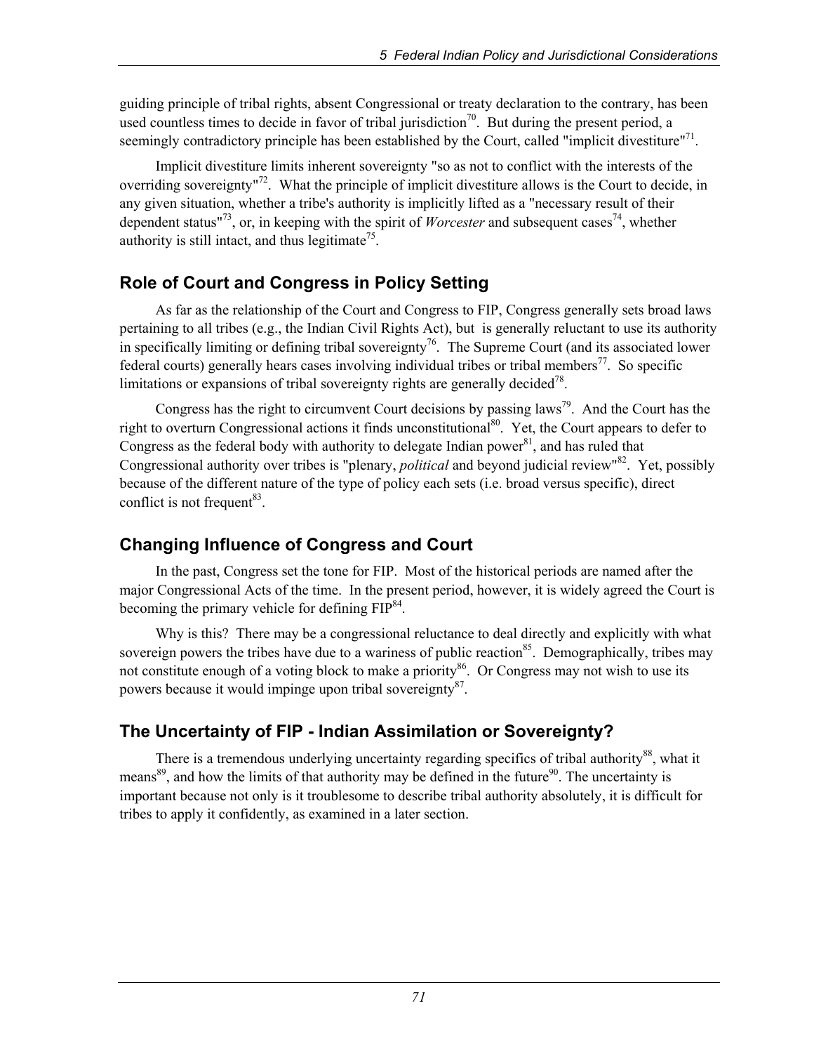guiding principle of tribal rights, absent Congressional or treaty declaration to the contrary, has been used countless times to decide in favor of tribal jurisdiction[70]. But during the present period, a seemingly contradictory principle has been established by the Court, called "implicit divestiture"[71].

Implicit divestiture limits inherent sovereignty "so as not to conflict with the interests of the overriding sovereignty"[72]. What the principle of implicit divestiture allows is the Court to decide, in any given situation, whether a tribe's authority is implicitly lifted as a "necessary result of their dependent status"[73], or, in keeping with the spirit of *Worcester* and subsequent cases[74], whether authority is still intact, and thus legitimate[75].

## Role of Court and Congress in Policy Setting

As far as the relationship of the Court and Congress to FIP, Congress generally sets broad laws pertaining to all tribes (e.g., the Indian Civil Rights Act), but is generally reluctant to use its authority in specifically limiting or defining tribal sovereignty[76]. The Supreme Court (and its associated lower federal courts) generally hears cases involving individual tribes or tribal members[77]. So specific limitations or expansions of tribal sovereignty rights are generally decided[78].

Congress has the right to circumvent Court decisions by passing laws[79]. And the Court has the right to overturn Congressional actions it finds unconstitutional[80]. Yet, the Court appears to defer to Congress as the federal body with authority to delegate Indian power[81], and has ruled that Congressional authority over tribes is "plenary, *political* and beyond judicial review"[82]. Yet, possibly because of the different nature of the type of policy each sets (i.e. broad versus specific), direct conflict is not frequent[83].

## Changing Influence of Congress and Court

In the past, Congress set the tone for FIP. Most of the historical periods are named after the major Congressional Acts of the time. In the present period, however, it is widely agreed the Court is becoming the primary vehicle for defining FIP[84].

Why is this? There may be a congressional reluctance to deal directly and explicitly with what sovereign powers the tribes have due to a wariness of public reaction[85]. Demographically, tribes may not constitute enough of a voting block to make a priority[86]. Or Congress may not wish to use its powers because it would impinge upon tribal sovereignty[87].

## The Uncertainty of FIP - Indian Assimilation or Sovereignty?

There is a tremendous underlying uncertainty regarding specifics of tribal authority[88], what it means[89], and how the limits of that authority may be defined in the future[90]. The uncertainty is important because not only is it troublesome to describe tribal authority absolutely, it is difficult for tribes to apply it confidently, as examined in a later section.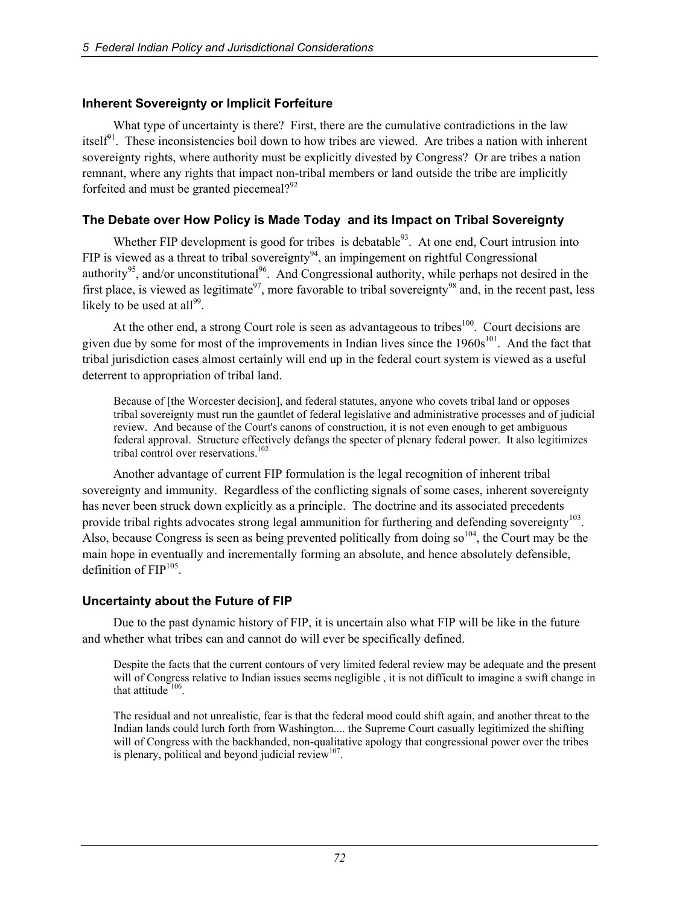### Inherent Sovereignty or Implicit Forfeiture

What type of uncertainty is there? First, there are the cumulative contradictions in the law itself[91]. These inconsistencies boil down to how tribes are viewed. Are tribes a nation with inherent sovereignty rights, where authority must be explicitly divested by Congress? Or are tribes a nation remnant, where any rights that impact non-tribal members or land outside the tribe are implicitly forfeited and must be granted piecemeal?[92]

### The Debate over How Policy is Made Today and its Impact on Tribal Sovereignty

Whether FIP development is good for tribes is debatable[93]. At one end, Court intrusion into FIP is viewed as a threat to tribal sovereignty[94], an impingement on rightful Congressional authority[95], and/or unconstitutional[96]. And Congressional authority, while perhaps not desired in the first place, is viewed as legitimate[97], more favorable to tribal sovereignty[98] and, in the recent past, less likely to be used at all[99].

At the other end, a strong Court role is seen as advantageous to tribes[100]. Court decisions are given due by some for most of the improvements in Indian lives since the 1960s[101]. And the fact that tribal jurisdiction cases almost certainly will end up in the federal court system is viewed as a useful deterrent to appropriation of tribal land.

> Because of [the Worcester decision], and federal statutes, anyone who covets tribal land or opposes tribal sovereignty must run the gauntlet of federal legislative and administrative processes and of judicial review. And because of the Court's canons of construction, it is not even enough to get ambiguous federal approval. Structure effectively defangs the specter of plenary federal power. It also legitimizes tribal control over reservations.[102]

Another advantage of current FIP formulation is the legal recognition of inherent tribal sovereignty and immunity. Regardless of the conflicting signals of some cases, inherent sovereignty has never been struck down explicitly as a principle. The doctrine and its associated precedents provide tribal rights advocates strong legal ammunition for furthering and defending sovereignty[103]. Also, because Congress is seen as being prevented politically from doing so[104], the Court may be the main hope in eventually and incrementally forming an absolute, and hence absolutely defensible, definition of FIP[105].

### Uncertainty about the Future of FIP

Due to the past dynamic history of FIP, it is uncertain also what FIP will be like in the future and whether what tribes can and cannot do will ever be specifically defined.

> Despite the facts that the current contours of very limited federal review may be adequate and the present will of Congress relative to Indian issues seems negligible , it is not difficult to imagine a swift change in that attitude [106].

> The residual and not unrealistic, fear is that the federal mood could shift again, and another threat to the Indian lands could lurch forth from Washington.... the Supreme Court casually legitimized the shifting will of Congress with the backhanded, non-qualitative apology that congressional power over the tribes is plenary, political and beyond judicial review[107].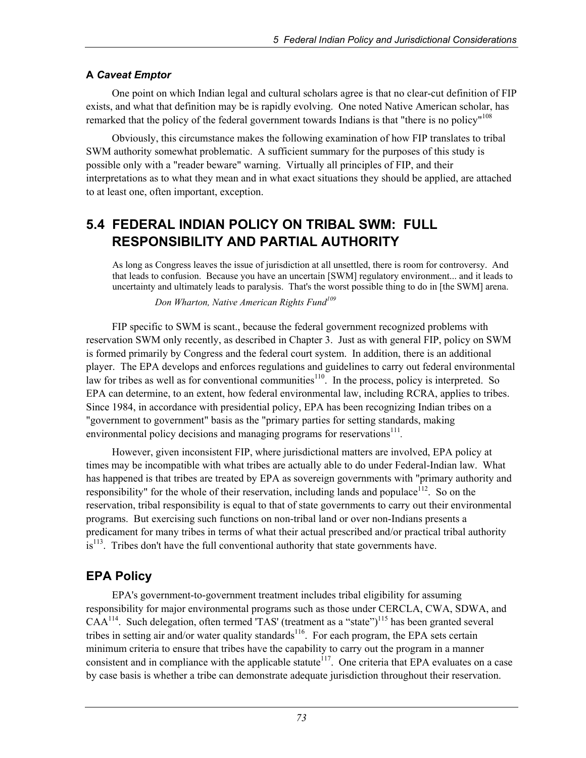### A *Caveat Emptor*

One point on which Indian legal and cultural scholars agree is that no clear-cut definition of FIP exists, and what that definition may be is rapidly evolving. One noted Native American scholar, has remarked that the policy of the federal government towards Indians is that "there is no policy"[108]

Obviously, this circumstance makes the following examination of how FIP translates to tribal SWM authority somewhat problematic. A sufficient summary for the purposes of this study is possible only with a "reader beware" warning. Virtually all principles of FIP, and their interpretations as to what they mean and in what exact situations they should be applied, are attached to at least one, often important, exception.

## 5.4 FEDERAL INDIAN POLICY ON TRIBAL SWM: FULL RESPONSIBILITY AND PARTIAL AUTHORITY

> As long as Congress leaves the issue of jurisdiction at all unsettled, there is room for controversy. And that leads to confusion. Because you have an uncertain [SWM] regulatory environment... and it leads to uncertainty and ultimately leads to paralysis. That's the worst possible thing to do in [the SWM] arena.
>
> *Don Wharton, Native American Rights Fund*[109]

FIP specific to SWM is scant., because the federal government recognized problems with reservation SWM only recently, as described in Chapter 3. Just as with general FIP, policy on SWM is formed primarily by Congress and the federal court system. In addition, there is an additional player. The EPA develops and enforces regulations and guidelines to carry out federal environmental law for tribes as well as for conventional communities[110]. In the process, policy is interpreted. So EPA can determine, to an extent, how federal environmental law, including RCRA, applies to tribes. Since 1984, in accordance with presidential policy, EPA has been recognizing Indian tribes on a "government to government" basis as the "primary parties for setting standards, making environmental policy decisions and managing programs for reservations[111].

However, given inconsistent FIP, where jurisdictional matters are involved, EPA policy at times may be incompatible with what tribes are actually able to do under Federal-Indian law. What has happened is that tribes are treated by EPA as sovereign governments with "primary authority and responsibility" for the whole of their reservation, including lands and populace[112]. So on the reservation, tribal responsibility is equal to that of state governments to carry out their environmental programs. But exercising such functions on non-tribal land or over non-Indians presents a predicament for many tribes in terms of what their actual prescribed and/or practical tribal authority is[113]. Tribes don't have the full conventional authority that state governments have.

### EPA Policy

EPA's government-to-government treatment includes tribal eligibility for assuming responsibility for major environmental programs such as those under CERCLA, CWA, SDWA, and CAA[114]. Such delegation, often termed 'TAS' (treatment as a "state")[115] has been granted several tribes in setting air and/or water quality standards[116]. For each program, the EPA sets certain minimum criteria to ensure that tribes have the capability to carry out the program in a manner consistent and in compliance with the applicable statute[117]. One criteria that EPA evaluates on a case by case basis is whether a tribe can demonstrate adequate jurisdiction throughout their reservation.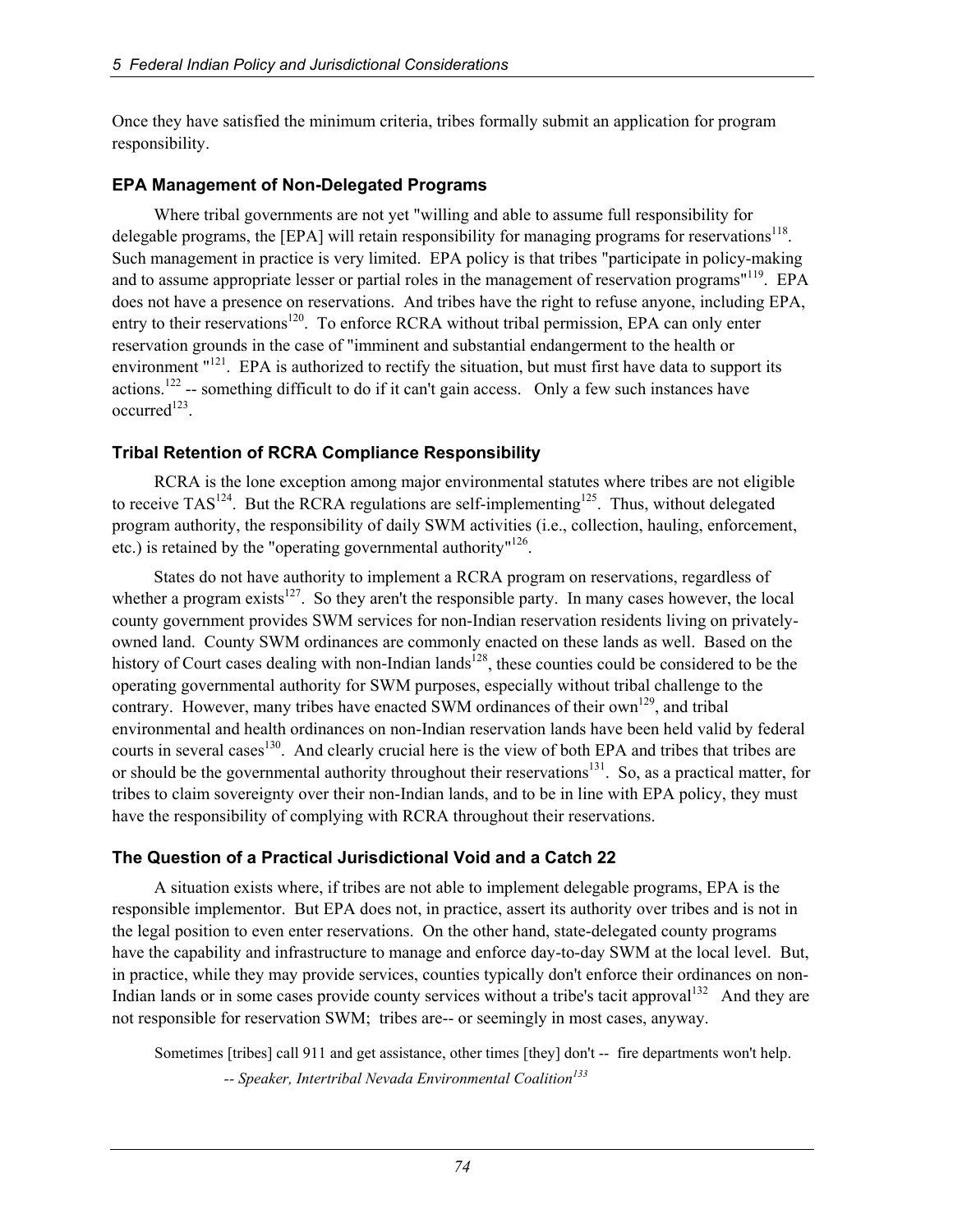Once they have satisfied the minimum criteria, tribes formally submit an application for program responsibility.

### EPA Management of Non-Delegated Programs

Where tribal governments are not yet "willing and able to assume full responsibility for delegable programs, the [EPA] will retain responsibility for managing programs for reservations[118]. Such management in practice is very limited. EPA policy is that tribes "participate in policy-making and to assume appropriate lesser or partial roles in the management of reservation programs"[119]. EPA does not have a presence on reservations. And tribes have the right to refuse anyone, including EPA, entry to their reservations[120]. To enforce RCRA without tribal permission, EPA can only enter reservation grounds in the case of "imminent and substantial endangerment to the health or environment "[121]. EPA is authorized to rectify the situation, but must first have data to support its actions.[122] -- something difficult to do if it can't gain access. Only a few such instances have occurred[123].

### Tribal Retention of RCRA Compliance Responsibility

RCRA is the lone exception among major environmental statutes where tribes are not eligible to receive TAS[124]. But the RCRA regulations are self-implementing[125]. Thus, without delegated program authority, the responsibility of daily SWM activities (i.e., collection, hauling, enforcement, etc.) is retained by the "operating governmental authority"[126].

States do not have authority to implement a RCRA program on reservations, regardless of whether a program exists[127]. So they aren't the responsible party. In many cases however, the local county government provides SWM services for non-Indian reservation residents living on privately-owned land. County SWM ordinances are commonly enacted on these lands as well. Based on the history of Court cases dealing with non-Indian lands[128], these counties could be considered to be the operating governmental authority for SWM purposes, especially without tribal challenge to the contrary. However, many tribes have enacted SWM ordinances of their own[129], and tribal environmental and health ordinances on non-Indian reservation lands have been held valid by federal courts in several cases[130]. And clearly crucial here is the view of both EPA and tribes that tribes are or should be the governmental authority throughout their reservations[131]. So, as a practical matter, for tribes to claim sovereignty over their non-Indian lands, and to be in line with EPA policy, they must have the responsibility of complying with RCRA throughout their reservations.

### The Question of a Practical Jurisdictional Void and a Catch 22

A situation exists where, if tribes are not able to implement delegable programs, EPA is the responsible implementor. But EPA does not, in practice, assert its authority over tribes and is not in the legal position to even enter reservations. On the other hand, state-delegated county programs have the capability and infrastructure to manage and enforce day-to-day SWM at the local level. But, in practice, while they may provide services, counties typically don't enforce their ordinances on non-Indian lands or in some cases provide county services without a tribe's tacit approval[132] And they are not responsible for reservation SWM; tribes are-- or seemingly in most cases, anyway.

> Sometimes [tribes] call 911 and get assistance, other times [they] don't -- fire departments won't help.
>
> *-- Speaker, Intertribal Nevada Environmental Coalition[133]*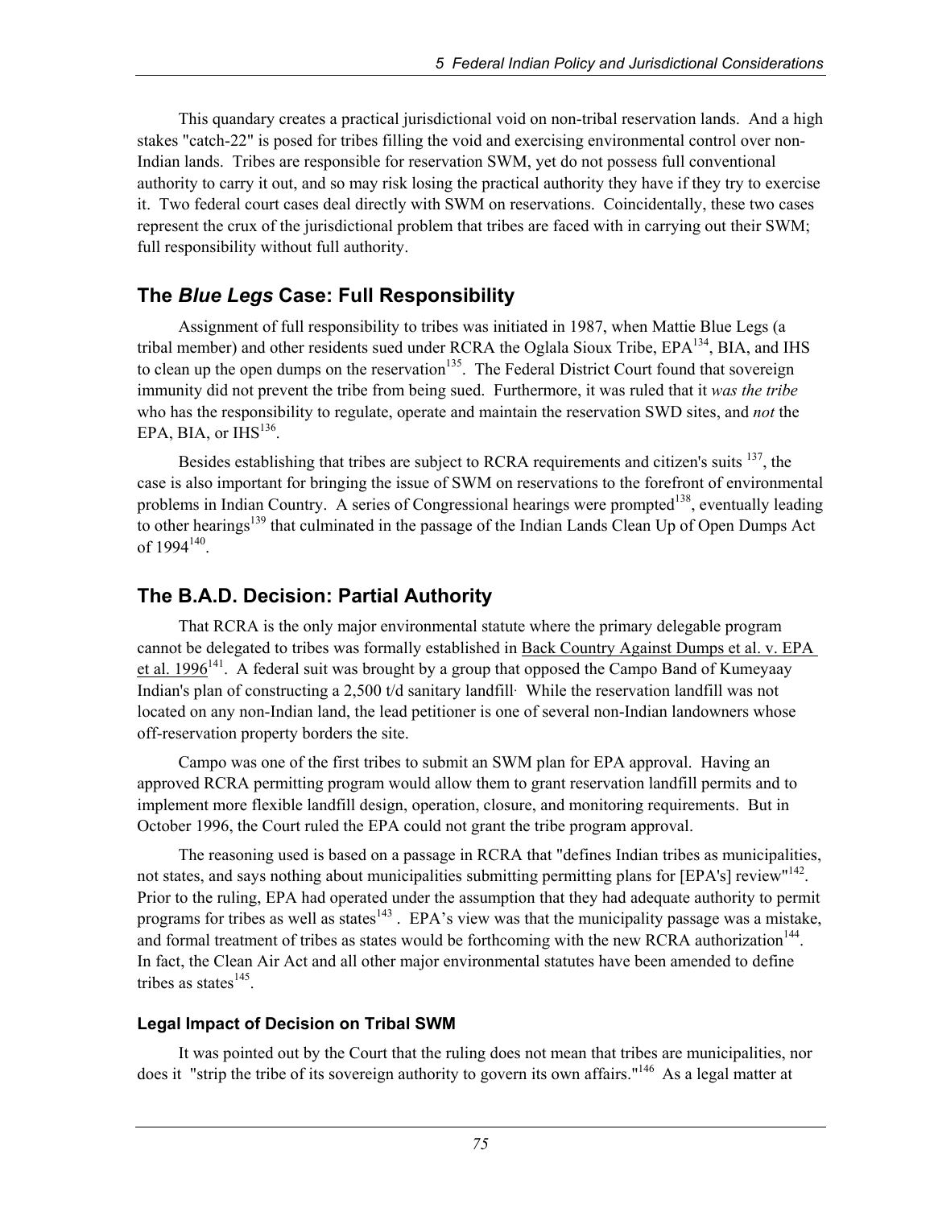This quandary creates a practical jurisdictional void on non-tribal reservation lands. And a high stakes "catch-22" is posed for tribes filling the void and exercising environmental control over non-Indian lands. Tribes are responsible for reservation SWM, yet do not possess full conventional authority to carry it out, and so may risk losing the practical authority they have if they try to exercise it. Two federal court cases deal directly with SWM on reservations. Coincidentally, these two cases represent the crux of the jurisdictional problem that tribes are faced with in carrying out their SWM; full responsibility without full authority.

## The *Blue Legs* Case: Full Responsibility

Assignment of full responsibility to tribes was initiated in 1987, when Mattie Blue Legs (a tribal member) and other residents sued under RCRA the Oglala Sioux Tribe, EPA[134], BIA, and IHS to clean up the open dumps on the reservation[135]. The Federal District Court found that sovereign immunity did not prevent the tribe from being sued. Furthermore, it was ruled that it *was the tribe* who has the responsibility to regulate, operate and maintain the reservation SWD sites, and *not* the EPA, BIA, or IHS[136].

Besides establishing that tribes are subject to RCRA requirements and citizen's suits [137], the case is also important for bringing the issue of SWM on reservations to the forefront of environmental problems in Indian Country. A series of Congressional hearings were prompted[138], eventually leading to other hearings[139] that culminated in the passage of the Indian Lands Clean Up of Open Dumps Act of 1994[140].

## The B.A.D. Decision: Partial Authority

That RCRA is the only major environmental statute where the primary delegable program cannot be delegated to tribes was formally established in Back Country Against Dumps et al. v. EPA et al. 1996[141]. A federal suit was brought by a group that opposed the Campo Band of Kumeyaay Indian's plan of constructing a 2,500 t/d sanitary landfill. While the reservation landfill was not located on any non-Indian land, the lead petitioner is one of several non-Indian landowners whose off-reservation property borders the site.

Campo was one of the first tribes to submit an SWM plan for EPA approval. Having an approved RCRA permitting program would allow them to grant reservation landfill permits and to implement more flexible landfill design, operation, closure, and monitoring requirements. But in October 1996, the Court ruled the EPA could not grant the tribe program approval.

The reasoning used is based on a passage in RCRA that "defines Indian tribes as municipalities, not states, and says nothing about municipalities submitting permitting plans for [EPA's] review"[142]. Prior to the ruling, EPA had operated under the assumption that they had adequate authority to permit programs for tribes as well as states[143] . EPA's view was that the municipality passage was a mistake, and formal treatment of tribes as states would be forthcoming with the new RCRA authorization[144]. In fact, the Clean Air Act and all other major environmental statutes have been amended to define tribes as states[145].

### Legal Impact of Decision on Tribal SWM

It was pointed out by the Court that the ruling does not mean that tribes are municipalities, nor does it "strip the tribe of its sovereign authority to govern its own affairs."[146] As a legal matter at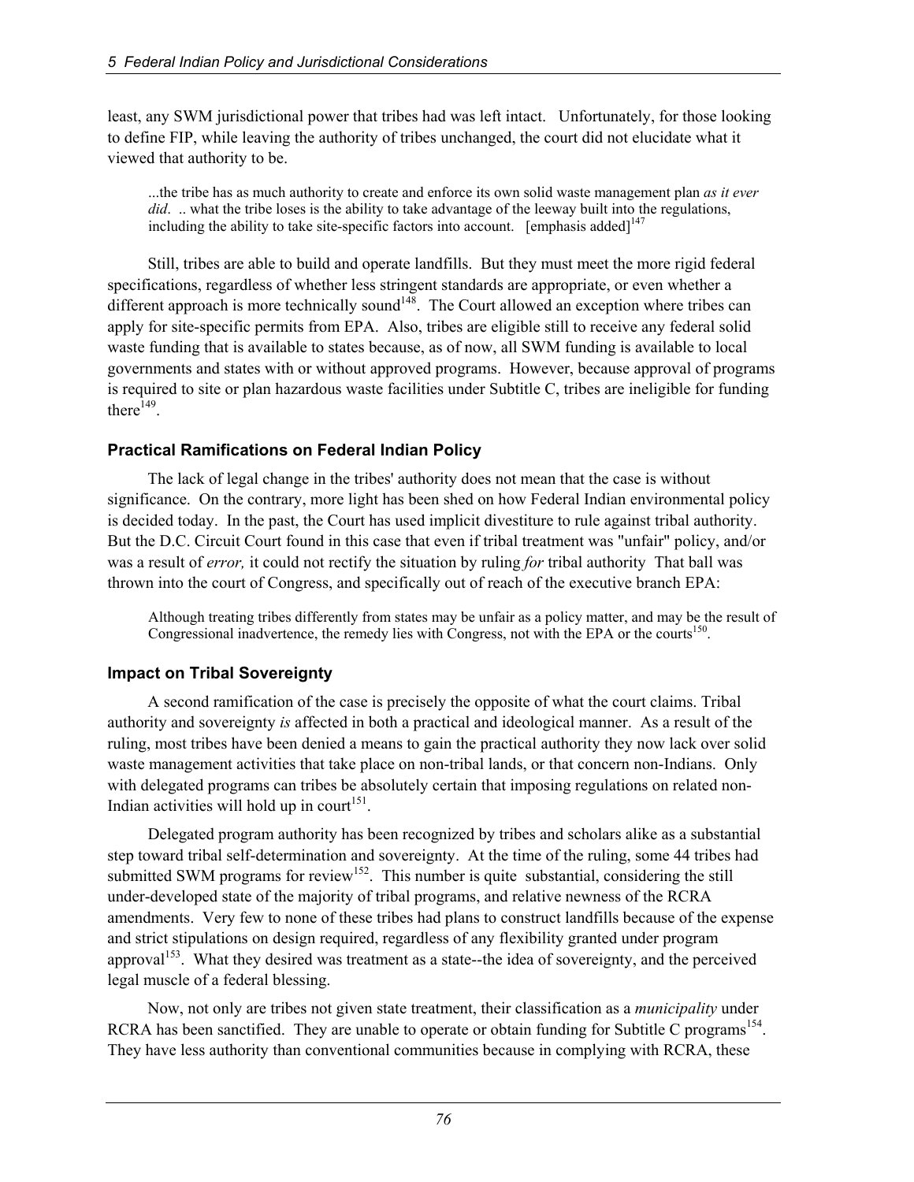least, any SWM jurisdictional power that tribes had was left intact. Unfortunately, for those looking to define FIP, while leaving the authority of tribes unchanged, the court did not elucidate what it viewed that authority to be.

> ...the tribe has as much authority to create and enforce its own solid waste management plan *as it ever did*. .. what the tribe loses is the ability to take advantage of the leeway built into the regulations, including the ability to take site-specific factors into account. [emphasis added][147]

Still, tribes are able to build and operate landfills. But they must meet the more rigid federal specifications, regardless of whether less stringent standards are appropriate, or even whether a different approach is more technically sound[148]. The Court allowed an exception where tribes can apply for site-specific permits from EPA. Also, tribes are eligible still to receive any federal solid waste funding that is available to states because, as of now, all SWM funding is available to local governments and states with or without approved programs. However, because approval of programs is required to site or plan hazardous waste facilities under Subtitle C, tribes are ineligible for funding there[149].

### Practical Ramifications on Federal Indian Policy

The lack of legal change in the tribes' authority does not mean that the case is without significance. On the contrary, more light has been shed on how Federal Indian environmental policy is decided today. In the past, the Court has used implicit divestiture to rule against tribal authority. But the D.C. Circuit Court found in this case that even if tribal treatment was "unfair" policy, and/or was a result of *error,* it could not rectify the situation by ruling *for* tribal authority That ball was thrown into the court of Congress, and specifically out of reach of the executive branch EPA:

> Although treating tribes differently from states may be unfair as a policy matter, and may be the result of Congressional inadvertence, the remedy lies with Congress, not with the EPA or the courts[150].

### Impact on Tribal Sovereignty

A second ramification of the case is precisely the opposite of what the court claims. Tribal authority and sovereignty *is* affected in both a practical and ideological manner. As a result of the ruling, most tribes have been denied a means to gain the practical authority they now lack over solid waste management activities that take place on non-tribal lands, or that concern non-Indians. Only with delegated programs can tribes be absolutely certain that imposing regulations on related non-Indian activities will hold up in court[151].

Delegated program authority has been recognized by tribes and scholars alike as a substantial step toward tribal self-determination and sovereignty. At the time of the ruling, some 44 tribes had submitted SWM programs for review[152]. This number is quite substantial, considering the still under-developed state of the majority of tribal programs, and relative newness of the RCRA amendments. Very few to none of these tribes had plans to construct landfills because of the expense and strict stipulations on design required, regardless of any flexibility granted under program approval[153]. What they desired was treatment as a state--the idea of sovereignty, and the perceived legal muscle of a federal blessing.

Now, not only are tribes not given state treatment, their classification as a *municipality* under RCRA has been sanctified. They are unable to operate or obtain funding for Subtitle C programs[154]. They have less authority than conventional communities because in complying with RCRA, these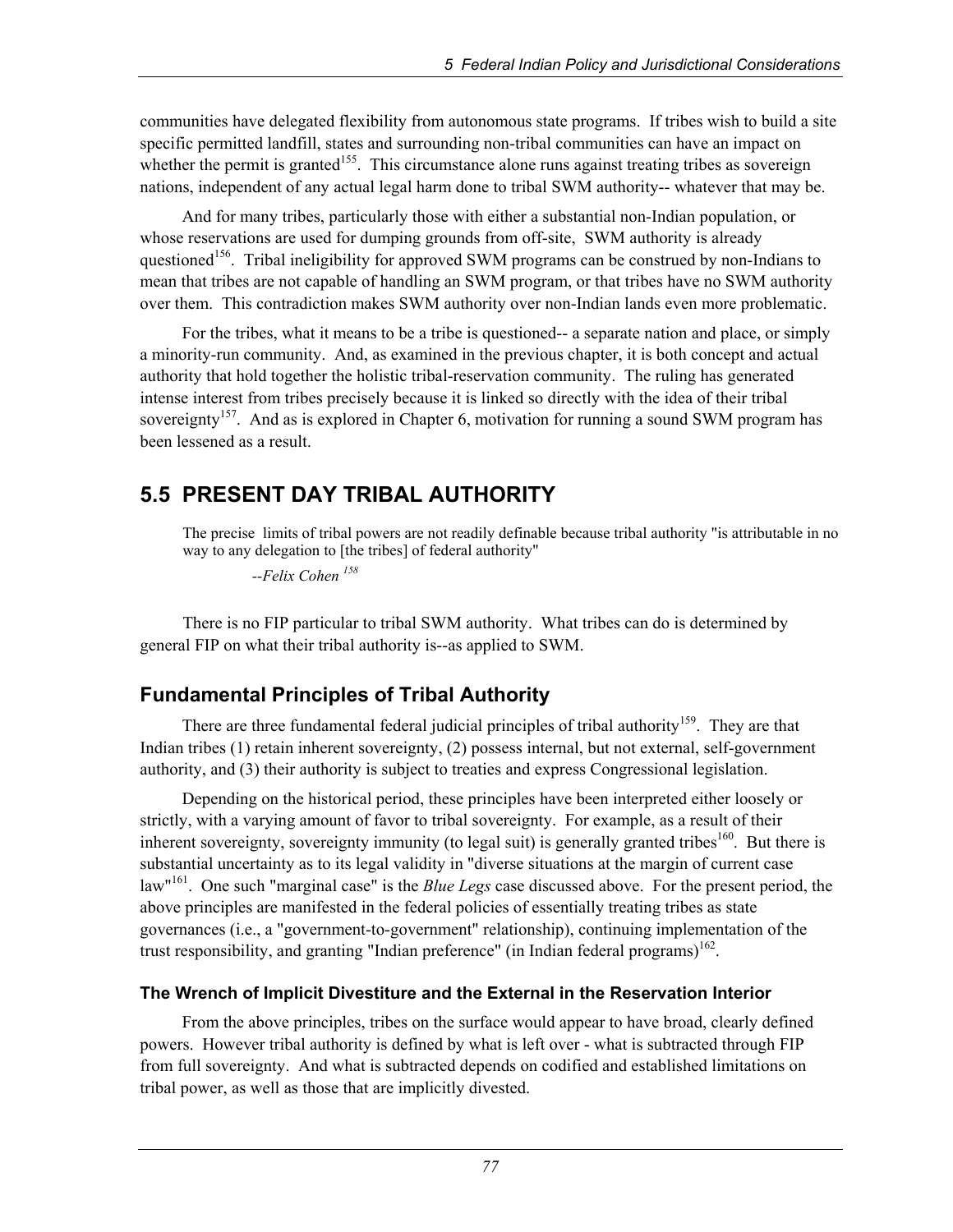communities have delegated flexibility from autonomous state programs. If tribes wish to build a site specific permitted landfill, states and surrounding non-tribal communities can have an impact on whether the permit is granted[155]. This circumstance alone runs against treating tribes as sovereign nations, independent of any actual legal harm done to tribal SWM authority-- whatever that may be.

And for many tribes, particularly those with either a substantial non-Indian population, or whose reservations are used for dumping grounds from off-site, SWM authority is already questioned[156]. Tribal ineligibility for approved SWM programs can be construed by non-Indians to mean that tribes are not capable of handling an SWM program, or that tribes have no SWM authority over them. This contradiction makes SWM authority over non-Indian lands even more problematic.

For the tribes, what it means to be a tribe is questioned-- a separate nation and place, or simply a minority-run community. And, as examined in the previous chapter, it is both concept and actual authority that hold together the holistic tribal-reservation community. The ruling has generated intense interest from tribes precisely because it is linked so directly with the idea of their tribal sovereignty[157]. And as is explored in Chapter 6, motivation for running a sound SWM program has been lessened as a result.

## 5.5 PRESENT DAY TRIBAL AUTHORITY

> The precise limits of tribal powers are not readily definable because tribal authority "is attributable in no way to any delegation to [the tribes] of federal authority"
>
> *--Felix Cohen* [158]

There is no FIP particular to tribal SWM authority. What tribes can do is determined by general FIP on what their tribal authority is--as applied to SWM.

### Fundamental Principles of Tribal Authority

There are three fundamental federal judicial principles of tribal authority[159]. They are that Indian tribes (1) retain inherent sovereignty, (2) possess internal, but not external, self-government authority, and (3) their authority is subject to treaties and express Congressional legislation.

Depending on the historical period, these principles have been interpreted either loosely or strictly, with a varying amount of favor to tribal sovereignty. For example, as a result of their inherent sovereignty, sovereignty immunity (to legal suit) is generally granted tribes[160]. But there is substantial uncertainty as to its legal validity in "diverse situations at the margin of current case law"[161]. One such "marginal case" is the *Blue Legs* case discussed above. For the present period, the above principles are manifested in the federal policies of essentially treating tribes as state governances (i.e., a "government-to-government" relationship), continuing implementation of the trust responsibility, and granting "Indian preference" (in Indian federal programs)[162].

#### The Wrench of Implicit Divestiture and the External in the Reservation Interior

From the above principles, tribes on the surface would appear to have broad, clearly defined powers. However tribal authority is defined by what is left over - what is subtracted through FIP from full sovereignty. And what is subtracted depends on codified and established limitations on tribal power, as well as those that are implicitly divested.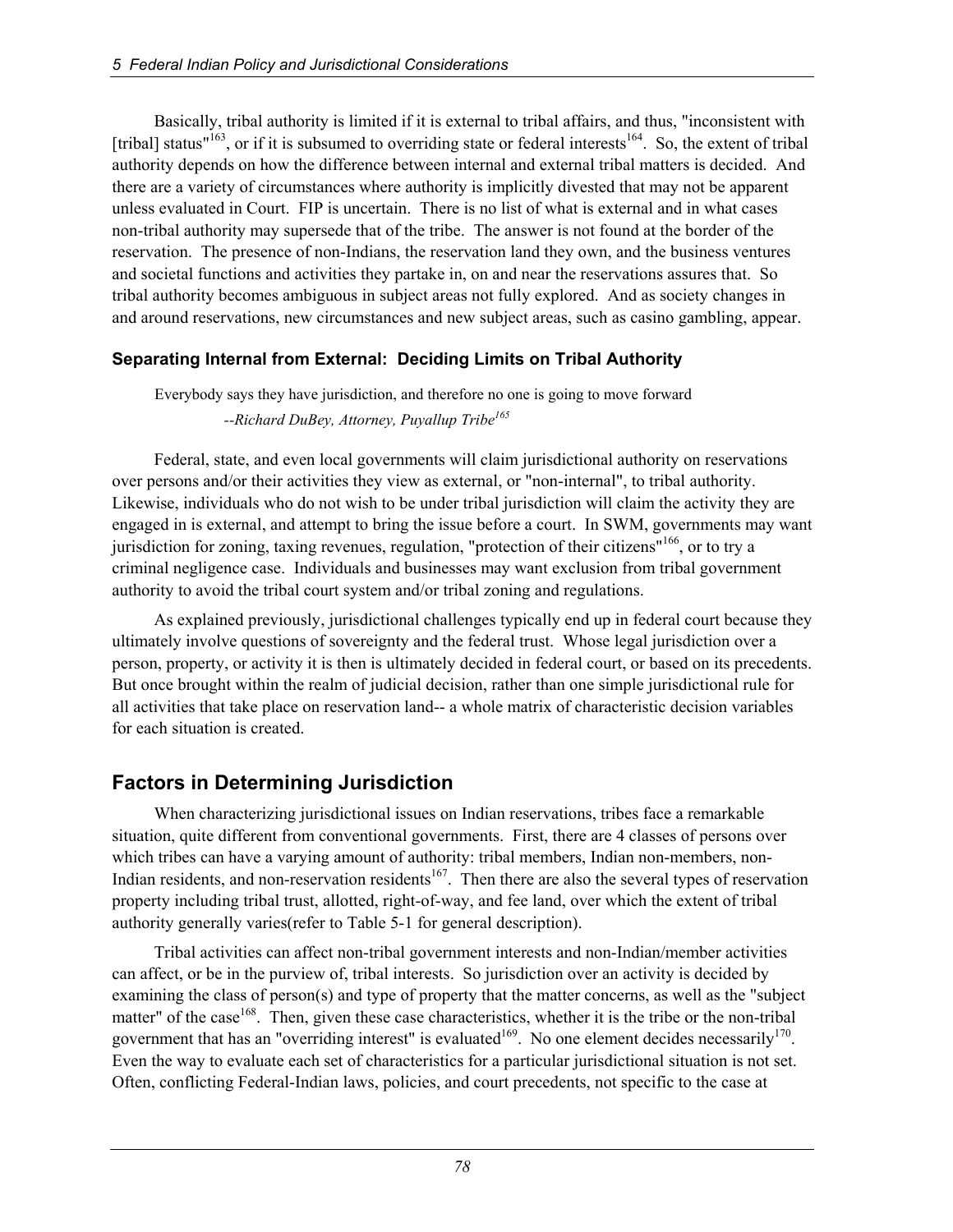Basically, tribal authority is limited if it is external to tribal affairs, and thus, "inconsistent with [tribal] status"[163], or if it is subsumed to overriding state or federal interests[164]. So, the extent of tribal authority depends on how the difference between internal and external tribal matters is decided. And there are a variety of circumstances where authority is implicitly divested that may not be apparent unless evaluated in Court. FIP is uncertain. There is no list of what is external and in what cases non-tribal authority may supersede that of the tribe. The answer is not found at the border of the reservation. The presence of non-Indians, the reservation land they own, and the business ventures and societal functions and activities they partake in, on and near the reservations assures that. So tribal authority becomes ambiguous in subject areas not fully explored. And as society changes in and around reservations, new circumstances and new subject areas, such as casino gambling, appear.

### Separating Internal from External: Deciding Limits on Tribal Authority

> Everybody says they have jurisdiction, and therefore no one is going to move forward
>
> *--Richard DuBey, Attorney, Puyallup Tribe*[165]

Federal, state, and even local governments will claim jurisdictional authority on reservations over persons and/or their activities they view as external, or "non-internal", to tribal authority. Likewise, individuals who do not wish to be under tribal jurisdiction will claim the activity they are engaged in is external, and attempt to bring the issue before a court. In SWM, governments may want jurisdiction for zoning, taxing revenues, regulation, "protection of their citizens"[166], or to try a criminal negligence case. Individuals and businesses may want exclusion from tribal government authority to avoid the tribal court system and/or tribal zoning and regulations.

As explained previously, jurisdictional challenges typically end up in federal court because they ultimately involve questions of sovereignty and the federal trust. Whose legal jurisdiction over a person, property, or activity it is then is ultimately decided in federal court, or based on its precedents. But once brought within the realm of judicial decision, rather than one simple jurisdictional rule for all activities that take place on reservation land-- a whole matrix of characteristic decision variables for each situation is created.

## Factors in Determining Jurisdiction

When characterizing jurisdictional issues on Indian reservations, tribes face a remarkable situation, quite different from conventional governments. First, there are 4 classes of persons over which tribes can have a varying amount of authority: tribal members, Indian non-members, non-Indian residents, and non-reservation residents[167]. Then there are also the several types of reservation property including tribal trust, allotted, right-of-way, and fee land, over which the extent of tribal authority generally varies(refer to Table 5-1 for general description).

Tribal activities can affect non-tribal government interests and non-Indian/member activities can affect, or be in the purview of, tribal interests. So jurisdiction over an activity is decided by examining the class of person(s) and type of property that the matter concerns, as well as the "subject matter" of the case[168]. Then, given these case characteristics, whether it is the tribe or the non-tribal government that has an "overriding interest" is evaluated[169]. No one element decides necessarily[170]. Even the way to evaluate each set of characteristics for a particular jurisdictional situation is not set. Often, conflicting Federal-Indian laws, policies, and court precedents, not specific to the case at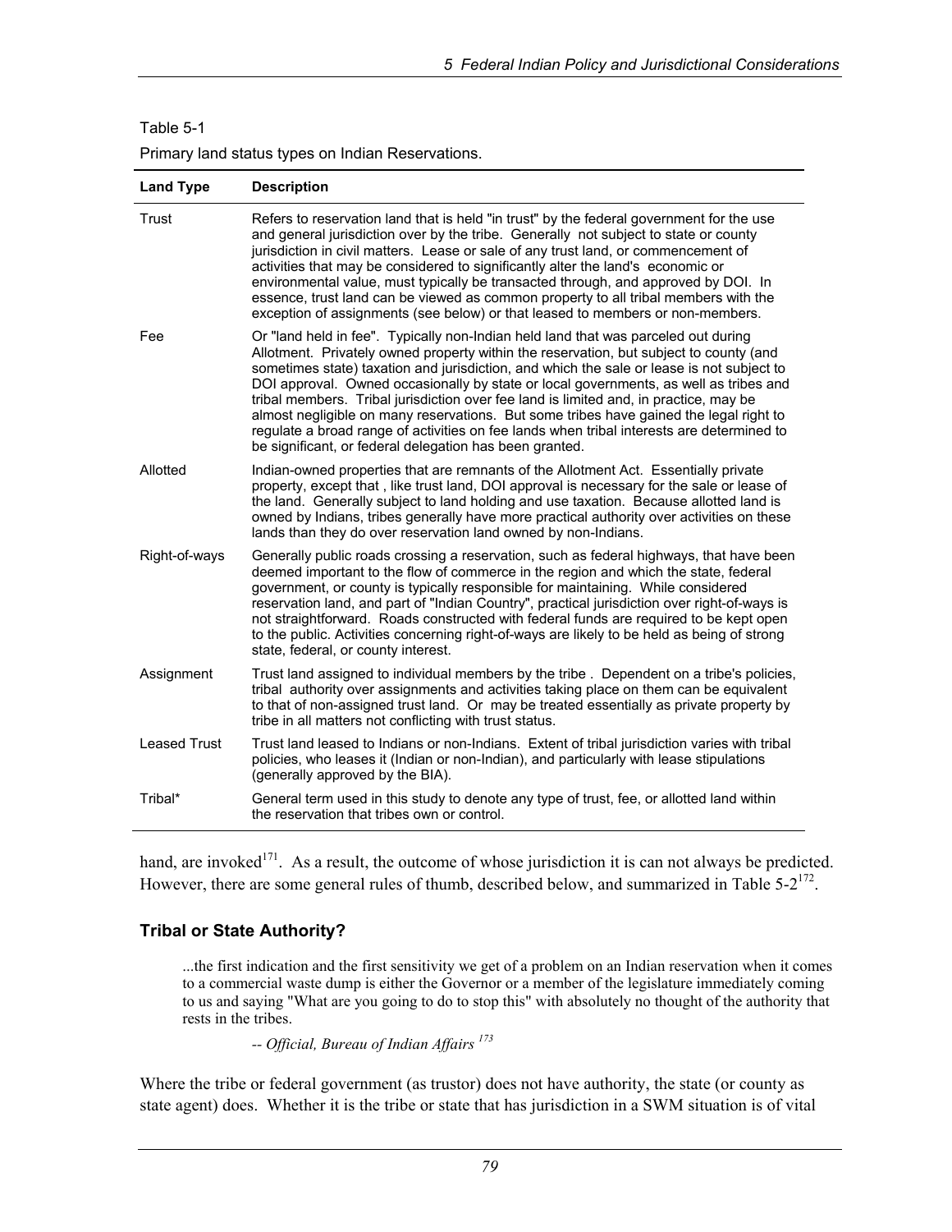Table 5-1

Primary land status types on Indian Reservations.

| Land Type | Description |
|---|---|
| Trust | Refers to reservation land that is held "in trust" by the federal government for the use and general jurisdiction over by the tribe. Generally not subject to state or county jurisdiction in civil matters. Lease or sale of any trust land, or commencement of activities that may be considered to significantly alter the land's economic or environmental value, must typically be transacted through, and approved by DOI. In essence, trust land can be viewed as common property to all tribal members with the exception of assignments (see below) or that leased to members or non-members. |
| Fee | Or "land held in fee". Typically non-Indian held land that was parceled out during Allotment. Privately owned property within the reservation, but subject to county (and sometimes state) taxation and jurisdiction, and which the sale or lease is not subject to DOI approval. Owned occasionally by state or local governments, as well as tribes and tribal members. Tribal jurisdiction over fee land is limited and, in practice, may be almost negligible on many reservations. But some tribes have gained the legal right to regulate a broad range of activities on fee lands when tribal interests are determined to be significant, or federal delegation has been granted. |
| Allotted | Indian-owned properties that are remnants of the Allotment Act. Essentially private property, except that , like trust land, DOI approval is necessary for the sale or lease of the land. Generally subject to land holding and use taxation. Because allotted land is owned by Indians, tribes generally have more practical authority over activities on these lands than they do over reservation land owned by non-Indians. |
| Right-of-ways | Generally public roads crossing a reservation, such as federal highways, that have been deemed important to the flow of commerce in the region and which the state, federal government, or county is typically responsible for maintaining. While considered reservation land, and part of "Indian Country", practical jurisdiction over right-of-ways is not straightforward. Roads constructed with federal funds are required to be kept open to the public. Activities concerning right-of-ways are likely to be held as being of strong state, federal, or county interest. |
| Assignment | Trust land assigned to individual members by the tribe . Dependent on a tribe's policies, tribal authority over assignments and activities taking place on them can be equivalent to that of non-assigned trust land. Or may be treated essentially as private property by tribe in all matters not conflicting with trust status. |
| Leased Trust | Trust land leased to Indians or non-Indians. Extent of tribal jurisdiction varies with tribal policies, who leases it (Indian or non-Indian), and particularly with lease stipulations (generally approved by the BIA). |
| Tribal* | General term used in this study to denote any type of trust, fee, or allotted land within the reservation that tribes own or control. |

hand, are invoked[171]. As a result, the outcome of whose jurisdiction it is can not always be predicted. However, there are some general rules of thumb, described below, and summarized in Table 5-2[172].

### Tribal or State Authority?

> ...the first indication and the first sensitivity we get of a problem on an Indian reservation when it comes to a commercial waste dump is either the Governor or a member of the legislature immediately coming to us and saying "What are you going to do to stop this" with absolutely no thought of the authority that rests in the tribes.
>
> *-- Official, Bureau of Indian Affairs* [173]

Where the tribe or federal government (as trustor) does not have authority, the state (or county as state agent) does. Whether it is the tribe or state that has jurisdiction in a SWM situation is of vital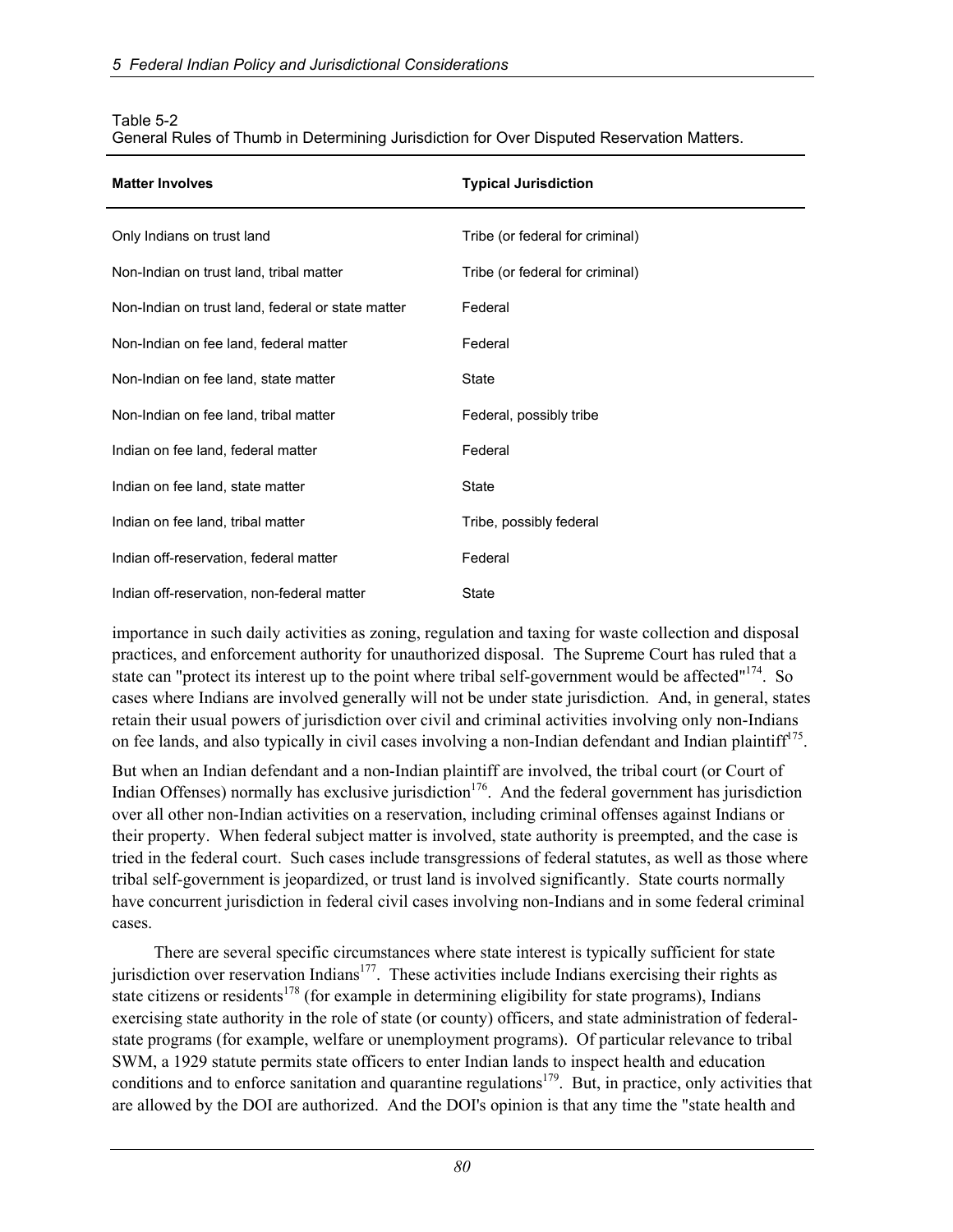Table 5-2
General Rules of Thumb in Determining Jurisdiction for Over Disputed Reservation Matters.

| Matter Involves | Typical Jurisdiction |
| --- | --- |
| Only Indians on trust land | Tribe (or federal for criminal) |
| Non-Indian on trust land, tribal matter | Tribe (or federal for criminal) |
| Non-Indian on trust land, federal or state matter | Federal |
| Non-Indian on fee land, federal matter | Federal |
| Non-Indian on fee land, state matter | State |
| Non-Indian on fee land, tribal matter | Federal, possibly tribe |
| Indian on fee land, federal matter | Federal |
| Indian on fee land, state matter | State |
| Indian on fee land, tribal matter | Tribe, possibly federal |
| Indian off-reservation, federal matter | Federal |
| Indian off-reservation, non-federal matter | State |

importance in such daily activities as zoning, regulation and taxing for waste collection and disposal practices, and enforcement authority for unauthorized disposal. The Supreme Court has ruled that a state can "protect its interest up to the point where tribal self-government would be affected"[174]. So cases where Indians are involved generally will not be under state jurisdiction. And, in general, states retain their usual powers of jurisdiction over civil and criminal activities involving only non-Indians on fee lands, and also typically in civil cases involving a non-Indian defendant and Indian plaintiff[175].

But when an Indian defendant and a non-Indian plaintiff are involved, the tribal court (or Court of Indian Offenses) normally has exclusive jurisdiction[176]. And the federal government has jurisdiction over all other non-Indian activities on a reservation, including criminal offenses against Indians or their property. When federal subject matter is involved, state authority is preempted, and the case is tried in the federal court. Such cases include transgressions of federal statutes, as well as those where tribal self-government is jeopardized, or trust land is involved significantly. State courts normally have concurrent jurisdiction in federal civil cases involving non-Indians and in some federal criminal cases.

There are several specific circumstances where state interest is typically sufficient for state jurisdiction over reservation Indians[177]. These activities include Indians exercising their rights as state citizens or residents[178] (for example in determining eligibility for state programs), Indians exercising state authority in the role of state (or county) officers, and state administration of federal-state programs (for example, welfare or unemployment programs). Of particular relevance to tribal SWM, a 1929 statute permits state officers to enter Indian lands to inspect health and education conditions and to enforce sanitation and quarantine regulations[179]. But, in practice, only activities that are allowed by the DOI are authorized. And the DOI's opinion is that any time the "state health and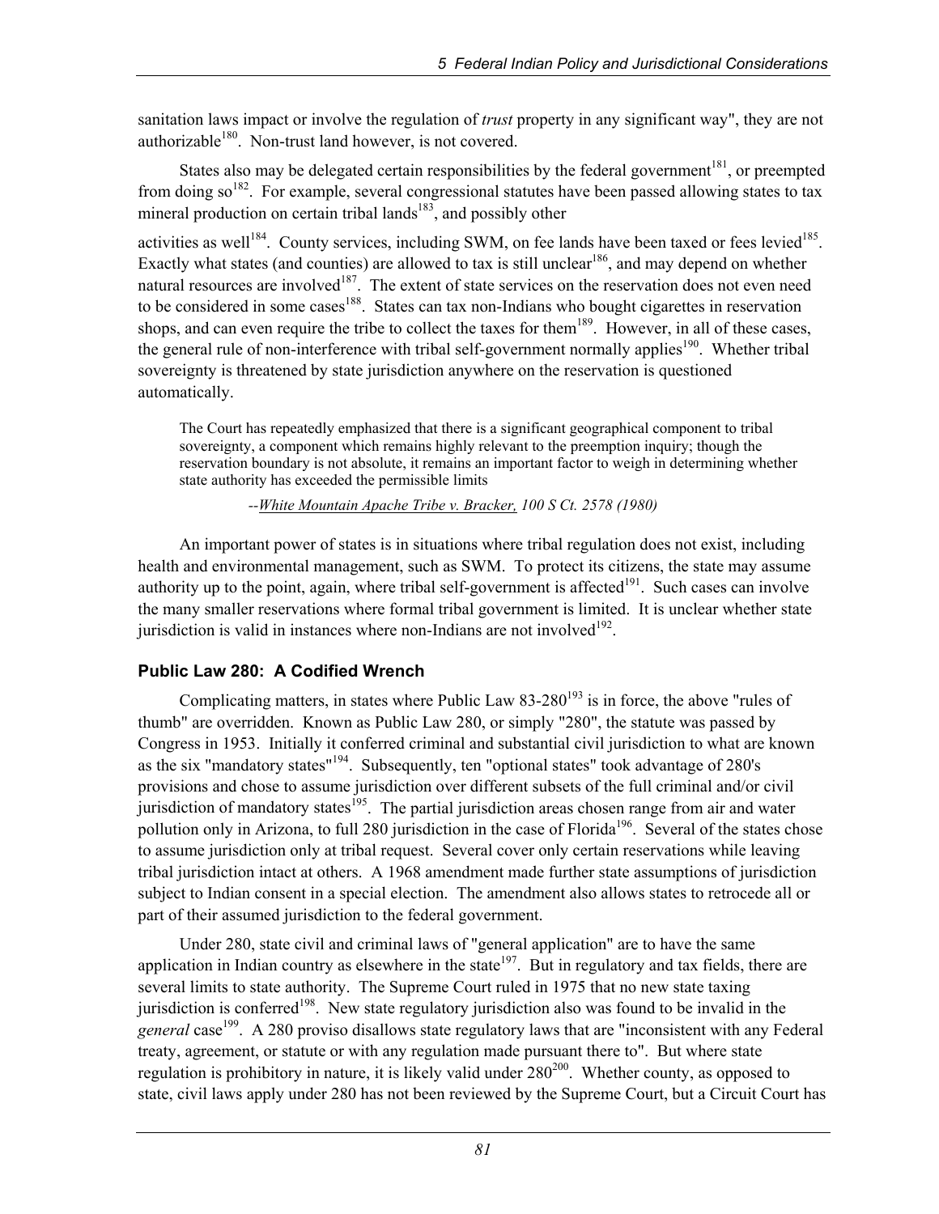sanitation laws impact or involve the regulation of *trust* property in any significant way", they are not authorizable[180]. Non-trust land however, is not covered.

States also may be delegated certain responsibilities by the federal government[181], or preempted from doing so[182]. For example, several congressional statutes have been passed allowing states to tax mineral production on certain tribal lands[183], and possibly other activities as well[184]. County services, including SWM, on fee lands have been taxed or fees levied[185]. Exactly what states (and counties) are allowed to tax is still unclear[186], and may depend on whether natural resources are involved[187]. The extent of state services on the reservation does not even need to be considered in some cases[188]. States can tax non-Indians who bought cigarettes in reservation shops, and can even require the tribe to collect the taxes for them[189]. However, in all of these cases, the general rule of non-interference with tribal self-government normally applies[190]. Whether tribal sovereignty is threatened by state jurisdiction anywhere on the reservation is questioned automatically.

> The Court has repeatedly emphasized that there is a significant geographical component to tribal sovereignty, a component which remains highly relevant to the preemption inquiry; though the reservation boundary is not absolute, it remains an important factor to weigh in determining whether state authority has exceeded the permissible limits
>
> --*White Mountain Apache Tribe v. Bracker, 100 S Ct. 2578 (1980)*

An important power of states is in situations where tribal regulation does not exist, including health and environmental management, such as SWM. To protect its citizens, the state may assume authority up to the point, again, where tribal self-government is affected[191]. Such cases can involve the many smaller reservations where formal tribal government is limited. It is unclear whether state jurisdiction is valid in instances where non-Indians are not involved[192].

### Public Law 280: A Codified Wrench

Complicating matters, in states where Public Law 83-280[193] is in force, the above "rules of thumb" are overridden. Known as Public Law 280, or simply "280", the statute was passed by Congress in 1953. Initially it conferred criminal and substantial civil jurisdiction to what are known as the six "mandatory states"[194]. Subsequently, ten "optional states" took advantage of 280's provisions and chose to assume jurisdiction over different subsets of the full criminal and/or civil jurisdiction of mandatory states[195]. The partial jurisdiction areas chosen range from air and water pollution only in Arizona, to full 280 jurisdiction in the case of Florida[196]. Several of the states chose to assume jurisdiction only at tribal request. Several cover only certain reservations while leaving tribal jurisdiction intact at others. A 1968 amendment made further state assumptions of jurisdiction subject to Indian consent in a special election. The amendment also allows states to retrocede all or part of their assumed jurisdiction to the federal government.

Under 280, state civil and criminal laws of "general application" are to have the same application in Indian country as elsewhere in the state[197]. But in regulatory and tax fields, there are several limits to state authority. The Supreme Court ruled in 1975 that no new state taxing jurisdiction is conferred[198]. New state regulatory jurisdiction also was found to be invalid in the *general* case[199]. A 280 proviso disallows state regulatory laws that are "inconsistent with any Federal treaty, agreement, or statute or with any regulation made pursuant there to". But where state regulation is prohibitory in nature, it is likely valid under 280[200]. Whether county, as opposed to state, civil laws apply under 280 has not been reviewed by the Supreme Court, but a Circuit Court has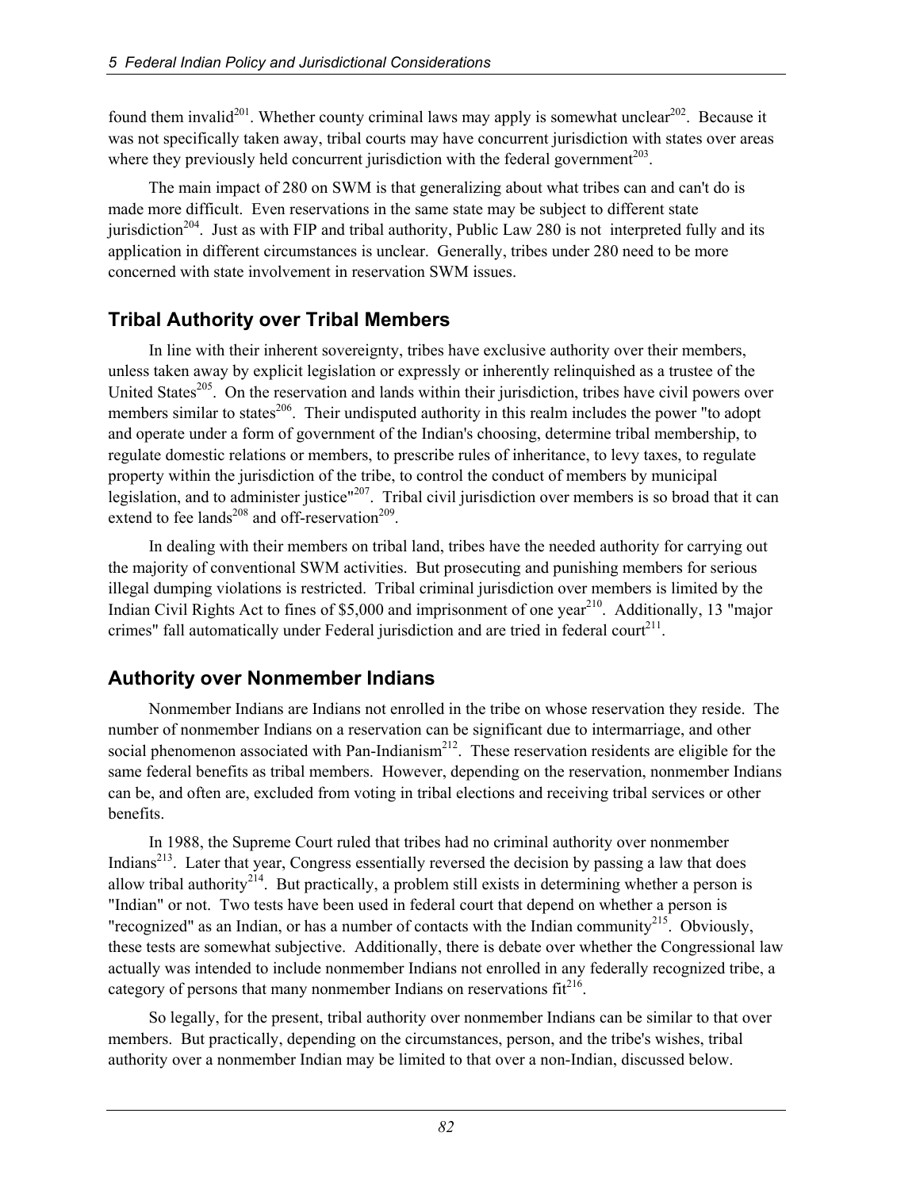found them invalid[201]. Whether county criminal laws may apply is somewhat unclear[202]. Because it was not specifically taken away, tribal courts may have concurrent jurisdiction with states over areas where they previously held concurrent jurisdiction with the federal government[203].

The main impact of 280 on SWM is that generalizing about what tribes can and can't do is made more difficult. Even reservations in the same state may be subject to different state jurisdiction[204]. Just as with FIP and tribal authority, Public Law 280 is not interpreted fully and its application in different circumstances is unclear. Generally, tribes under 280 need to be more concerned with state involvement in reservation SWM issues.

## Tribal Authority over Tribal Members

In line with their inherent sovereignty, tribes have exclusive authority over their members, unless taken away by explicit legislation or expressly or inherently relinquished as a trustee of the United States[205]. On the reservation and lands within their jurisdiction, tribes have civil powers over members similar to states[206]. Their undisputed authority in this realm includes the power "to adopt and operate under a form of government of the Indian's choosing, determine tribal membership, to regulate domestic relations or members, to prescribe rules of inheritance, to levy taxes, to regulate property within the jurisdiction of the tribe, to control the conduct of members by municipal legislation, and to administer justice"[207]. Tribal civil jurisdiction over members is so broad that it can extend to fee lands[208] and off-reservation[209].

In dealing with their members on tribal land, tribes have the needed authority for carrying out the majority of conventional SWM activities. But prosecuting and punishing members for serious illegal dumping violations is restricted. Tribal criminal jurisdiction over members is limited by the Indian Civil Rights Act to fines of $5,000 and imprisonment of one year[210]. Additionally, 13 "major crimes" fall automatically under Federal jurisdiction and are tried in federal court[211].

## Authority over Nonmember Indians

Nonmember Indians are Indians not enrolled in the tribe on whose reservation they reside. The number of nonmember Indians on a reservation can be significant due to intermarriage, and other social phenomenon associated with Pan-Indianism[212]. These reservation residents are eligible for the same federal benefits as tribal members. However, depending on the reservation, nonmember Indians can be, and often are, excluded from voting in tribal elections and receiving tribal services or other benefits.

In 1988, the Supreme Court ruled that tribes had no criminal authority over nonmember Indians[213]. Later that year, Congress essentially reversed the decision by passing a law that does allow tribal authority[214]. But practically, a problem still exists in determining whether a person is "Indian" or not. Two tests have been used in federal court that depend on whether a person is "recognized" as an Indian, or has a number of contacts with the Indian community[215]. Obviously, these tests are somewhat subjective. Additionally, there is debate over whether the Congressional law actually was intended to include nonmember Indians not enrolled in any federally recognized tribe, a category of persons that many nonmember Indians on reservations fit[216].

So legally, for the present, tribal authority over nonmember Indians can be similar to that over members. But practically, depending on the circumstances, person, and the tribe's wishes, tribal authority over a nonmember Indian may be limited to that over a non-Indian, discussed below.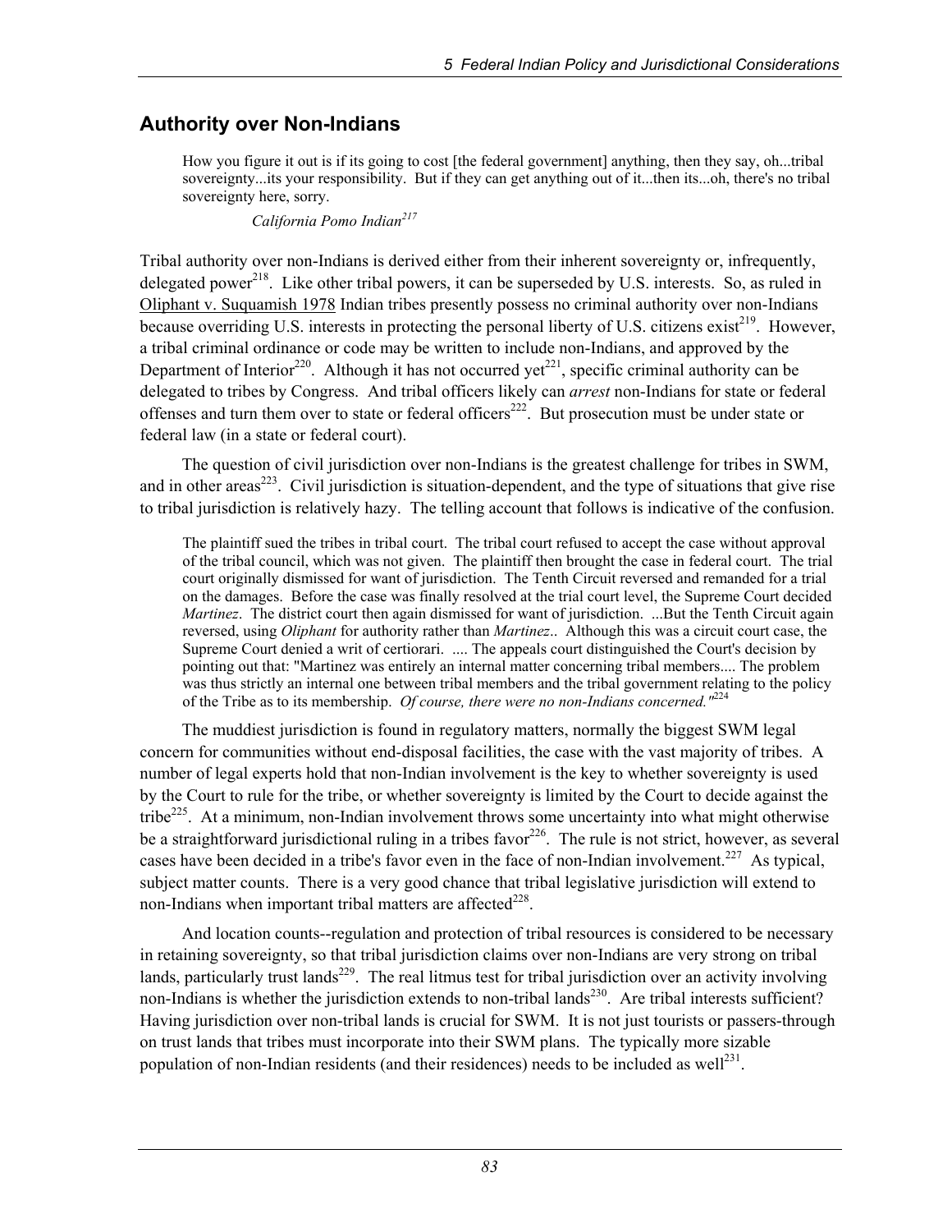## Authority over Non-Indians

> How you figure it out is if its going to cost [the federal government] anything, then they say, oh...tribal sovereignty...its your responsibility. But if they can get anything out of it...then its...oh, there's no tribal sovereignty here, sorry.
>
> *California Pomo Indian*[217]

Tribal authority over non-Indians is derived either from their inherent sovereignty or, infrequently, delegated power[218]. Like other tribal powers, it can be superseded by U.S. interests. So, as ruled in Oliphant v. Suquamish 1978 Indian tribes presently possess no criminal authority over non-Indians because overriding U.S. interests in protecting the personal liberty of U.S. citizens exist[219]. However, a tribal criminal ordinance or code may be written to include non-Indians, and approved by the Department of Interior[220]. Although it has not occurred yet[221], specific criminal authority can be delegated to tribes by Congress. And tribal officers likely can *arrest* non-Indians for state or federal offenses and turn them over to state or federal officers[222]. But prosecution must be under state or federal law (in a state or federal court).

The question of civil jurisdiction over non-Indians is the greatest challenge for tribes in SWM, and in other areas[223]. Civil jurisdiction is situation-dependent, and the type of situations that give rise to tribal jurisdiction is relatively hazy. The telling account that follows is indicative of the confusion.

> The plaintiff sued the tribes in tribal court. The tribal court refused to accept the case without approval of the tribal council, which was not given. The plaintiff then brought the case in federal court. The trial court originally dismissed for want of jurisdiction. The Tenth Circuit reversed and remanded for a trial on the damages. Before the case was finally resolved at the trial court level, the Supreme Court decided *Martinez*. The district court then again dismissed for want of jurisdiction. ...But the Tenth Circuit again reversed, using *Oliphant* for authority rather than *Martinez*.. Although this was a circuit court case, the Supreme Court denied a writ of certiorari. .... The appeals court distinguished the Court's decision by pointing out that: "Martinez was entirely an internal matter concerning tribal members.... The problem was thus strictly an internal one between tribal members and the tribal government relating to the policy of the Tribe as to its membership. *Of course, there were no non-Indians concerned."*[224]

The muddiest jurisdiction is found in regulatory matters, normally the biggest SWM legal concern for communities without end-disposal facilities, the case with the vast majority of tribes. A number of legal experts hold that non-Indian involvement is the key to whether sovereignty is used by the Court to rule for the tribe, or whether sovereignty is limited by the Court to decide against the tribe[225]. At a minimum, non-Indian involvement throws some uncertainty into what might otherwise be a straightforward jurisdictional ruling in a tribes favor[226]. The rule is not strict, however, as several cases have been decided in a tribe's favor even in the face of non-Indian involvement.[227] As typical, subject matter counts. There is a very good chance that tribal legislative jurisdiction will extend to non-Indians when important tribal matters are affected[228].

And location counts--regulation and protection of tribal resources is considered to be necessary in retaining sovereignty, so that tribal jurisdiction claims over non-Indians are very strong on tribal lands, particularly trust lands[229]. The real litmus test for tribal jurisdiction over an activity involving non-Indians is whether the jurisdiction extends to non-tribal lands[230]. Are tribal interests sufficient? Having jurisdiction over non-tribal lands is crucial for SWM. It is not just tourists or passers-through on trust lands that tribes must incorporate into their SWM plans. The typically more sizable population of non-Indian residents (and their residences) needs to be included as well[231].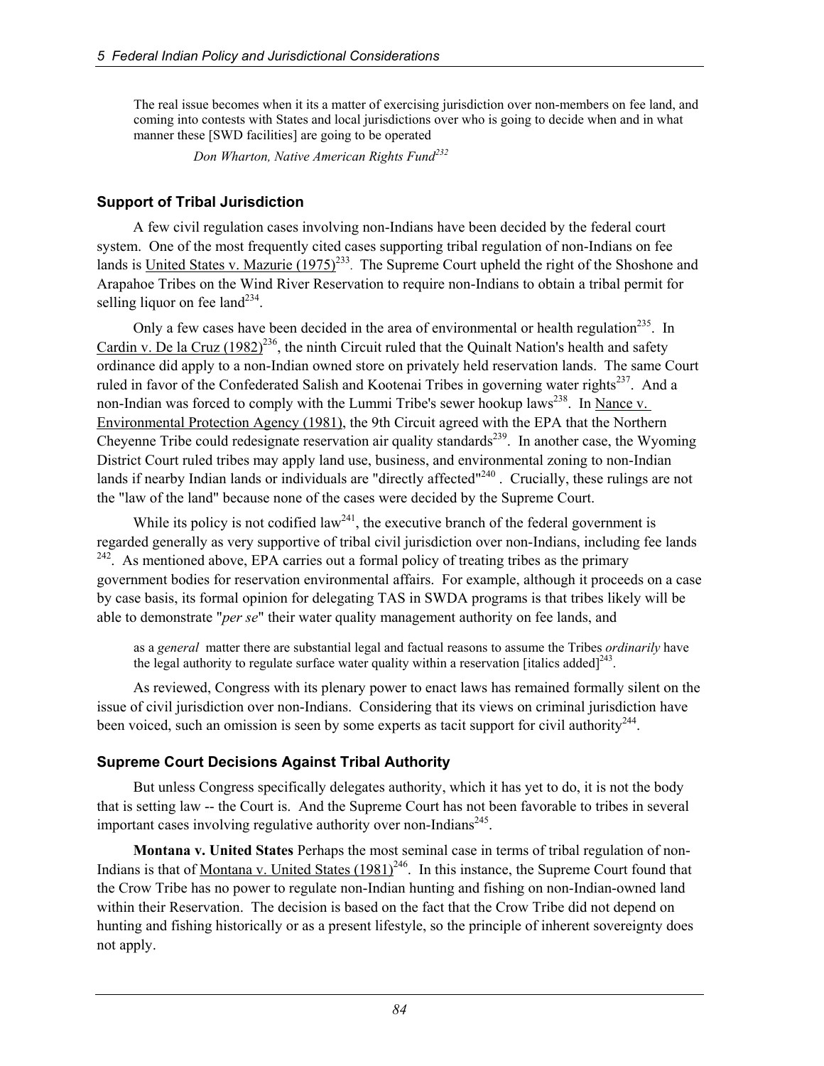> The real issue becomes when it its a matter of exercising jurisdiction over non-members on fee land, and coming into contests with States and local jurisdictions over who is going to decide when and in what manner these [SWD facilities] are going to be operated
>
> *Don Wharton, Native American Rights Fund*[232]

### Support of Tribal Jurisdiction

A few civil regulation cases involving non-Indians have been decided by the federal court system. One of the most frequently cited cases supporting tribal regulation of non-Indians on fee lands is United States v. Mazurie (1975)[233]. The Supreme Court upheld the right of the Shoshone and Arapahoe Tribes on the Wind River Reservation to require non-Indians to obtain a tribal permit for selling liquor on fee land[234].

Only a few cases have been decided in the area of environmental or health regulation[235]. In Cardin v. De la Cruz (1982)[236], the ninth Circuit ruled that the Quinalt Nation's health and safety ordinance did apply to a non-Indian owned store on privately held reservation lands. The same Court ruled in favor of the Confederated Salish and Kootenai Tribes in governing water rights[237]. And a non-Indian was forced to comply with the Lummi Tribe's sewer hookup laws[238]. In Nance v. Environmental Protection Agency (1981), the 9th Circuit agreed with the EPA that the Northern Cheyenne Tribe could redesignate reservation air quality standards[239]. In another case, the Wyoming District Court ruled tribes may apply land use, business, and environmental zoning to non-Indian lands if nearby Indian lands or individuals are "directly affected"[240]. Crucially, these rulings are not the "law of the land" because none of the cases were decided by the Supreme Court.

While its policy is not codified law[241], the executive branch of the federal government is regarded generally as very supportive of tribal civil jurisdiction over non-Indians, including fee lands [242]. As mentioned above, EPA carries out a formal policy of treating tribes as the primary government bodies for reservation environmental affairs. For example, although it proceeds on a case by case basis, its formal opinion for delegating TAS in SWDA programs is that tribes likely will be able to demonstrate "*per se*" their water quality management authority on fee lands, and

> as a *general* matter there are substantial legal and factual reasons to assume the Tribes *ordinarily* have the legal authority to regulate surface water quality within a reservation [italics added][243].

As reviewed, Congress with its plenary power to enact laws has remained formally silent on the issue of civil jurisdiction over non-Indians. Considering that its views on criminal jurisdiction have been voiced, such an omission is seen by some experts as tacit support for civil authority[244].

### Supreme Court Decisions Against Tribal Authority

But unless Congress specifically delegates authority, which it has yet to do, it is not the body that is setting law -- the Court is. And the Supreme Court has not been favorable to tribes in several important cases involving regulative authority over non-Indians[245].

**Montana v. United States** Perhaps the most seminal case in terms of tribal regulation of non-Indians is that of Montana v. United States (1981)[246]. In this instance, the Supreme Court found that the Crow Tribe has no power to regulate non-Indian hunting and fishing on non-Indian-owned land within their Reservation. The decision is based on the fact that the Crow Tribe did not depend on hunting and fishing historically or as a present lifestyle, so the principle of inherent sovereignty does not apply.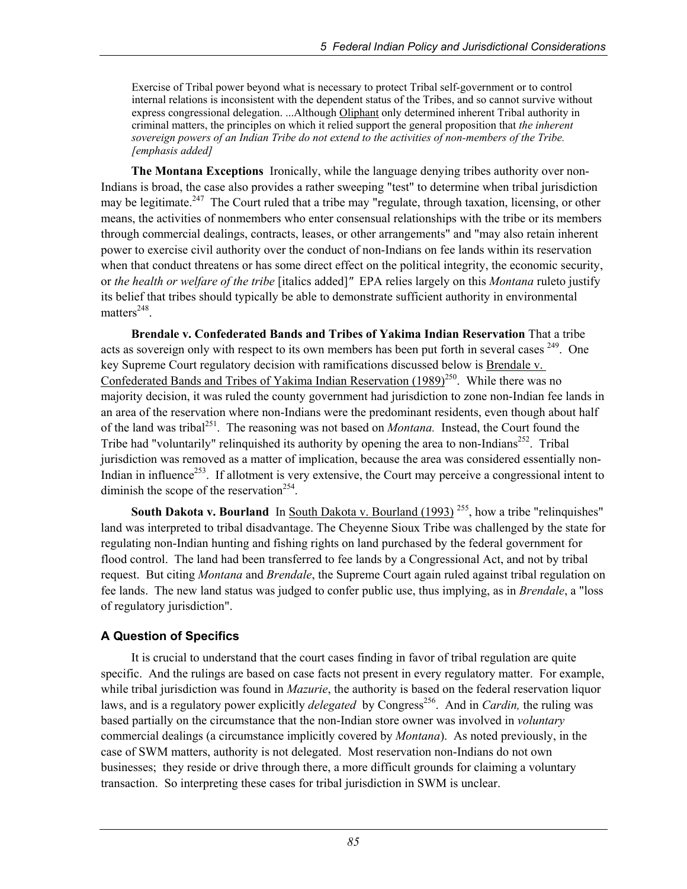Exercise of Tribal power beyond what is necessary to protect Tribal self-government or to control internal relations is inconsistent with the dependent status of the Tribes, and so cannot survive without express congressional delegation. ...Although Oliphant only determined inherent Tribal authority in criminal matters, the principles on which it relied support the general proposition that *the inherent sovereign powers of an Indian Tribe do not extend to the activities of non-members of the Tribe. [emphasis added]*

**The Montana Exceptions** Ironically, while the language denying tribes authority over non-Indians is broad, the case also provides a rather sweeping "test" to determine when tribal jurisdiction may be legitimate.[247] The Court ruled that a tribe may "regulate, through taxation, licensing, or other means, the activities of nonmembers who enter consensual relationships with the tribe or its members through commercial dealings, contracts, leases, or other arrangements" and "may also retain inherent power to exercise civil authority over the conduct of non-Indians on fee lands within its reservation when that conduct threatens or has some direct effect on the political integrity, the economic security, or *the health or welfare of the tribe* [italics added]" EPA relies largely on this *Montana* ruleto justify its belief that tribes should typically be able to demonstrate sufficient authority in environmental matters[248].

**Brendale v. Confederated Bands and Tribes of Yakima Indian Reservation** That a tribe acts as sovereign only with respect to its own members has been put forth in several cases [249]. One key Supreme Court regulatory decision with ramifications discussed below is Brendale v. Confederated Bands and Tribes of Yakima Indian Reservation (1989)[250]. While there was no majority decision, it was ruled the county government had jurisdiction to zone non-Indian fee lands in an area of the reservation where non-Indians were the predominant residents, even though about half of the land was tribal[251]. The reasoning was not based on *Montana.* Instead, the Court found the Tribe had "voluntarily" relinquished its authority by opening the area to non-Indians[252]. Tribal jurisdiction was removed as a matter of implication, because the area was considered essentially non-Indian in influence[253]. If allotment is very extensive, the Court may perceive a congressional intent to diminish the scope of the reservation[254].

**South Dakota v. Bourland** In South Dakota v. Bourland (1993) [255], how a tribe "relinquishes" land was interpreted to tribal disadvantage. The Cheyenne Sioux Tribe was challenged by the state for regulating non-Indian hunting and fishing rights on land purchased by the federal government for flood control. The land had been transferred to fee lands by a Congressional Act, and not by tribal request. But citing *Montana* and *Brendale*, the Supreme Court again ruled against tribal regulation on fee lands. The new land status was judged to confer public use, thus implying, as in *Brendale*, a "loss of regulatory jurisdiction".

### A Question of Specifics

It is crucial to understand that the court cases finding in favor of tribal regulation are quite specific. And the rulings are based on case facts not present in every regulatory matter. For example, while tribal jurisdiction was found in *Mazurie*, the authority is based on the federal reservation liquor laws, and is a regulatory power explicitly *delegated* by Congress[256]. And in *Cardin,* the ruling was based partially on the circumstance that the non-Indian store owner was involved in *voluntary* commercial dealings (a circumstance implicitly covered by *Montana*). As noted previously, in the case of SWM matters, authority is not delegated. Most reservation non-Indians do not own businesses; they reside or drive through there, a more difficult grounds for claiming a voluntary transaction. So interpreting these cases for tribal jurisdiction in SWM is unclear.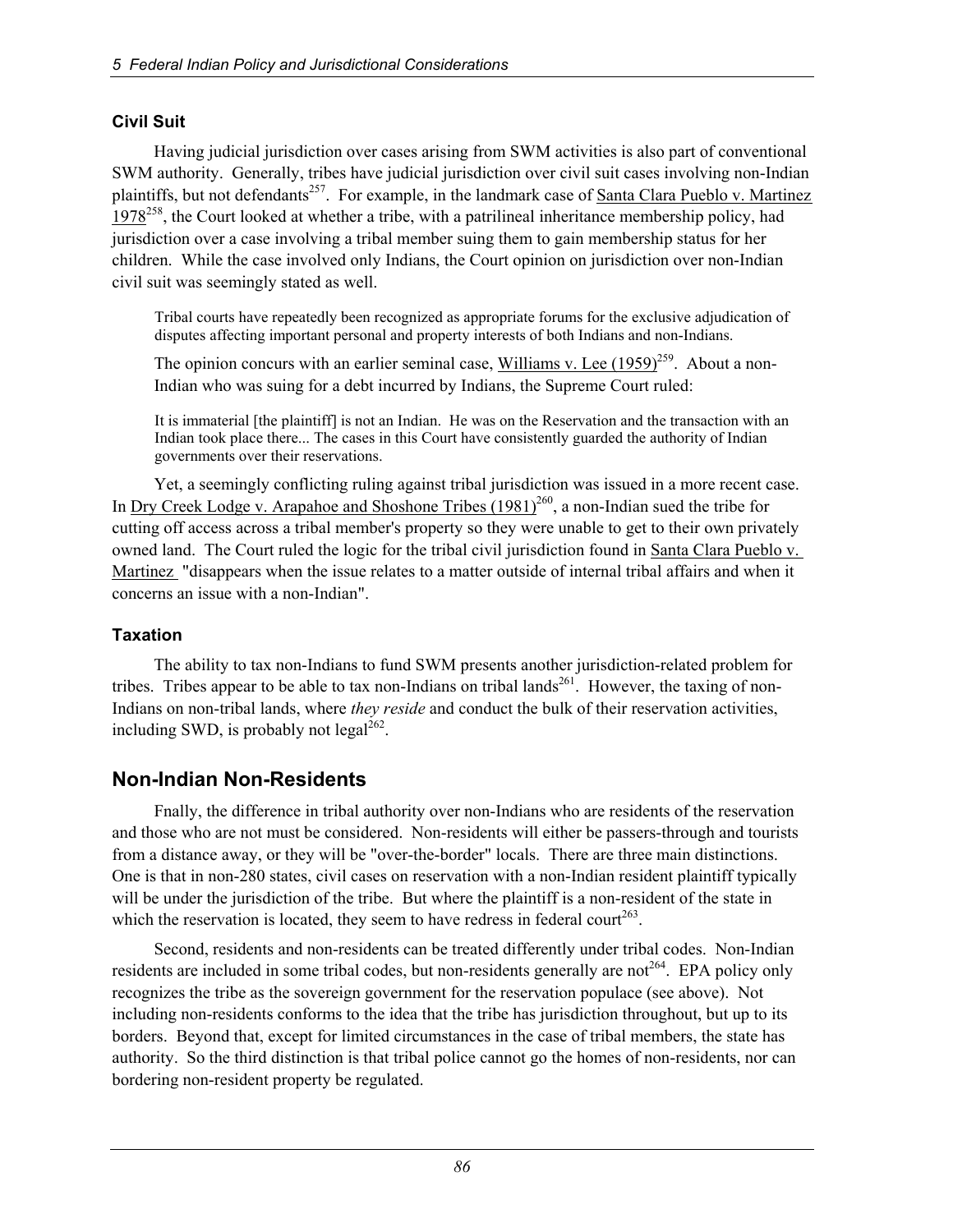### Civil Suit

Having judicial jurisdiction over cases arising from SWM activities is also part of conventional SWM authority. Generally, tribes have judicial jurisdiction over civil suit cases involving non-Indian plaintiffs, but not defendants[257]. For example, in the landmark case of Santa Clara Pueblo v. Martinez 1978[258], the Court looked at whether a tribe, with a patrilineal inheritance membership policy, had jurisdiction over a case involving a tribal member suing them to gain membership status for her children. While the case involved only Indians, the Court opinion on jurisdiction over non-Indian civil suit was seemingly stated as well.

> Tribal courts have repeatedly been recognized as appropriate forums for the exclusive adjudication of disputes affecting important personal and property interests of both Indians and non-Indians.

The opinion concurs with an earlier seminal case, Williams v. Lee (1959)[259]. About a non-Indian who was suing for a debt incurred by Indians, the Supreme Court ruled:

> It is immaterial [the plaintiff] is not an Indian. He was on the Reservation and the transaction with an Indian took place there... The cases in this Court have consistently guarded the authority of Indian governments over their reservations.

Yet, a seemingly conflicting ruling against tribal jurisdiction was issued in a more recent case. In Dry Creek Lodge v. Arapahoe and Shoshone Tribes (1981)[260], a non-Indian sued the tribe for cutting off access across a tribal member's property so they were unable to get to their own privately owned land. The Court ruled the logic for the tribal civil jurisdiction found in Santa Clara Pueblo v. Martinez "disappears when the issue relates to a matter outside of internal tribal affairs and when it concerns an issue with a non-Indian".

### Taxation

The ability to tax non-Indians to fund SWM presents another jurisdiction-related problem for tribes. Tribes appear to be able to tax non-Indians on tribal lands[261]. However, the taxing of non-Indians on non-tribal lands, where *they reside* and conduct the bulk of their reservation activities, including SWD, is probably not legal[262].

## Non-Indian Non-Residents

Fnally, the difference in tribal authority over non-Indians who are residents of the reservation and those who are not must be considered. Non-residents will either be passers-through and tourists from a distance away, or they will be "over-the-border" locals. There are three main distinctions. One is that in non-280 states, civil cases on reservation with a non-Indian resident plaintiff typically will be under the jurisdiction of the tribe. But where the plaintiff is a non-resident of the state in which the reservation is located, they seem to have redress in federal court[263].

Second, residents and non-residents can be treated differently under tribal codes. Non-Indian residents are included in some tribal codes, but non-residents generally are not[264]. EPA policy only recognizes the tribe as the sovereign government for the reservation populace (see above). Not including non-residents conforms to the idea that the tribe has jurisdiction throughout, but up to its borders. Beyond that, except for limited circumstances in the case of tribal members, the state has authority. So the third distinction is that tribal police cannot go the homes of non-residents, nor can bordering non-resident property be regulated.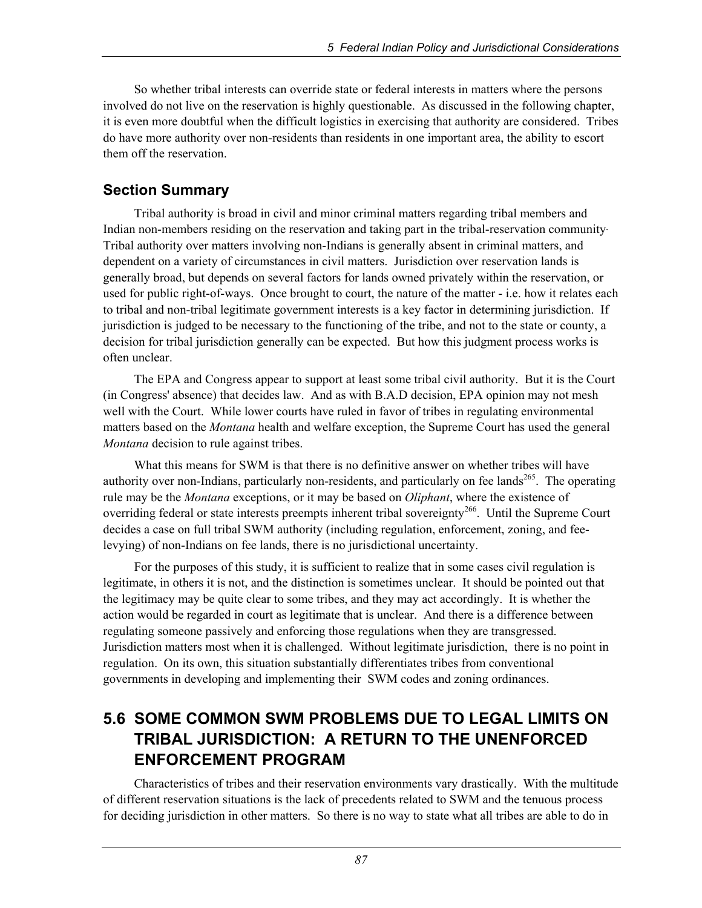So whether tribal interests can override state or federal interests in matters where the persons involved do not live on the reservation is highly questionable. As discussed in the following chapter, it is even more doubtful when the difficult logistics in exercising that authority are considered. Tribes do have more authority over non-residents than residents in one important area, the ability to escort them off the reservation.

### Section Summary

Tribal authority is broad in civil and minor criminal matters regarding tribal members and Indian non-members residing on the reservation and taking part in the tribal-reservation community. Tribal authority over matters involving non-Indians is generally absent in criminal matters, and dependent on a variety of circumstances in civil matters. Jurisdiction over reservation lands is generally broad, but depends on several factors for lands owned privately within the reservation, or used for public right-of-ways. Once brought to court, the nature of the matter - i.e. how it relates each to tribal and non-tribal legitimate government interests is a key factor in determining jurisdiction. If jurisdiction is judged to be necessary to the functioning of the tribe, and not to the state or county, a decision for tribal jurisdiction generally can be expected. But how this judgment process works is often unclear.

The EPA and Congress appear to support at least some tribal civil authority. But it is the Court (in Congress' absence) that decides law. And as with B.A.D decision, EPA opinion may not mesh well with the Court. While lower courts have ruled in favor of tribes in regulating environmental matters based on the *Montana* health and welfare exception, the Supreme Court has used the general *Montana* decision to rule against tribes.

What this means for SWM is that there is no definitive answer on whether tribes will have authority over non-Indians, particularly non-residents, and particularly on fee lands[265]. The operating rule may be the *Montana* exceptions, or it may be based on *Oliphant*, where the existence of overriding federal or state interests preempts inherent tribal sovereignty[266]. Until the Supreme Court decides a case on full tribal SWM authority (including regulation, enforcement, zoning, and fee-levying) of non-Indians on fee lands, there is no jurisdictional uncertainty.

For the purposes of this study, it is sufficient to realize that in some cases civil regulation is legitimate, in others it is not, and the distinction is sometimes unclear. It should be pointed out that the legitimacy may be quite clear to some tribes, and they may act accordingly. It is whether the action would be regarded in court as legitimate that is unclear. And there is a difference between regulating someone passively and enforcing those regulations when they are transgressed. Jurisdiction matters most when it is challenged. Without legitimate jurisdiction, there is no point in regulation. On its own, this situation substantially differentiates tribes from conventional governments in developing and implementing their SWM codes and zoning ordinances.

## 5.6 SOME COMMON SWM PROBLEMS DUE TO LEGAL LIMITS ON TRIBAL JURISDICTION: A RETURN TO THE UNENFORCED ENFORCEMENT PROGRAM

Characteristics of tribes and their reservation environments vary drastically. With the multitude of different reservation situations is the lack of precedents related to SWM and the tenuous process for deciding jurisdiction in other matters. So there is no way to state what all tribes are able to do in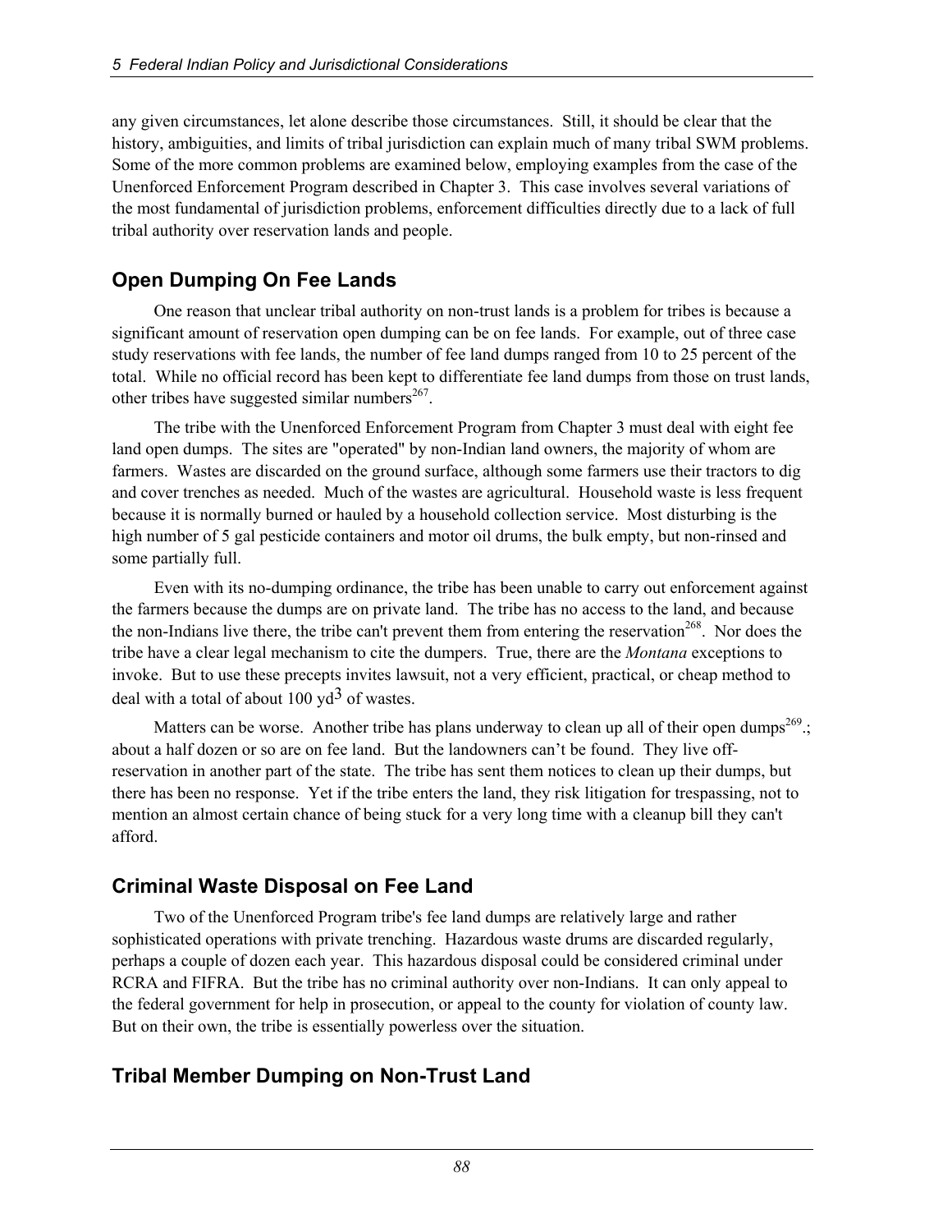any given circumstances, let alone describe those circumstances. Still, it should be clear that the history, ambiguities, and limits of tribal jurisdiction can explain much of many tribal SWM problems. Some of the more common problems are examined below, employing examples from the case of the Unenforced Enforcement Program described in Chapter 3. This case involves several variations of the most fundamental of jurisdiction problems, enforcement difficulties directly due to a lack of full tribal authority over reservation lands and people.

## Open Dumping On Fee Lands

One reason that unclear tribal authority on non-trust lands is a problem for tribes is because a significant amount of reservation open dumping can be on fee lands. For example, out of three case study reservations with fee lands, the number of fee land dumps ranged from 10 to 25 percent of the total. While no official record has been kept to differentiate fee land dumps from those on trust lands, other tribes have suggested similar numbers[267].

The tribe with the Unenforced Enforcement Program from Chapter 3 must deal with eight fee land open dumps. The sites are "operated" by non-Indian land owners, the majority of whom are farmers. Wastes are discarded on the ground surface, although some farmers use their tractors to dig and cover trenches as needed. Much of the wastes are agricultural. Household waste is less frequent because it is normally burned or hauled by a household collection service. Most disturbing is the high number of 5 gal pesticide containers and motor oil drums, the bulk empty, but non-rinsed and some partially full.

Even with its no-dumping ordinance, the tribe has been unable to carry out enforcement against the farmers because the dumps are on private land. The tribe has no access to the land, and because the non-Indians live there, the tribe can't prevent them from entering the reservation[268]. Nor does the tribe have a clear legal mechanism to cite the dumpers. True, there are the *Montana* exceptions to invoke. But to use these precepts invites lawsuit, not a very efficient, practical, or cheap method to deal with a total of about 100 $yd^3$ of wastes.

Matters can be worse. Another tribe has plans underway to clean up all of their open dumps[269].; about a half dozen or so are on fee land. But the landowners can't be found. They live off-reservation in another part of the state. The tribe has sent them notices to clean up their dumps, but there has been no response. Yet if the tribe enters the land, they risk litigation for trespassing, not to mention an almost certain chance of being stuck for a very long time with a cleanup bill they can't afford.

## Criminal Waste Disposal on Fee Land

Two of the Unenforced Program tribe's fee land dumps are relatively large and rather sophisticated operations with private trenching. Hazardous waste drums are discarded regularly, perhaps a couple of dozen each year. This hazardous disposal could be considered criminal under RCRA and FIFRA. But the tribe has no criminal authority over non-Indians. It can only appeal to the federal government for help in prosecution, or appeal to the county for violation of county law. But on their own, the tribe is essentially powerless over the situation.

## Tribal Member Dumping on Non-Trust Land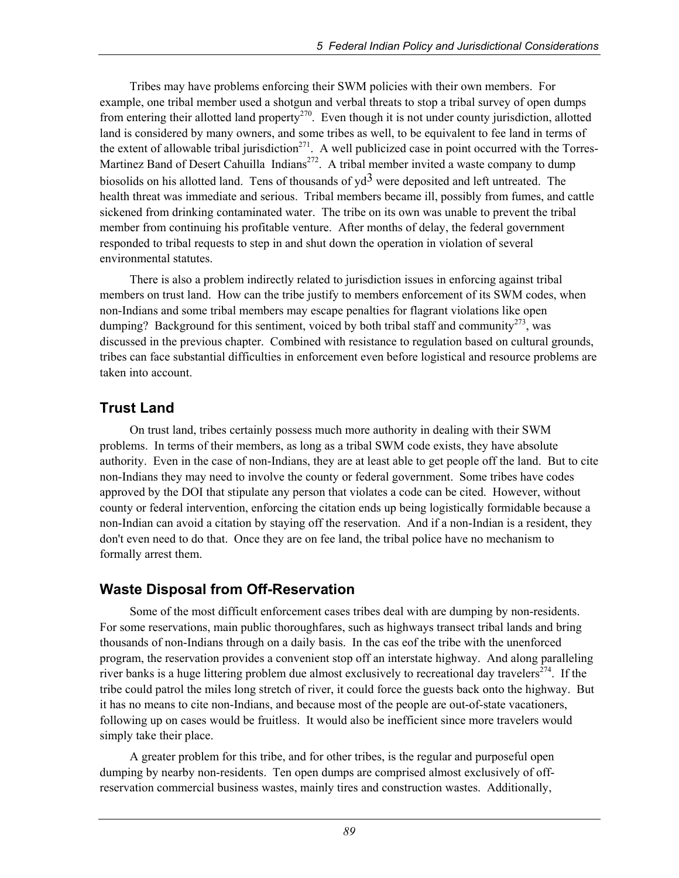Tribes may have problems enforcing their SWM policies with their own members. For example, one tribal member used a shotgun and verbal threats to stop a tribal survey of open dumps from entering their allotted land property[270]. Even though it is not under county jurisdiction, allotted land is considered by many owners, and some tribes as well, to be equivalent to fee land in terms of the extent of allowable tribal jurisdiction[271]. A well publicized case in point occurred with the Torres-Martinez Band of Desert Cahuilla Indians[272]. A tribal member invited a waste company to dump biosolids on his allotted land. Tens of thousands of $yd^3$ were deposited and left untreated. The health threat was immediate and serious. Tribal members became ill, possibly from fumes, and cattle sickened from drinking contaminated water. The tribe on its own was unable to prevent the tribal member from continuing his profitable venture. After months of delay, the federal government responded to tribal requests to step in and shut down the operation in violation of several environmental statutes.

There is also a problem indirectly related to jurisdiction issues in enforcing against tribal members on trust land. How can the tribe justify to members enforcement of its SWM codes, when non-Indians and some tribal members may escape penalties for flagrant violations like open dumping? Background for this sentiment, voiced by both tribal staff and community[273], was discussed in the previous chapter. Combined with resistance to regulation based on cultural grounds, tribes can face substantial difficulties in enforcement even before logistical and resource problems are taken into account.

## Trust Land

On trust land, tribes certainly possess much more authority in dealing with their SWM problems. In terms of their members, as long as a tribal SWM code exists, they have absolute authority. Even in the case of non-Indians, they are at least able to get people off the land. But to cite non-Indians they may need to involve the county or federal government. Some tribes have codes approved by the DOI that stipulate any person that violates a code can be cited. However, without county or federal intervention, enforcing the citation ends up being logistically formidable because a non-Indian can avoid a citation by staying off the reservation. And if a non-Indian is a resident, they don't even need to do that. Once they are on fee land, the tribal police have no mechanism to formally arrest them.

## Waste Disposal from Off-Reservation

Some of the most difficult enforcement cases tribes deal with are dumping by non-residents. For some reservations, main public thoroughfares, such as highways transect tribal lands and bring thousands of non-Indians through on a daily basis. In the cas eof the tribe with the unenforced program, the reservation provides a convenient stop off an interstate highway. And along paralleling river banks is a huge littering problem due almost exclusively to recreational day travelers[274]. If the tribe could patrol the miles long stretch of river, it could force the guests back onto the highway. But it has no means to cite non-Indians, and because most of the people are out-of-state vacationers, following up on cases would be fruitless. It would also be inefficient since more travelers would simply take their place.

A greater problem for this tribe, and for other tribes, is the regular and purposeful open dumping by nearby non-residents. Ten open dumps are comprised almost exclusively of off-reservation commercial business wastes, mainly tires and construction wastes. Additionally,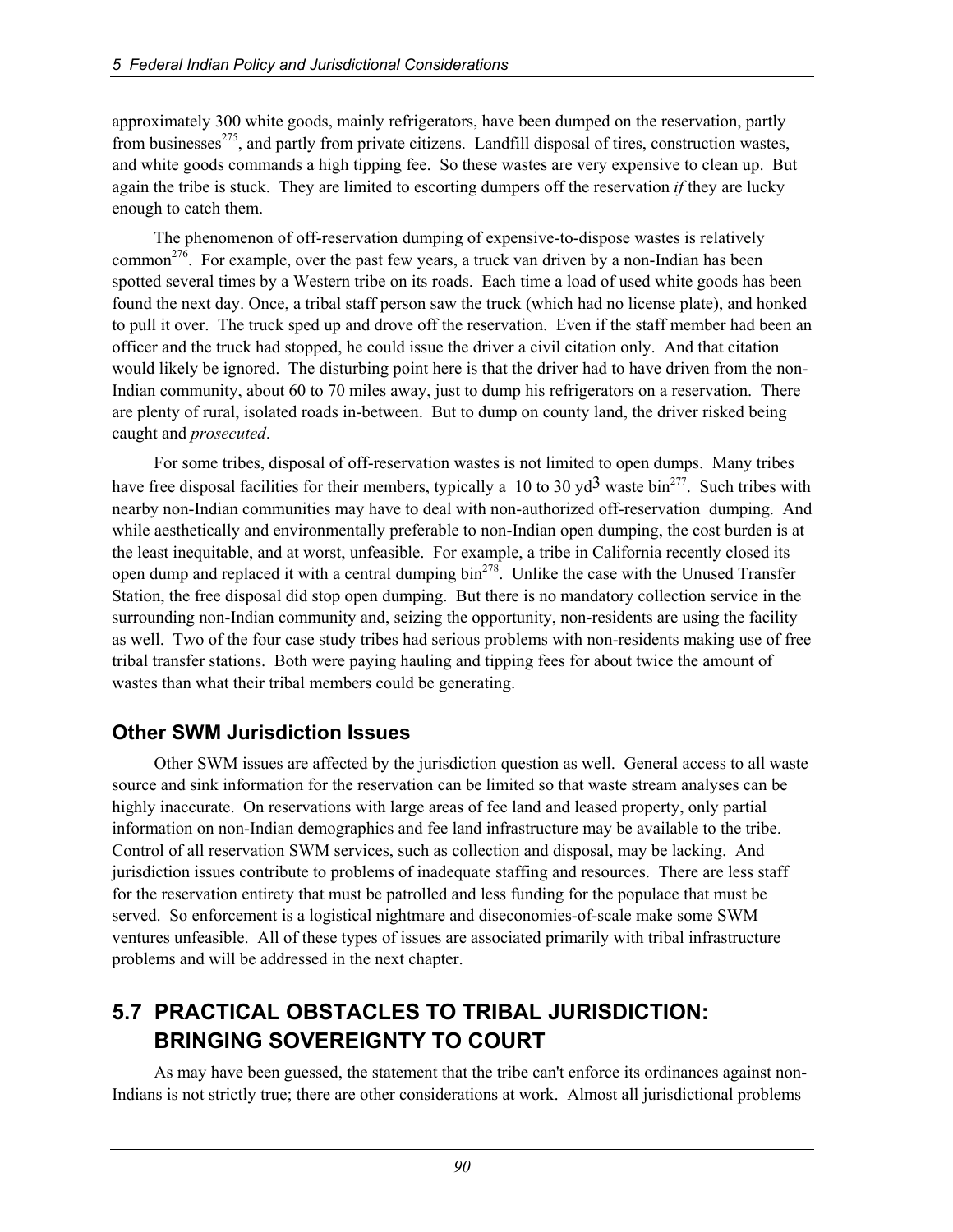approximately 300 white goods, mainly refrigerators, have been dumped on the reservation, partly from businesses[275], and partly from private citizens. Landfill disposal of tires, construction wastes, and white goods commands a high tipping fee. So these wastes are very expensive to clean up. But again the tribe is stuck. They are limited to escorting dumpers off the reservation *if* they are lucky enough to catch them.

The phenomenon of off-reservation dumping of expensive-to-dispose wastes is relatively common[276]. For example, over the past few years, a truck van driven by a non-Indian has been spotted several times by a Western tribe on its roads. Each time a load of used white goods has been found the next day. Once, a tribal staff person saw the truck (which had no license plate), and honked to pull it over. The truck sped up and drove off the reservation. Even if the staff member had been an officer and the truck had stopped, he could issue the driver a civil citation only. And that citation would likely be ignored. The disturbing point here is that the driver had to have driven from the non-Indian community, about 60 to 70 miles away, just to dump his refrigerators on a reservation. There are plenty of rural, isolated roads in-between. But to dump on county land, the driver risked being caught and *prosecuted*.

For some tribes, disposal of off-reservation wastes is not limited to open dumps. Many tribes have free disposal facilities for their members, typically a 10 to 30 $yd^3$ waste bin[277]. Such tribes with nearby non-Indian communities may have to deal with non-authorized off-reservation dumping. And while aesthetically and environmentally preferable to non-Indian open dumping, the cost burden is at the least inequitable, and at worst, unfeasible. For example, a tribe in California recently closed its open dump and replaced it with a central dumping bin[278]. Unlike the case with the Unused Transfer Station, the free disposal did stop open dumping. But there is no mandatory collection service in the surrounding non-Indian community and, seizing the opportunity, non-residents are using the facility as well. Two of the four case study tribes had serious problems with non-residents making use of free tribal transfer stations. Both were paying hauling and tipping fees for about twice the amount of wastes than what their tribal members could be generating.

### Other SWM Jurisdiction Issues

Other SWM issues are affected by the jurisdiction question as well. General access to all waste source and sink information for the reservation can be limited so that waste stream analyses can be highly inaccurate. On reservations with large areas of fee land and leased property, only partial information on non-Indian demographics and fee land infrastructure may be available to the tribe. Control of all reservation SWM services, such as collection and disposal, may be lacking. And jurisdiction issues contribute to problems of inadequate staffing and resources. There are less staff for the reservation entirety that must be patrolled and less funding for the populace that must be served. So enforcement is a logistical nightmare and diseconomies-of-scale make some SWM ventures unfeasible. All of these types of issues are associated primarily with tribal infrastructure problems and will be addressed in the next chapter.

## 5.7 PRACTICAL OBSTACLES TO TRIBAL JURISDICTION: BRINGING SOVEREIGNTY TO COURT

As may have been guessed, the statement that the tribe can't enforce its ordinances against non-Indians is not strictly true; there are other considerations at work. Almost all jurisdictional problems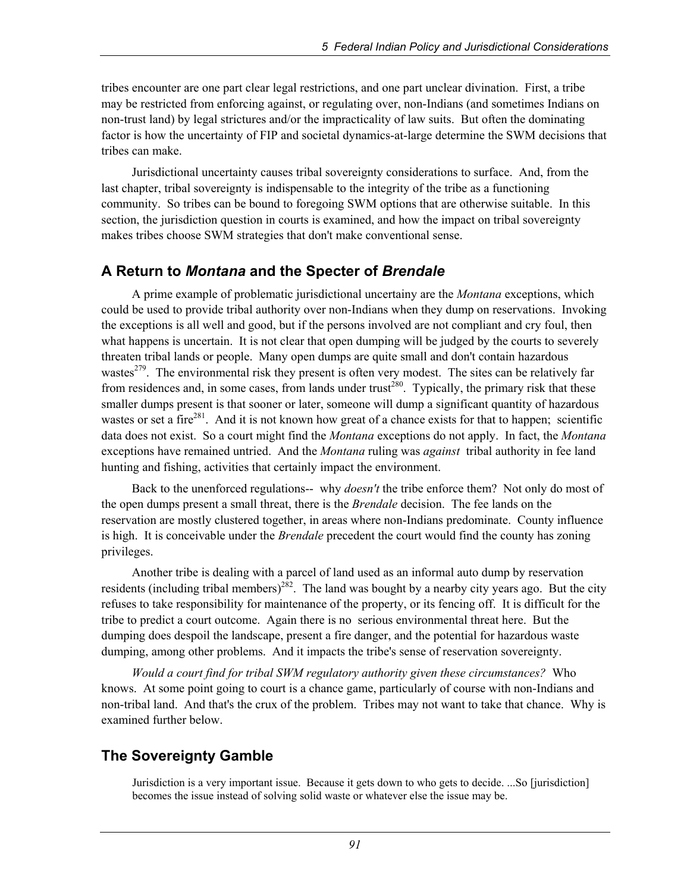tribes encounter are one part clear legal restrictions, and one part unclear divination. First, a tribe may be restricted from enforcing against, or regulating over, non-Indians (and sometimes Indians on non-trust land) by legal strictures and/or the impracticality of law suits. But often the dominating factor is how the uncertainty of FIP and societal dynamics-at-large determine the SWM decisions that tribes can make.

Jurisdictional uncertainty causes tribal sovereignty considerations to surface. And, from the last chapter, tribal sovereignty is indispensable to the integrity of the tribe as a functioning community. So tribes can be bound to foregoing SWM options that are otherwise suitable. In this section, the jurisdiction question in courts is examined, and how the impact on tribal sovereignty makes tribes choose SWM strategies that don't make conventional sense.

## A Return to *Montana* and the Specter of *Brendale*

A prime example of problematic jurisdictional uncertainy are the *Montana* exceptions, which could be used to provide tribal authority over non-Indians when they dump on reservations. Invoking the exceptions is all well and good, but if the persons involved are not compliant and cry foul, then what happens is uncertain. It is not clear that open dumping will be judged by the courts to severely threaten tribal lands or people. Many open dumps are quite small and don't contain hazardous wastes[279]. The environmental risk they present is often very modest. The sites can be relatively far from residences and, in some cases, from lands under trust[280]. Typically, the primary risk that these smaller dumps present is that sooner or later, someone will dump a significant quantity of hazardous wastes or set a fire[281]. And it is not known how great of a chance exists for that to happen; scientific data does not exist. So a court might find the *Montana* exceptions do not apply. In fact, the *Montana* exceptions have remained untried. And the *Montana* ruling was *against* tribal authority in fee land hunting and fishing, activities that certainly impact the environment.

Back to the unenforced regulations-- why *doesn't* the tribe enforce them? Not only do most of the open dumps present a small threat, there is the *Brendale* decision. The fee lands on the reservation are mostly clustered together, in areas where non-Indians predominate. County influence is high. It is conceivable under the *Brendale* precedent the court would find the county has zoning privileges.

Another tribe is dealing with a parcel of land used as an informal auto dump by reservation residents (including tribal members)[282]. The land was bought by a nearby city years ago. But the city refuses to take responsibility for maintenance of the property, or its fencing off. It is difficult for the tribe to predict a court outcome. Again there is no serious environmental threat here. But the dumping does despoil the landscape, present a fire danger, and the potential for hazardous waste dumping, among other problems. And it impacts the tribe's sense of reservation sovereignty.

*Would a court find for tribal SWM regulatory authority given these circumstances?* Who knows. At some point going to court is a chance game, particularly of course with non-Indians and non-tribal land. And that's the crux of the problem. Tribes may not want to take that chance. Why is examined further below.

## The Sovereignty Gamble

> Jurisdiction is a very important issue. Because it gets down to who gets to decide. ...So [jurisdiction] becomes the issue instead of solving solid waste or whatever else the issue may be.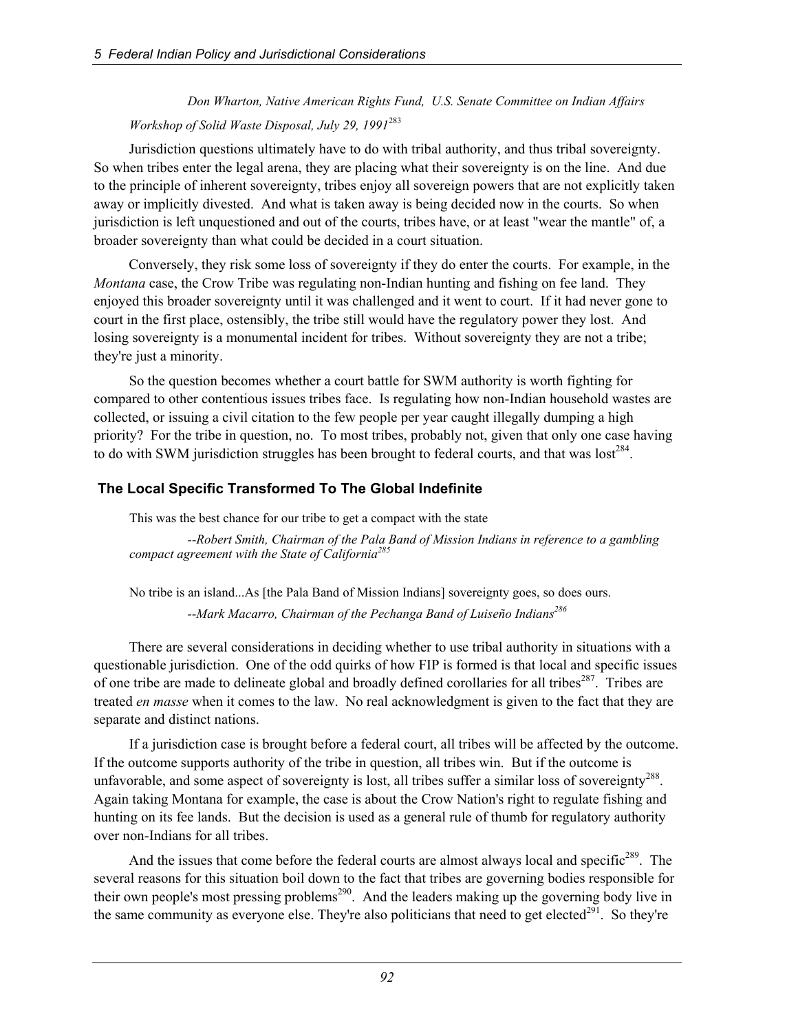*Don Wharton, Native American Rights Fund, U.S. Senate Committee on Indian Affairs Workshop of Solid Waste Disposal, July 29, 1991*[283]

Jurisdiction questions ultimately have to do with tribal authority, and thus tribal sovereignty. So when tribes enter the legal arena, they are placing what their sovereignty is on the line. And due to the principle of inherent sovereignty, tribes enjoy all sovereign powers that are not explicitly taken away or implicitly divested. And what is taken away is being decided now in the courts. So when jurisdiction is left unquestioned and out of the courts, tribes have, or at least "wear the mantle" of, a broader sovereignty than what could be decided in a court situation.

Conversely, they risk some loss of sovereignty if they do enter the courts. For example, in the *Montana* case, the Crow Tribe was regulating non-Indian hunting and fishing on fee land. They enjoyed this broader sovereignty until it was challenged and it went to court. If it had never gone to court in the first place, ostensibly, the tribe still would have the regulatory power they lost. And losing sovereignty is a monumental incident for tribes. Without sovereignty they are not a tribe; they're just a minority.

So the question becomes whether a court battle for SWM authority is worth fighting for compared to other contentious issues tribes face. Is regulating how non-Indian household wastes are collected, or issuing a civil citation to the few people per year caught illegally dumping a high priority? For the tribe in question, no. To most tribes, probably not, given that only one case having to do with SWM jurisdiction struggles has been brought to federal courts, and that was lost[284].

### The Local Specific Transformed To The Global Indefinite

This was the best chance for our tribe to get a compact with the state

*--Robert Smith, Chairman of the Pala Band of Mission Indians in reference to a gambling compact agreement with the State of California*[285]

No tribe is an island...As [the Pala Band of Mission Indians] sovereignty goes, so does ours.

*--Mark Macarro, Chairman of the Pechanga Band of Luiseño Indians*[286]

There are several considerations in deciding whether to use tribal authority in situations with a questionable jurisdiction. One of the odd quirks of how FIP is formed is that local and specific issues of one tribe are made to delineate global and broadly defined corollaries for all tribes[287]. Tribes are treated *en masse* when it comes to the law. No real acknowledgment is given to the fact that they are separate and distinct nations.

If a jurisdiction case is brought before a federal court, all tribes will be affected by the outcome. If the outcome supports authority of the tribe in question, all tribes win. But if the outcome is unfavorable, and some aspect of sovereignty is lost, all tribes suffer a similar loss of sovereignty[288]. Again taking Montana for example, the case is about the Crow Nation's right to regulate fishing and hunting on its fee lands. But the decision is used as a general rule of thumb for regulatory authority over non-Indians for all tribes.

And the issues that come before the federal courts are almost always local and specific[289]. The several reasons for this situation boil down to the fact that tribes are governing bodies responsible for their own people's most pressing problems[290]. And the leaders making up the governing body live in the same community as everyone else. They're also politicians that need to get elected[291]. So they're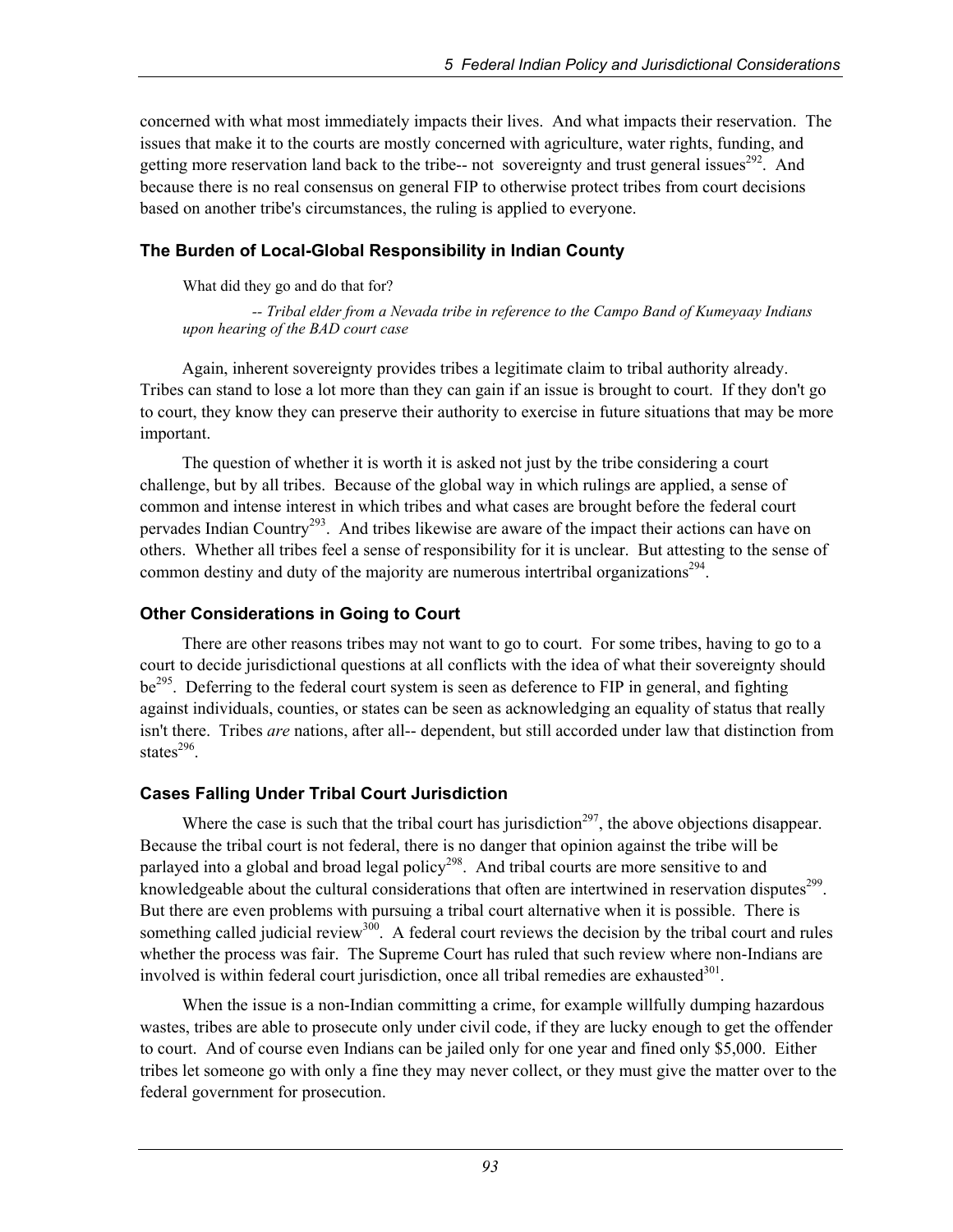concerned with what most immediately impacts their lives. And what impacts their reservation. The issues that make it to the courts are mostly concerned with agriculture, water rights, funding, and getting more reservation land back to the tribe-- not sovereignty and trust general issues[292]. And because there is no real consensus on general FIP to otherwise protect tribes from court decisions based on another tribe's circumstances, the ruling is applied to everyone.

### The Burden of Local-Global Responsibility in Indian County

> What did they go and do that for?
>
> *-- Tribal elder from a Nevada tribe in reference to the Campo Band of Kumeyaay Indians upon hearing of the BAD court case*

Again, inherent sovereignty provides tribes a legitimate claim to tribal authority already. Tribes can stand to lose a lot more than they can gain if an issue is brought to court. If they don't go to court, they know they can preserve their authority to exercise in future situations that may be more important.

The question of whether it is worth it is asked not just by the tribe considering a court challenge, but by all tribes. Because of the global way in which rulings are applied, a sense of common and intense interest in which tribes and what cases are brought before the federal court pervades Indian Country[293]. And tribes likewise are aware of the impact their actions can have on others. Whether all tribes feel a sense of responsibility for it is unclear. But attesting to the sense of common destiny and duty of the majority are numerous intertribal organizations[294].

### Other Considerations in Going to Court

There are other reasons tribes may not want to go to court. For some tribes, having to go to a court to decide jurisdictional questions at all conflicts with the idea of what their sovereignty should be[295]. Deferring to the federal court system is seen as deference to FIP in general, and fighting against individuals, counties, or states can be seen as acknowledging an equality of status that really isn't there. Tribes *are* nations, after all-- dependent, but still accorded under law that distinction from states[296].

### Cases Falling Under Tribal Court Jurisdiction

Where the case is such that the tribal court has jurisdiction[297], the above objections disappear. Because the tribal court is not federal, there is no danger that opinion against the tribe will be parlayed into a global and broad legal policy[298]. And tribal courts are more sensitive to and knowledgeable about the cultural considerations that often are intertwined in reservation disputes[299]. But there are even problems with pursuing a tribal court alternative when it is possible. There is something called judicial review[300]. A federal court reviews the decision by the tribal court and rules whether the process was fair. The Supreme Court has ruled that such review where non-Indians are involved is within federal court jurisdiction, once all tribal remedies are exhausted[301].

When the issue is a non-Indian committing a crime, for example willfully dumping hazardous wastes, tribes are able to prosecute only under civil code, if they are lucky enough to get the offender to court. And of course even Indians can be jailed only for one year and fined only $5,000. Either tribes let someone go with only a fine they may never collect, or they must give the matter over to the federal government for prosecution.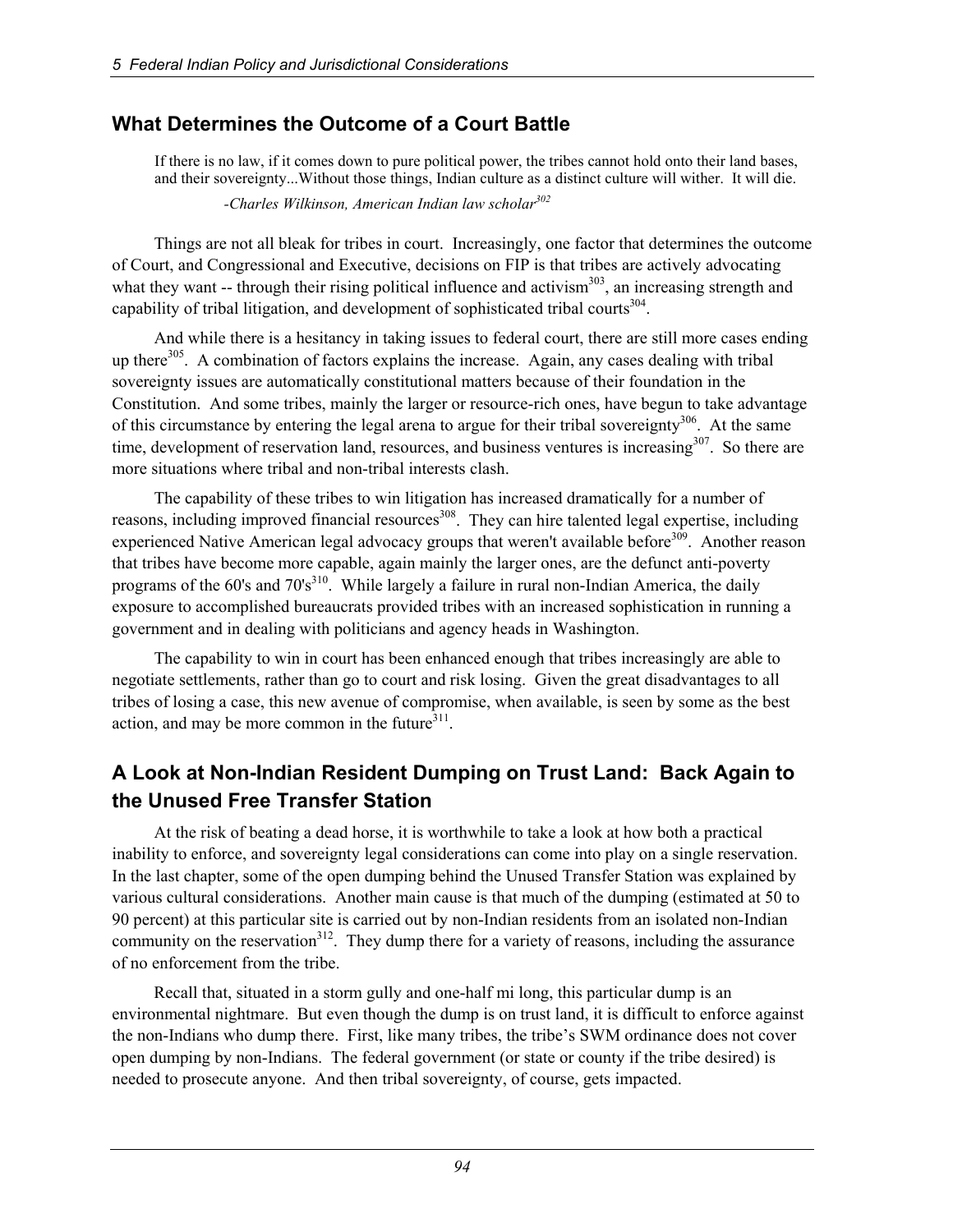## What Determines the Outcome of a Court Battle

> If there is no law, if it comes down to pure political power, the tribes cannot hold onto their land bases, and their sovereignty...Without those things, Indian culture as a distinct culture will wither. It will die.
>
> *-Charles Wilkinson, American Indian law scholar*[302]

Things are not all bleak for tribes in court. Increasingly, one factor that determines the outcome of Court, and Congressional and Executive, decisions on FIP is that tribes are actively advocating what they want -- through their rising political influence and activism[303], an increasing strength and capability of tribal litigation, and development of sophisticated tribal courts[304].

And while there is a hesitancy in taking issues to federal court, there are still more cases ending up there[305]. A combination of factors explains the increase. Again, any cases dealing with tribal sovereignty issues are automatically constitutional matters because of their foundation in the Constitution. And some tribes, mainly the larger or resource-rich ones, have begun to take advantage of this circumstance by entering the legal arena to argue for their tribal sovereignty[306]. At the same time, development of reservation land, resources, and business ventures is increasing[307]. So there are more situations where tribal and non-tribal interests clash.

The capability of these tribes to win litigation has increased dramatically for a number of reasons, including improved financial resources[308]. They can hire talented legal expertise, including experienced Native American legal advocacy groups that weren't available before[309]. Another reason that tribes have become more capable, again mainly the larger ones, are the defunct anti-poverty programs of the 60's and 70's[310]. While largely a failure in rural non-Indian America, the daily exposure to accomplished bureaucrats provided tribes with an increased sophistication in running a government and in dealing with politicians and agency heads in Washington.

The capability to win in court has been enhanced enough that tribes increasingly are able to negotiate settlements, rather than go to court and risk losing. Given the great disadvantages to all tribes of losing a case, this new avenue of compromise, when available, is seen by some as the best action, and may be more common in the future[311].

## A Look at Non-Indian Resident Dumping on Trust Land: Back Again to the Unused Free Transfer Station

At the risk of beating a dead horse, it is worthwhile to take a look at how both a practical inability to enforce, and sovereignty legal considerations can come into play on a single reservation. In the last chapter, some of the open dumping behind the Unused Transfer Station was explained by various cultural considerations. Another main cause is that much of the dumping (estimated at 50 to 90 percent) at this particular site is carried out by non-Indian residents from an isolated non-Indian community on the reservation[312]. They dump there for a variety of reasons, including the assurance of no enforcement from the tribe.

Recall that, situated in a storm gully and one-half mi long, this particular dump is an environmental nightmare. But even though the dump is on trust land, it is difficult to enforce against the non-Indians who dump there. First, like many tribes, the tribe's SWM ordinance does not cover open dumping by non-Indians. The federal government (or state or county if the tribe desired) is needed to prosecute anyone. And then tribal sovereignty, of course, gets impacted.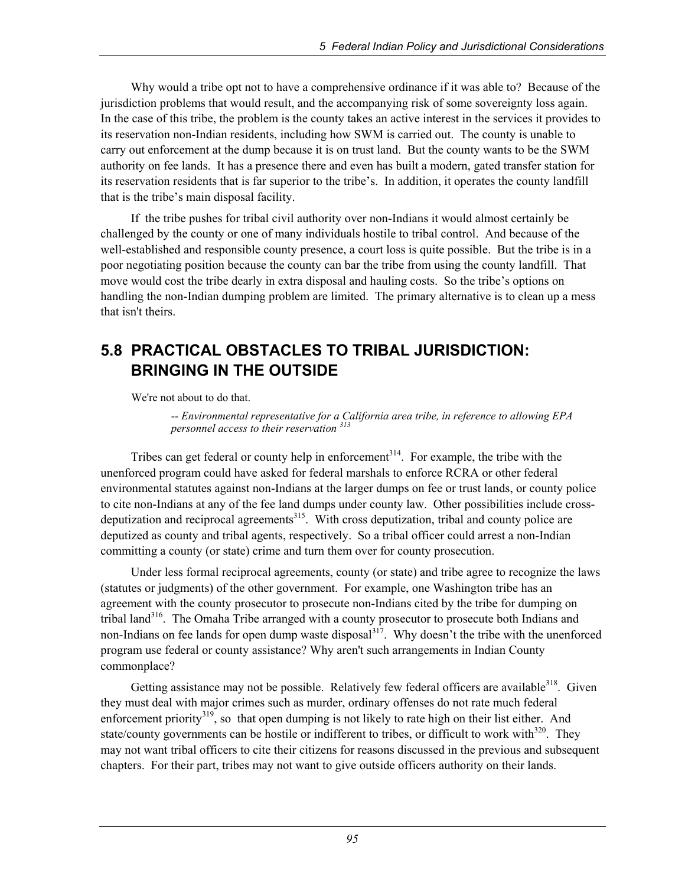Why would a tribe opt not to have a comprehensive ordinance if it was able to? Because of the jurisdiction problems that would result, and the accompanying risk of some sovereignty loss again. In the case of this tribe, the problem is the county takes an active interest in the services it provides to its reservation non-Indian residents, including how SWM is carried out. The county is unable to carry out enforcement at the dump because it is on trust land. But the county wants to be the SWM authority on fee lands. It has a presence there and even has built a modern, gated transfer station for its reservation residents that is far superior to the tribe's. In addition, it operates the county landfill that is the tribe's main disposal facility.

If the tribe pushes for tribal civil authority over non-Indians it would almost certainly be challenged by the county or one of many individuals hostile to tribal control. And because of the well-established and responsible county presence, a court loss is quite possible. But the tribe is in a poor negotiating position because the county can bar the tribe from using the county landfill. That move would cost the tribe dearly in extra disposal and hauling costs. So the tribe's options on handling the non-Indian dumping problem are limited. The primary alternative is to clean up a mess that isn't theirs.

## 5.8 PRACTICAL OBSTACLES TO TRIBAL JURISDICTION: BRINGING IN THE OUTSIDE

We're not about to do that.

> *-- Environmental representative for a California area tribe, in reference to allowing EPA personnel access to their reservation* [313]

Tribes can get federal or county help in enforcement[314]. For example, the tribe with the unenforced program could have asked for federal marshals to enforce RCRA or other federal environmental statutes against non-Indians at the larger dumps on fee or trust lands, or county police to cite non-Indians at any of the fee land dumps under county law. Other possibilities include cross-deputization and reciprocal agreements[315]. With cross deputization, tribal and county police are deputized as county and tribal agents, respectively. So a tribal officer could arrest a non-Indian committing a county (or state) crime and turn them over for county prosecution.

Under less formal reciprocal agreements, county (or state) and tribe agree to recognize the laws (statutes or judgments) of the other government. For example, one Washington tribe has an agreement with the county prosecutor to prosecute non-Indians cited by the tribe for dumping on tribal land[316]. The Omaha Tribe arranged with a county prosecutor to prosecute both Indians and non-Indians on fee lands for open dump waste disposal[317]. Why doesn't the tribe with the unenforced program use federal or county assistance? Why aren't such arrangements in Indian County commonplace?

Getting assistance may not be possible. Relatively few federal officers are available[318]. Given they must deal with major crimes such as murder, ordinary offenses do not rate much federal enforcement priority[319], so that open dumping is not likely to rate high on their list either. And state/county governments can be hostile or indifferent to tribes, or difficult to work with[320]. They may not want tribal officers to cite their citizens for reasons discussed in the previous and subsequent chapters. For their part, tribes may not want to give outside officers authority on their lands.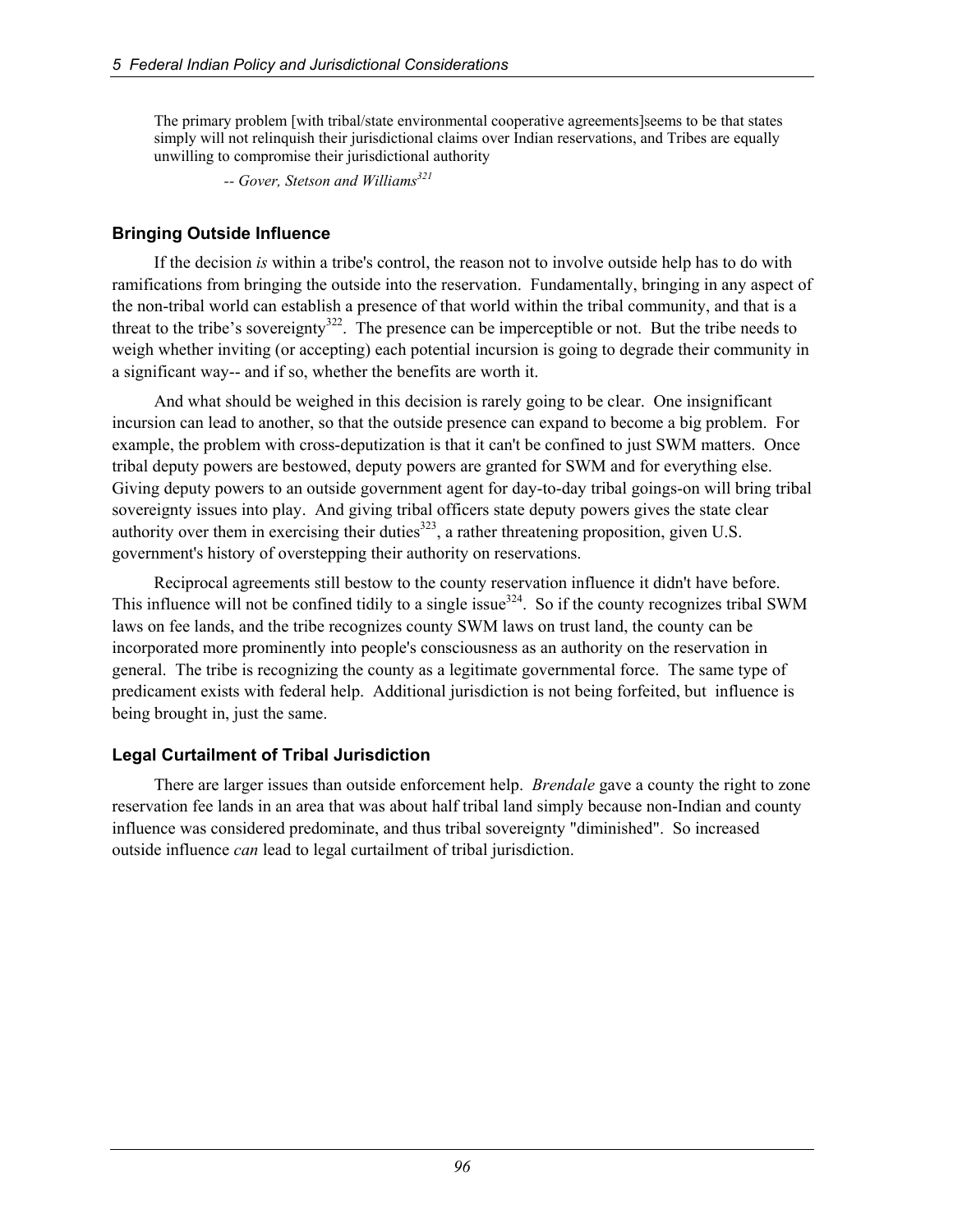> The primary problem [with tribal/state environmental cooperative agreements]seems to be that states simply will not relinquish their jurisdictional claims over Indian reservations, and Tribes are equally unwilling to compromise their jurisdictional authority
>
> *-- Gover, Stetson and Williams*[321]

### Bringing Outside Influence

If the decision *is* within a tribe's control, the reason not to involve outside help has to do with ramifications from bringing the outside into the reservation. Fundamentally, bringing in any aspect of the non-tribal world can establish a presence of that world within the tribal community, and that is a threat to the tribe's sovereignty[322]. The presence can be imperceptible or not. But the tribe needs to weigh whether inviting (or accepting) each potential incursion is going to degrade their community in a significant way-- and if so, whether the benefits are worth it.

And what should be weighed in this decision is rarely going to be clear. One insignificant incursion can lead to another, so that the outside presence can expand to become a big problem. For example, the problem with cross-deputization is that it can't be confined to just SWM matters. Once tribal deputy powers are bestowed, deputy powers are granted for SWM and for everything else. Giving deputy powers to an outside government agent for day-to-day tribal goings-on will bring tribal sovereignty issues into play. And giving tribal officers state deputy powers gives the state clear authority over them in exercising their duties[323], a rather threatening proposition, given U.S. government's history of overstepping their authority on reservations.

Reciprocal agreements still bestow to the county reservation influence it didn't have before. This influence will not be confined tidily to a single issue[324]. So if the county recognizes tribal SWM laws on fee lands, and the tribe recognizes county SWM laws on trust land, the county can be incorporated more prominently into people's consciousness as an authority on the reservation in general. The tribe is recognizing the county as a legitimate governmental force. The same type of predicament exists with federal help. Additional jurisdiction is not being forfeited, but influence is being brought in, just the same.

### Legal Curtailment of Tribal Jurisdiction

There are larger issues than outside enforcement help. *Brendale* gave a county the right to zone reservation fee lands in an area that was about half tribal land simply because non-Indian and county influence was considered predominate, and thus tribal sovereignty "diminished". So increased outside influence *can* lead to legal curtailment of tribal jurisdiction.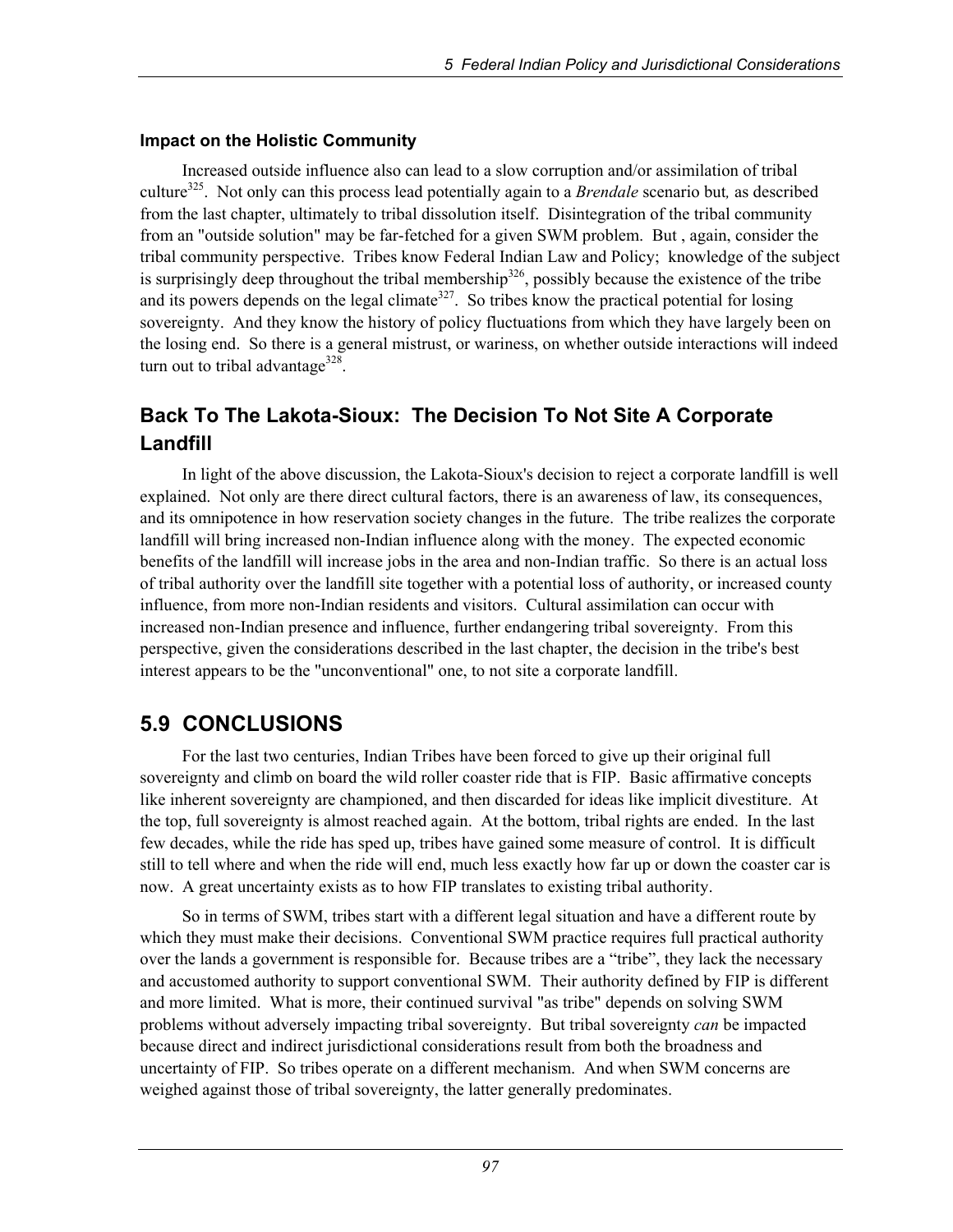### Impact on the Holistic Community

Increased outside influence also can lead to a slow corruption and/or assimilation of tribal culture[325]. Not only can this process lead potentially again to a *Brendale* scenario but*,* as described from the last chapter, ultimately to tribal dissolution itself. Disintegration of the tribal community from an "outside solution" may be far-fetched for a given SWM problem. But , again, consider the tribal community perspective. Tribes know Federal Indian Law and Policy; knowledge of the subject is surprisingly deep throughout the tribal membership[326], possibly because the existence of the tribe and its powers depends on the legal climate[327]. So tribes know the practical potential for losing sovereignty. And they know the history of policy fluctuations from which they have largely been on the losing end. So there is a general mistrust, or wariness, on whether outside interactions will indeed turn out to tribal advantage[328].

## Back To The Lakota-Sioux: The Decision To Not Site A Corporate Landfill

In light of the above discussion, the Lakota-Sioux's decision to reject a corporate landfill is well explained. Not only are there direct cultural factors, there is an awareness of law, its consequences, and its omnipotence in how reservation society changes in the future. The tribe realizes the corporate landfill will bring increased non-Indian influence along with the money. The expected economic benefits of the landfill will increase jobs in the area and non-Indian traffic. So there is an actual loss of tribal authority over the landfill site together with a potential loss of authority, or increased county influence, from more non-Indian residents and visitors. Cultural assimilation can occur with increased non-Indian presence and influence, further endangering tribal sovereignty. From this perspective, given the considerations described in the last chapter, the decision in the tribe's best interest appears to be the "unconventional" one, to not site a corporate landfill.

# 5.9 CONCLUSIONS

For the last two centuries, Indian Tribes have been forced to give up their original full sovereignty and climb on board the wild roller coaster ride that is FIP. Basic affirmative concepts like inherent sovereignty are championed, and then discarded for ideas like implicit divestiture. At the top, full sovereignty is almost reached again. At the bottom, tribal rights are ended. In the last few decades, while the ride has sped up, tribes have gained some measure of control. It is difficult still to tell where and when the ride will end, much less exactly how far up or down the coaster car is now. A great uncertainty exists as to how FIP translates to existing tribal authority.

So in terms of SWM, tribes start with a different legal situation and have a different route by which they must make their decisions. Conventional SWM practice requires full practical authority over the lands a government is responsible for. Because tribes are a "tribe", they lack the necessary and accustomed authority to support conventional SWM. Their authority defined by FIP is different and more limited. What is more, their continued survival "as tribe" depends on solving SWM problems without adversely impacting tribal sovereignty. But tribal sovereignty *can* be impacted because direct and indirect jurisdictional considerations result from both the broadness and uncertainty of FIP. So tribes operate on a different mechanism. And when SWM concerns are weighed against those of tribal sovereignty, the latter generally predominates.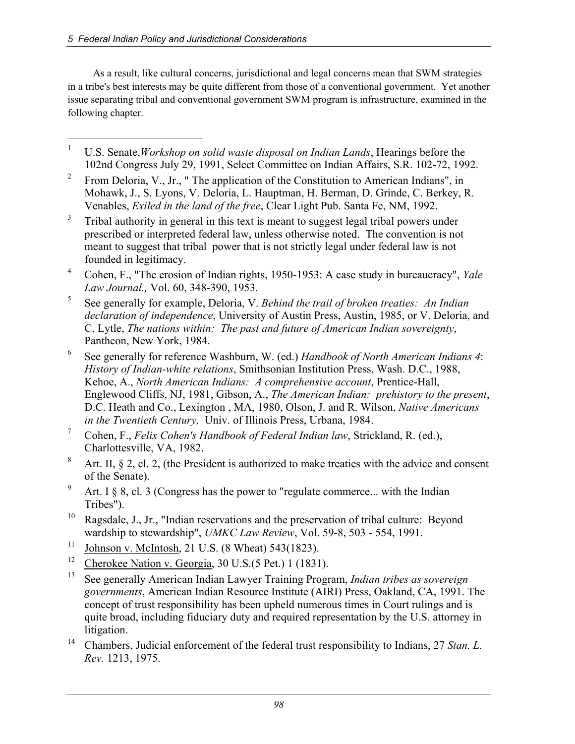As a result, like cultural concerns, jurisdictional and legal concerns mean that SWM strategies in a tribe's best interests may be quite different from those of a conventional government. Yet another issue separating tribal and conventional government SWM program is infrastructure, examined in the following chapter.

---

[1] U.S. Senate,*Workshop on solid waste disposal on Indian Lands*, Hearings before the 102nd Congress July 29, 1991, Select Committee on Indian Affairs, S.R. 102-72, 1992.

[2] From Deloria, V., Jr., " The application of the Constitution to American Indians", in Mohawk, J., S. Lyons, V. Deloria, L. Hauptman, H. Berman, D. Grinde, C. Berkey, R. Venables, *Exiled in the land of the free*, Clear Light Pub. Santa Fe, NM, 1992.

[3] Tribal authority in general in this text is meant to suggest legal tribal powers under prescribed or interpreted federal law, unless otherwise noted. The convention is not meant to suggest that tribal power that is not strictly legal under federal law is not founded in legitimacy.

[4] Cohen, F., "The erosion of Indian rights, 1950-1953: A case study in bureaucracy", *Yale Law Journal.,* Vol. 60, 348-390, 1953.

[5] See generally for example, Deloria, V. *Behind the trail of broken treaties: An Indian declaration of independence*, University of Austin Press, Austin, 1985, or V. Deloria, and C. Lytle, *The nations within: The past and future of American Indian sovereignty*, Pantheon, New York, 1984.

[6] See generally for reference Washburn, W. (ed.) *Handbook of North American Indians 4*: *History of Indian-white relations*, Smithsonian Institution Press, Wash. D.C., 1988, Kehoe, A., *North American Indians: A comprehensive account*, Prentice-Hall, Englewood Cliffs, NJ, 1981, Gibson, A., *The American Indian: prehistory to the present*, D.C. Heath and Co., Lexington , MA, 1980, Olson, J. and R. Wilson, *Native Americans in the Twentieth Century,* Univ. of Illinois Press, Urbana, 1984.

[7] Cohen, F., *Felix Cohen's Handbook of Federal Indian law*, Strickland, R. (ed.), Charlottesville, VA, 1982.

[8] Art. II, § 2, cl. 2, (the President is authorized to make treaties with the advice and consent of the Senate).

[9] Art. I § 8, cl. 3 (Congress has the power to "regulate commerce... with the Indian Tribes").

[10] Ragsdale, J., Jr., "Indian reservations and the preservation of tribal culture: Beyond wardship to stewardship", *UMKC Law Review*, Vol. 59-8, 503 - 554, 1991.

[11] Johnson v. McIntosh, 21 U.S. (8 Wheat) 543(1823).

[12] Cherokee Nation v. Georgia, 30 U.S.(5 Pet.) 1 (1831).

[13] See generally American Indian Lawyer Training Program, *Indian tribes as sovereign governments*, American Indian Resource Institute (AIRI) Press, Oakland, CA, 1991. The concept of trust responsibility has been upheld numerous times in Court rulings and is quite broad, including fiduciary duty and required representation by the U.S. attorney in litigation.

[14] Chambers, Judicial enforcement of the federal trust responsibility to Indians, 27 *Stan. L. Rev.* 1213, 1975.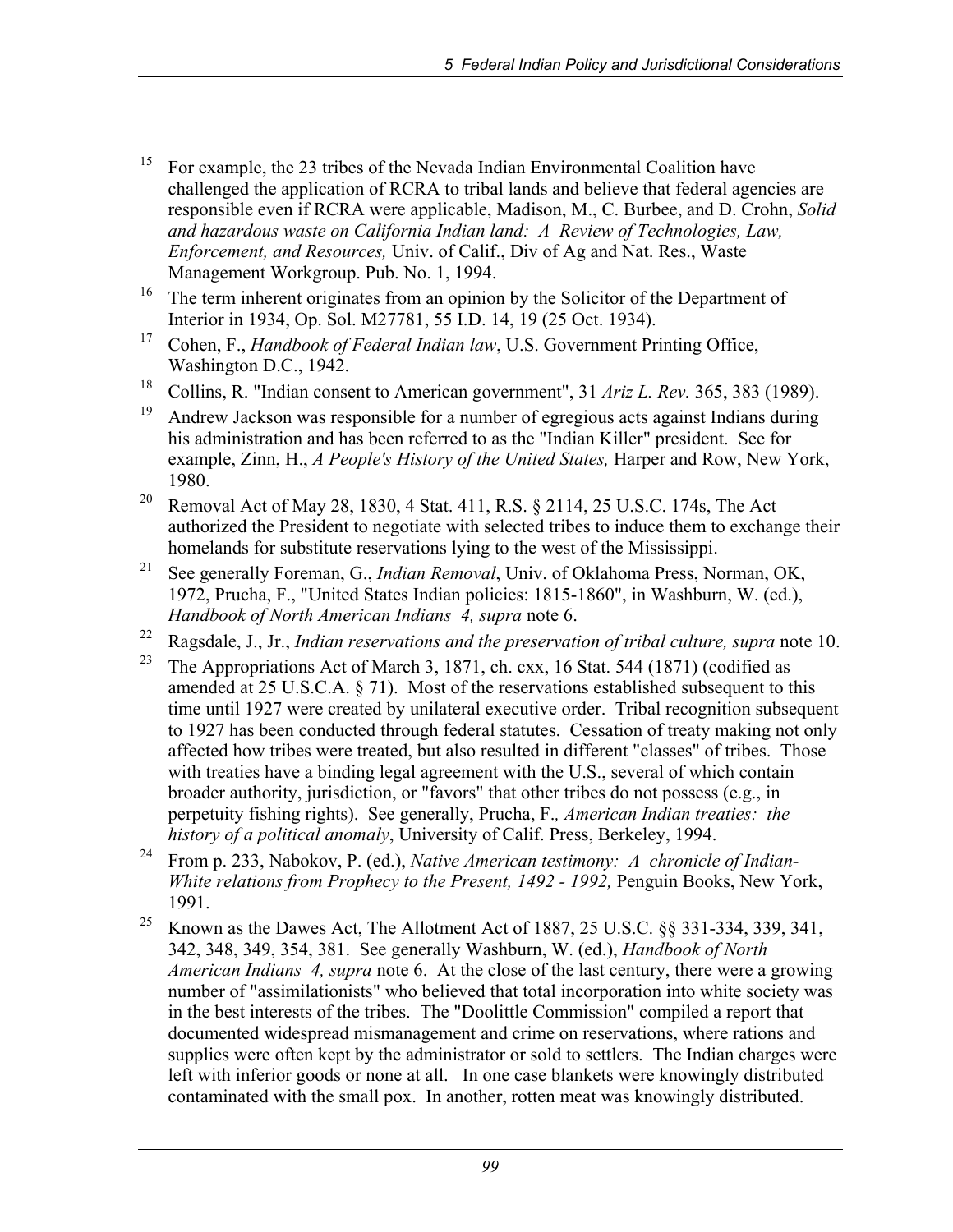[15] For example, the 23 tribes of the Nevada Indian Environmental Coalition have challenged the application of RCRA to tribal lands and believe that federal agencies are responsible even if RCRA were applicable, Madison, M., C. Burbee, and D. Crohn, *Solid and hazardous waste on California Indian land: A Review of Technologies, Law, Enforcement, and Resources,* Univ. of Calif., Div of Ag and Nat. Res., Waste Management Workgroup. Pub. No. 1, 1994.

[16] The term inherent originates from an opinion by the Solicitor of the Department of Interior in 1934, Op. Sol. M27781, 55 I.D. 14, 19 (25 Oct. 1934).

[17] Cohen, F., *Handbook of Federal Indian law*, U.S. Government Printing Office, Washington D.C., 1942.

[18] Collins, R. "Indian consent to American government", 31 *Ariz L. Rev.* 365, 383 (1989).

[19] Andrew Jackson was responsible for a number of egregious acts against Indians during his administration and has been referred to as the "Indian Killer" president. See for example, Zinn, H., *A People's History of the United States,* Harper and Row, New York, 1980.

[20] Removal Act of May 28, 1830, 4 Stat. 411, R.S. § 2114, 25 U.S.C. 174s, The Act authorized the President to negotiate with selected tribes to induce them to exchange their homelands for substitute reservations lying to the west of the Mississippi.

[21] See generally Foreman, G., *Indian Removal*, Univ. of Oklahoma Press, Norman, OK, 1972, Prucha, F., "United States Indian policies: 1815-1860", in Washburn, W. (ed.), *Handbook of North American Indians 4, supra* note 6.

[22] Ragsdale, J., Jr., *Indian reservations and the preservation of tribal culture, supra* note 10.

[23] The Appropriations Act of March 3, 1871, ch. cxx, 16 Stat. 544 (1871) (codified as amended at 25 U.S.C.A. § 71). Most of the reservations established subsequent to this time until 1927 were created by unilateral executive order. Tribal recognition subsequent to 1927 has been conducted through federal statutes. Cessation of treaty making not only affected how tribes were treated, but also resulted in different "classes" of tribes. Those with treaties have a binding legal agreement with the U.S., several of which contain broader authority, jurisdiction, or "favors" that other tribes do not possess (e.g., in perpetuity fishing rights). See generally, Prucha, F*., American Indian treaties: the history of a political anomaly*, University of Calif. Press, Berkeley, 1994.

[24] From p. 233, Nabokov, P. (ed.), *Native American testimony: A chronicle of Indian-White relations from Prophecy to the Present, 1492 - 1992,* Penguin Books, New York, 1991.

[25] Known as the Dawes Act, The Allotment Act of 1887, 25 U.S.C. §§ 331-334, 339, 341, 342, 348, 349, 354, 381. See generally Washburn, W. (ed.), *Handbook of North American Indians 4, supra* note 6. At the close of the last century, there were a growing number of "assimilationists" who believed that total incorporation into white society was in the best interests of the tribes. The "Doolittle Commission" compiled a report that documented widespread mismanagement and crime on reservations, where rations and supplies were often kept by the administrator or sold to settlers. The Indian charges were left with inferior goods or none at all. In one case blankets were knowingly distributed contaminated with the small pox. In another, rotten meat was knowingly distributed.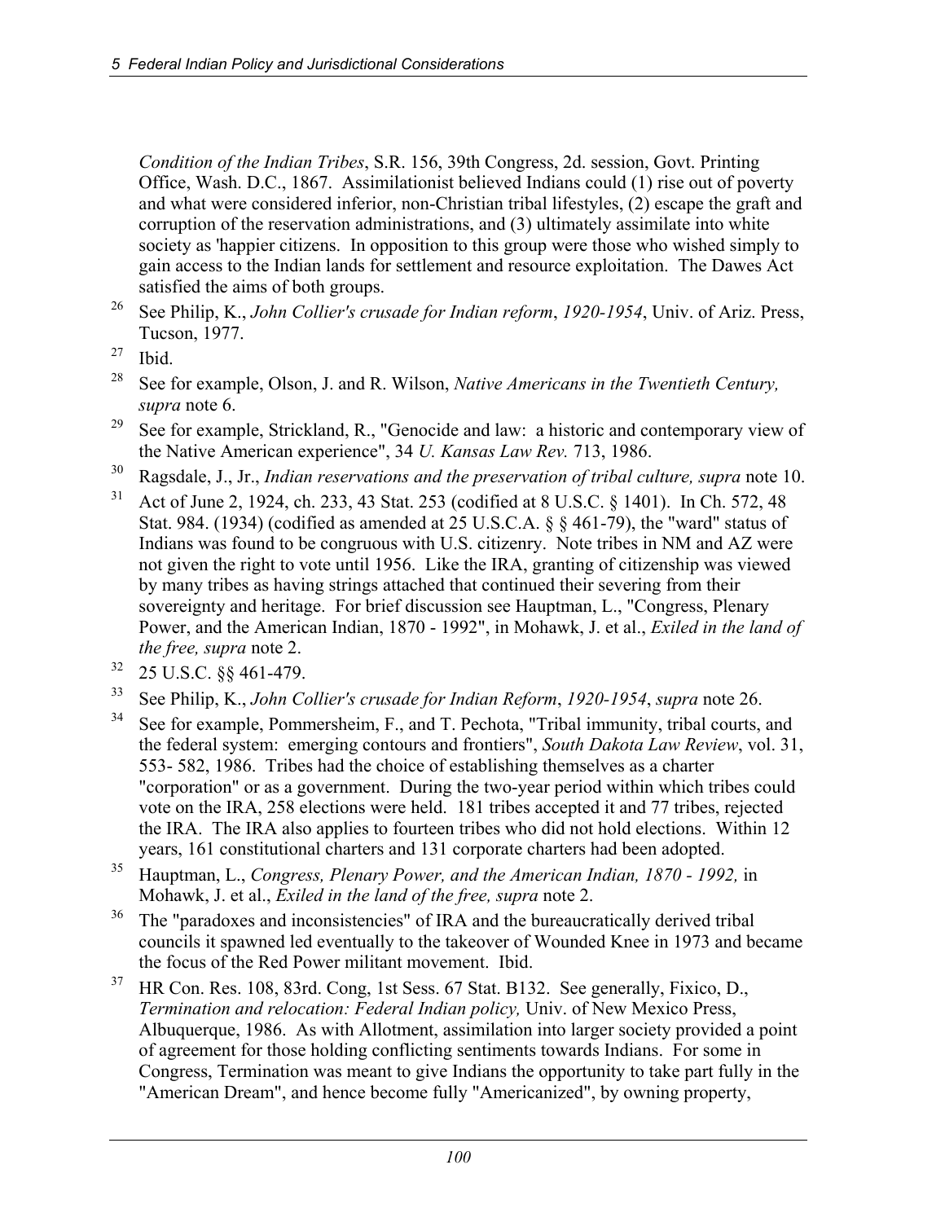*Condition of the Indian Tribes*, S.R. 156, 39th Congress, 2d. session, Govt. Printing Office, Wash. D.C., 1867. Assimilationist believed Indians could (1) rise out of poverty and what were considered inferior, non-Christian tribal lifestyles, (2) escape the graft and corruption of the reservation administrations, and (3) ultimately assimilate into white society as 'happier citizens. In opposition to this group were those who wished simply to gain access to the Indian lands for settlement and resource exploitation. The Dawes Act satisfied the aims of both groups.

[26] See Philip, K., *John Collier's crusade for Indian reform*, *1920-1954*, Univ. of Ariz. Press, Tucson, 1977.

[27] Ibid.

[28] See for example, Olson, J. and R. Wilson, *Native Americans in the Twentieth Century, supra* note 6.

[29] See for example, Strickland, R., "Genocide and law: a historic and contemporary view of the Native American experience", 34 *U. Kansas Law Rev.* 713, 1986.

[30] Ragsdale, J., Jr., *Indian reservations and the preservation of tribal culture, supra* note 10.

[31] Act of June 2, 1924, ch. 233, 43 Stat. 253 (codified at 8 U.S.C. § 1401). In Ch. 572, 48 Stat. 984. (1934) (codified as amended at 25 U.S.C.A. § § 461-79), the "ward" status of Indians was found to be congruous with U.S. citizenry. Note tribes in NM and AZ were not given the right to vote until 1956. Like the IRA, granting of citizenship was viewed by many tribes as having strings attached that continued their severing from their sovereignty and heritage. For brief discussion see Hauptman, L., "Congress, Plenary Power, and the American Indian, 1870 - 1992", in Mohawk, J. et al., *Exiled in the land of the free, supra* note 2.

[32] 25 U.S.C. §§ 461-479.

[33] See Philip, K., *John Collier's crusade for Indian Reform*, *1920-1954*, *supra* note 26.

[34] See for example, Pommersheim, F., and T. Pechota, "Tribal immunity, tribal courts, and the federal system: emerging contours and frontiers", *South Dakota Law Review*, vol. 31, 553- 582, 1986. Tribes had the choice of establishing themselves as a charter "corporation" or as a government. During the two-year period within which tribes could vote on the IRA, 258 elections were held. 181 tribes accepted it and 77 tribes, rejected the IRA. The IRA also applies to fourteen tribes who did not hold elections. Within 12 years, 161 constitutional charters and 131 corporate charters had been adopted.

[35] Hauptman, L., *Congress, Plenary Power, and the American Indian, 1870 - 1992,* in Mohawk, J. et al., *Exiled in the land of the free, supra* note 2.

[36] The "paradoxes and inconsistencies" of IRA and the bureaucratically derived tribal councils it spawned led eventually to the takeover of Wounded Knee in 1973 and became the focus of the Red Power militant movement. Ibid.

[37] HR Con. Res. 108, 83rd. Cong, 1st Sess. 67 Stat. B132. See generally, Fixico, D., *Termination and relocation: Federal Indian policy,* Univ. of New Mexico Press, Albuquerque, 1986. As with Allotment, assimilation into larger society provided a point of agreement for those holding conflicting sentiments towards Indians. For some in Congress, Termination was meant to give Indians the opportunity to take part fully in the "American Dream", and hence become fully "Americanized", by owning property,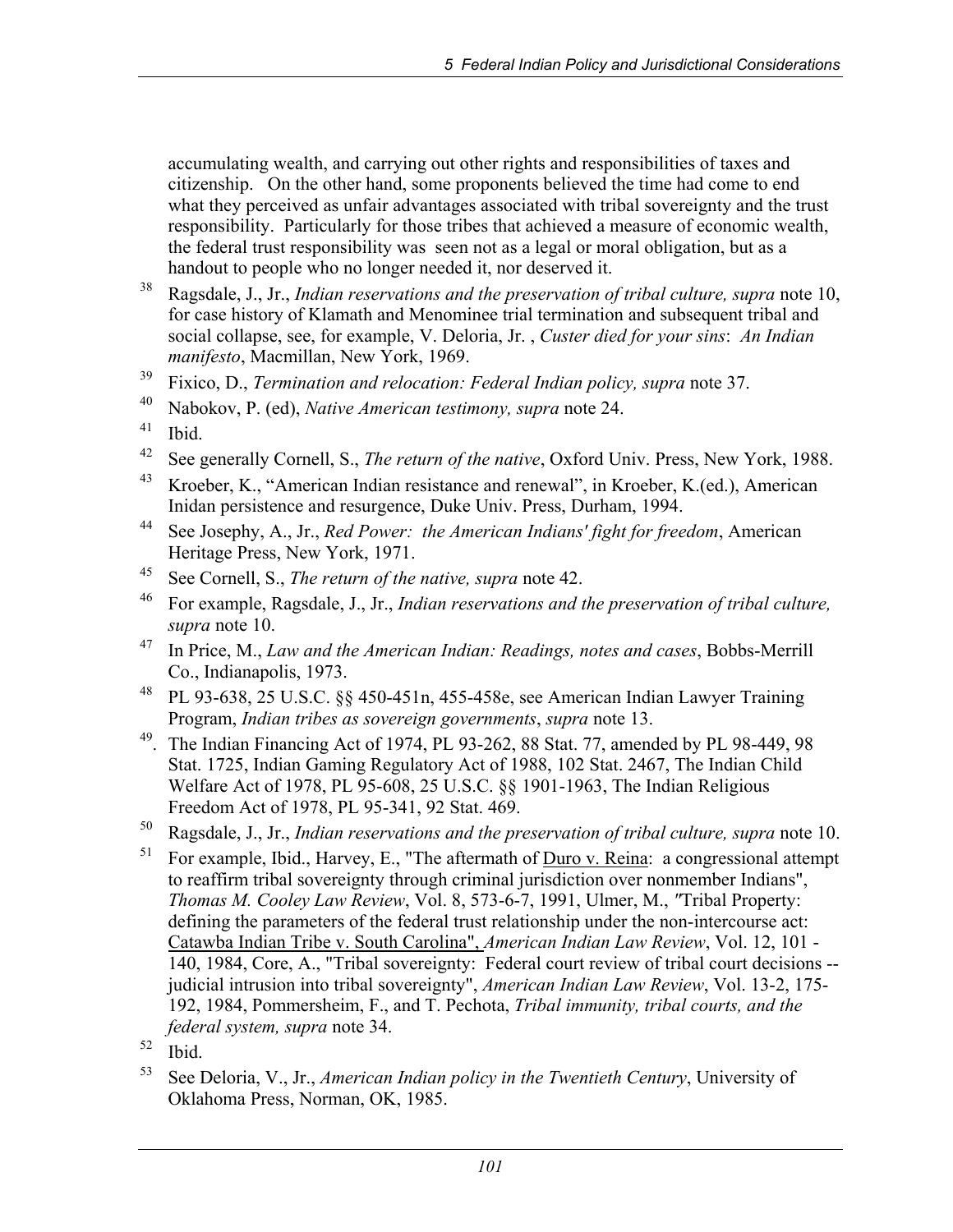accumulating wealth, and carrying out other rights and responsibilities of taxes and citizenship. On the other hand, some proponents believed the time had come to end what they perceived as unfair advantages associated with tribal sovereignty and the trust responsibility. Particularly for those tribes that achieved a measure of economic wealth, the federal trust responsibility was seen not as a legal or moral obligation, but as a handout to people who no longer needed it, nor deserved it.

[38] Ragsdale, J., Jr., *Indian reservations and the preservation of tribal culture, supra* note 10, for case history of Klamath and Menominee trial termination and subsequent tribal and social collapse, see, for example, V. Deloria, Jr. , *Custer died for your sins*: *An Indian manifesto*, Macmillan, New York, 1969.

[39] Fixico, D., *Termination and relocation: Federal Indian policy, supra* note 37.

[40] Nabokov, P. (ed), *Native American testimony, supra* note 24.

[41] Ibid.

[42] See generally Cornell, S., *The return of the native*, Oxford Univ. Press, New York, 1988.

[43] Kroeber, K., "American Indian resistance and renewal", in Kroeber, K.(ed.), American Inidan persistence and resurgence, Duke Univ. Press, Durham, 1994.

[44] See Josephy, A., Jr., *Red Power: the American Indians' fight for freedom*, American Heritage Press, New York, 1971.

[45] See Cornell, S., *The return of the native, supra* note 42.

[46] For example, Ragsdale, J., Jr., *Indian reservations and the preservation of tribal culture, supra* note 10.

[47] In Price, M., *Law and the American Indian: Readings, notes and cases*, Bobbs-Merrill Co., Indianapolis, 1973.

[48] PL 93-638, 25 U.S.C. §§ 450-451n, 455-458e, see American Indian Lawyer Training Program, *Indian tribes as sovereign governments*, *supra* note 13.

[49]. The Indian Financing Act of 1974, PL 93-262, 88 Stat. 77, amended by PL 98-449, 98 Stat. 1725, Indian Gaming Regulatory Act of 1988, 102 Stat. 2467, The Indian Child Welfare Act of 1978, PL 95-608, 25 U.S.C. §§ 1901-1963, The Indian Religious Freedom Act of 1978, PL 95-341, 92 Stat. 469.

[50] Ragsdale, J., Jr., *Indian reservations and the preservation of tribal culture, supra* note 10.

[51] For example, Ibid., Harvey, E., "The aftermath of Duro v. Reina: a congressional attempt to reaffirm tribal sovereignty through criminal jurisdiction over nonmember Indians", *Thomas M. Cooley Law Review*, Vol. 8, 573-6-7, 1991, Ulmer, M., "Tribal Property: defining the parameters of the federal trust relationship under the non-intercourse act: Catawba Indian Tribe v. South Carolina", *American Indian Law Review*, Vol. 12, 101 - 140, 1984, Core, A., "Tribal sovereignty: Federal court review of tribal court decisions -- judicial intrusion into tribal sovereignty", *American Indian Law Review*, Vol. 13-2, 175-192, 1984, Pommersheim, F., and T. Pechota, *Tribal immunity, tribal courts, and the federal system, supra* note 34.

[52] Ibid.

[53] See Deloria, V., Jr., *American Indian policy in the Twentieth Century*, University of Oklahoma Press, Norman, OK, 1985.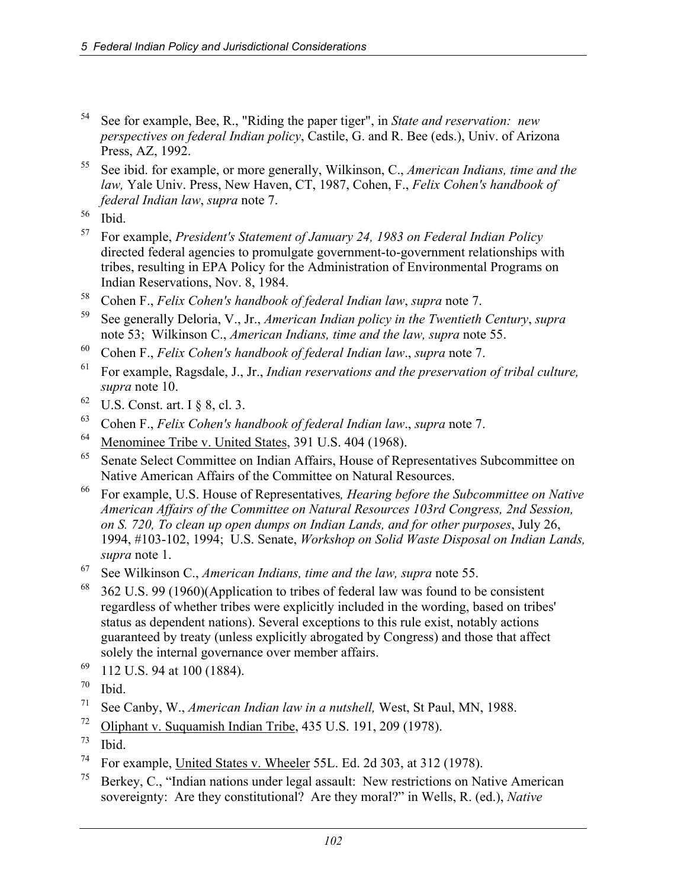[54] See for example, Bee, R., "Riding the paper tiger", in *State and reservation: new perspectives on federal Indian policy*, Castile, G. and R. Bee (eds.), Univ. of Arizona Press, AZ, 1992.

[55] See ibid. for example, or more generally, Wilkinson, C., *American Indians, time and the law,* Yale Univ. Press, New Haven, CT, 1987, Cohen, F., *Felix Cohen's handbook of federal Indian law*, *supra* note 7.

[56] Ibid.

[57] For example, *President's Statement of January 24, 1983 on Federal Indian Policy* directed federal agencies to promulgate government-to-government relationships with tribes, resulting in EPA Policy for the Administration of Environmental Programs on Indian Reservations, Nov. 8, 1984.

[58] Cohen F., *Felix Cohen's handbook of federal Indian law*, *supra* note 7.

[59] See generally Deloria, V., Jr., *American Indian policy in the Twentieth Century*, *supra* note 53; Wilkinson C., *American Indians, time and the law, supra* note 55.

[60] Cohen F., *Felix Cohen's handbook of federal Indian law*., *supra* note 7.

[61] For example, Ragsdale, J., Jr., *Indian reservations and the preservation of tribal culture, supra* note 10.

[62] U.S. Const. art. I § 8, cl. 3.

[63] Cohen F., *Felix Cohen's handbook of federal Indian law*., *supra* note 7.

[64] Menominee Tribe v. United States, 391 U.S. 404 (1968).

[65] Senate Select Committee on Indian Affairs, House of Representatives Subcommittee on Native American Affairs of the Committee on Natural Resources.

[66] For example, U.S. House of Representatives*, Hearing before the Subcommittee on Native American Affairs of the Committee on Natural Resources 103rd Congress, 2nd Session, on S. 720, To clean up open dumps on Indian Lands, and for other purposes*, July 26, 1994, #103-102, 1994; U.S. Senate, *Workshop on Solid Waste Disposal on Indian Lands, supra* note 1.

[67] See Wilkinson C., *American Indians, time and the law, supra* note 55.

[68] 362 U.S. 99 (1960)(Application to tribes of federal law was found to be consistent regardless of whether tribes were explicitly included in the wording, based on tribes' status as dependent nations). Several exceptions to this rule exist, notably actions guaranteed by treaty (unless explicitly abrogated by Congress) and those that affect solely the internal governance over member affairs.

[69] 112 U.S. 94 at 100 (1884).

[70] Ibid.

[71] See Canby, W., *American Indian law in a nutshell,* West, St Paul, MN, 1988.

[72] Oliphant v. Suquamish Indian Tribe, 435 U.S. 191, 209 (1978).

[73] Ibid.

[74] For example, United States v. Wheeler 55L. Ed. 2d 303, at 312 (1978).

[75] Berkey, C., "Indian nations under legal assault: New restrictions on Native American sovereignty: Are they constitutional? Are they moral?" in Wells, R. (ed.), *Native*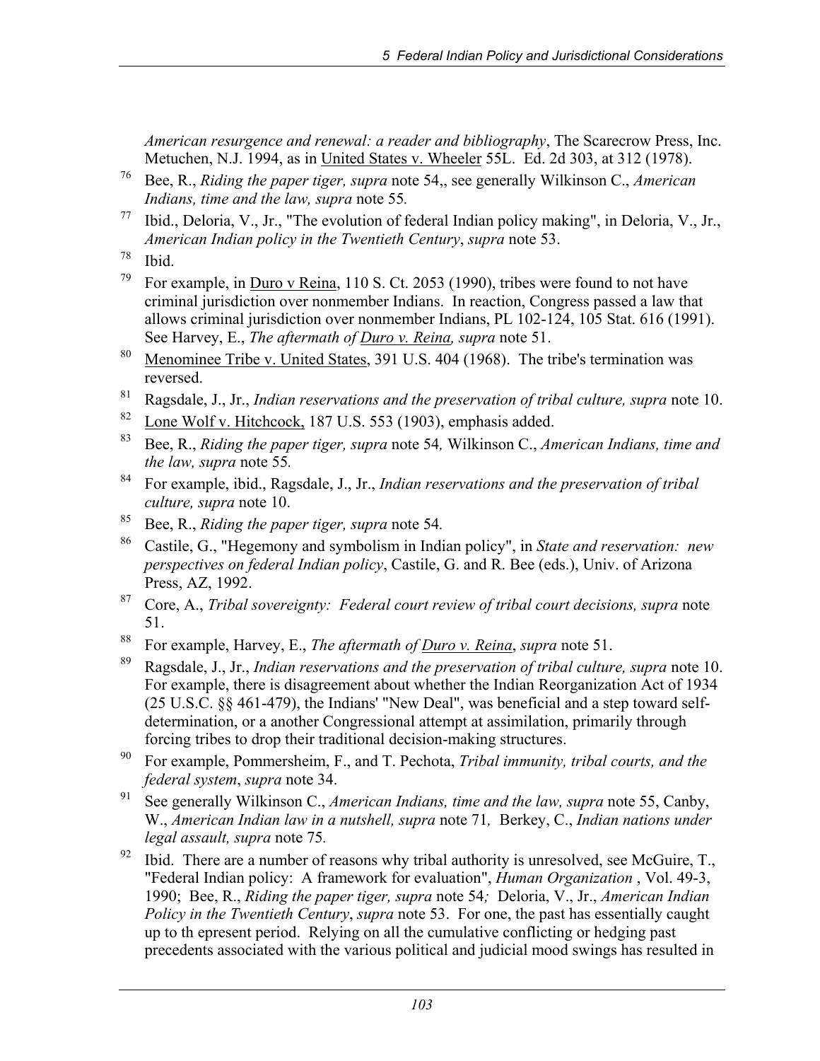*American resurgence and renewal: a reader and bibliography*, The Scarecrow Press, Inc. Metuchen, N.J. 1994, as in United States v. Wheeler 55L. Ed. 2d 303, at 312 (1978).

[76] Bee, R., *Riding the paper tiger, supra* note 54,, see generally Wilkinson C., *American Indians, time and the law, supra* note 55*.*

[77] Ibid., Deloria, V., Jr., "The evolution of federal Indian policy making", in Deloria, V., Jr., *American Indian policy in the Twentieth Century*, *supra* note 53.

[78] Ibid.

[79] For example, in Duro v Reina, 110 S. Ct. 2053 (1990), tribes were found to not have criminal jurisdiction over nonmember Indians. In reaction, Congress passed a law that allows criminal jurisdiction over nonmember Indians, PL 102-124, 105 Stat. 616 (1991). See Harvey, E., *The aftermath of Duro v. Reina, supra* note 51.

[80] Menominee Tribe v. United States, 391 U.S. 404 (1968). The tribe's termination was reversed.

[81] Ragsdale, J., Jr., *Indian reservations and the preservation of tribal culture, supra* note 10.

[82] Lone Wolf v. Hitchcock, 187 U.S. 553 (1903), emphasis added.

[83] Bee, R., *Riding the paper tiger, supra* note 54*,* Wilkinson C., *American Indians, time and the law, supra* note 55*.*

[84] For example, ibid., Ragsdale, J., Jr., *Indian reservations and the preservation of tribal culture, supra* note 10.

[85] Bee, R., *Riding the paper tiger, supra* note 54*.*

[86] Castile, G., "Hegemony and symbolism in Indian policy", in *State and reservation: new perspectives on federal Indian policy*, Castile, G. and R. Bee (eds.), Univ. of Arizona Press, AZ, 1992.

[87] Core, A., *Tribal sovereignty: Federal court review of tribal court decisions, supra* note 51.

[88] For example, Harvey, E., *The aftermath of Duro v. Reina*, *supra* note 51.

[89] Ragsdale, J., Jr., *Indian reservations and the preservation of tribal culture, supra* note 10. For example, there is disagreement about whether the Indian Reorganization Act of 1934 (25 U.S.C. §§ 461-479), the Indians' "New Deal", was beneficial and a step toward self-determination, or a another Congressional attempt at assimilation, primarily through forcing tribes to drop their traditional decision-making structures.

[90] For example, Pommersheim, F., and T. Pechota, *Tribal immunity, tribal courts, and the federal system*, *supra* note 34.

[91] See generally Wilkinson C., *American Indians, time and the law, supra* note 55, Canby, W., *American Indian law in a nutshell, supra* note 71*,* Berkey, C., *Indian nations under legal assault, supra* note 75*.*

[92] Ibid. There are a number of reasons why tribal authority is unresolved, see McGuire, T., "Federal Indian policy: A framework for evaluation", *Human Organization* , Vol. 49-3, 1990; Bee, R., *Riding the paper tiger, supra* note 54*;* Deloria, V., Jr., *American Indian Policy in the Twentieth Century*, *supra* note 53. For one, the past has essentially caught up to th epresent period. Relying on all the cumulative conflicting or hedging past precedents associated with the various political and judicial mood swings has resulted in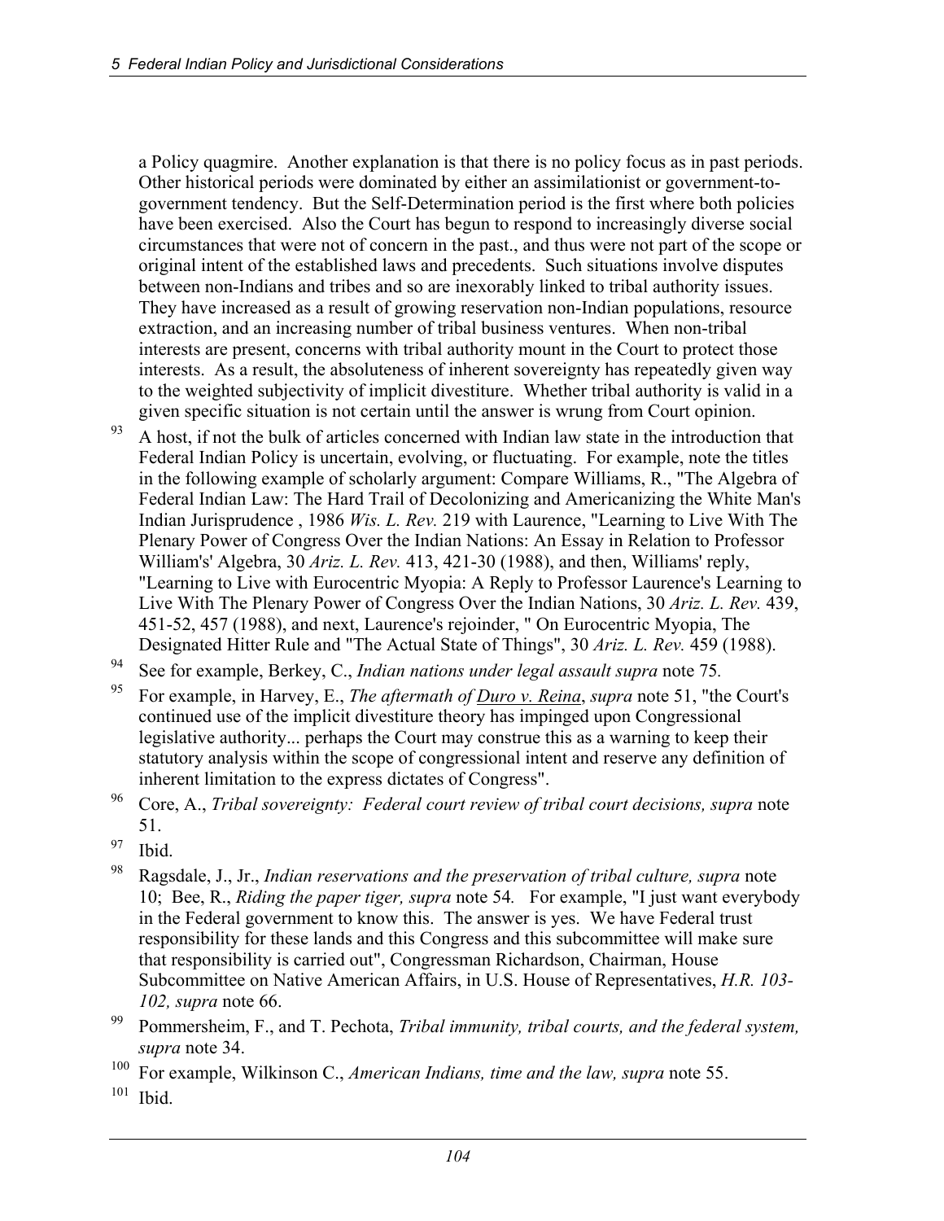a Policy quagmire. Another explanation is that there is no policy focus as in past periods. Other historical periods were dominated by either an assimilationist or government-to-government tendency. But the Self-Determination period is the first where both policies have been exercised. Also the Court has begun to respond to increasingly diverse social circumstances that were not of concern in the past., and thus were not part of the scope or original intent of the established laws and precedents. Such situations involve disputes between non-Indians and tribes and so are inexorably linked to tribal authority issues. They have increased as a result of growing reservation non-Indian populations, resource extraction, and an increasing number of tribal business ventures. When non-tribal interests are present, concerns with tribal authority mount in the Court to protect those interests. As a result, the absoluteness of inherent sovereignty has repeatedly given way to the weighted subjectivity of implicit divestiture. Whether tribal authority is valid in a given specific situation is not certain until the answer is wrung from Court opinion.

[93] A host, if not the bulk of articles concerned with Indian law state in the introduction that Federal Indian Policy is uncertain, evolving, or fluctuating. For example, note the titles in the following example of scholarly argument: Compare Williams, R., "The Algebra of Federal Indian Law: The Hard Trail of Decolonizing and Americanizing the White Man's Indian Jurisprudence , 1986 *Wis. L. Rev.* 219 with Laurence, "Learning to Live With The Plenary Power of Congress Over the Indian Nations: An Essay in Relation to Professor William's' Algebra, 30 *Ariz. L. Rev.* 413, 421-30 (1988), and then, Williams' reply, "Learning to Live with Eurocentric Myopia: A Reply to Professor Laurence's Learning to Live With The Plenary Power of Congress Over the Indian Nations, 30 *Ariz. L. Rev.* 439, 451-52, 457 (1988), and next, Laurence's rejoinder, " On Eurocentric Myopia, The Designated Hitter Rule and "The Actual State of Things", 30 *Ariz. L. Rev.* 459 (1988).

[94] See for example, Berkey, C., *Indian nations under legal assault supra* note 75.

[95] For example, in Harvey, E., *The aftermath of Duro v. Reina*, *supra* note 51, "the Court's continued use of the implicit divestiture theory has impinged upon Congressional legislative authority... perhaps the Court may construe this as a warning to keep their statutory analysis within the scope of congressional intent and reserve any definition of inherent limitation to the express dictates of Congress".

[96] Core, A., *Tribal sovereignty: Federal court review of tribal court decisions, supra* note 51.

[97] Ibid.

[98] Ragsdale, J., Jr., *Indian reservations and the preservation of tribal culture, supra* note 10; Bee, R., *Riding the paper tiger, supra* note 54. For example, "I just want everybody in the Federal government to know this. The answer is yes. We have Federal trust responsibility for these lands and this Congress and this subcommittee will make sure that responsibility is carried out", Congressman Richardson, Chairman, House Subcommittee on Native American Affairs, in U.S. House of Representatives, *H.R. 103-102, supra* note 66.

[99] Pommersheim, F., and T. Pechota, *Tribal immunity, tribal courts, and the federal system, supra* note 34.

[100] For example, Wilkinson C., *American Indians, time and the law, supra* note 55.

[101] Ibid.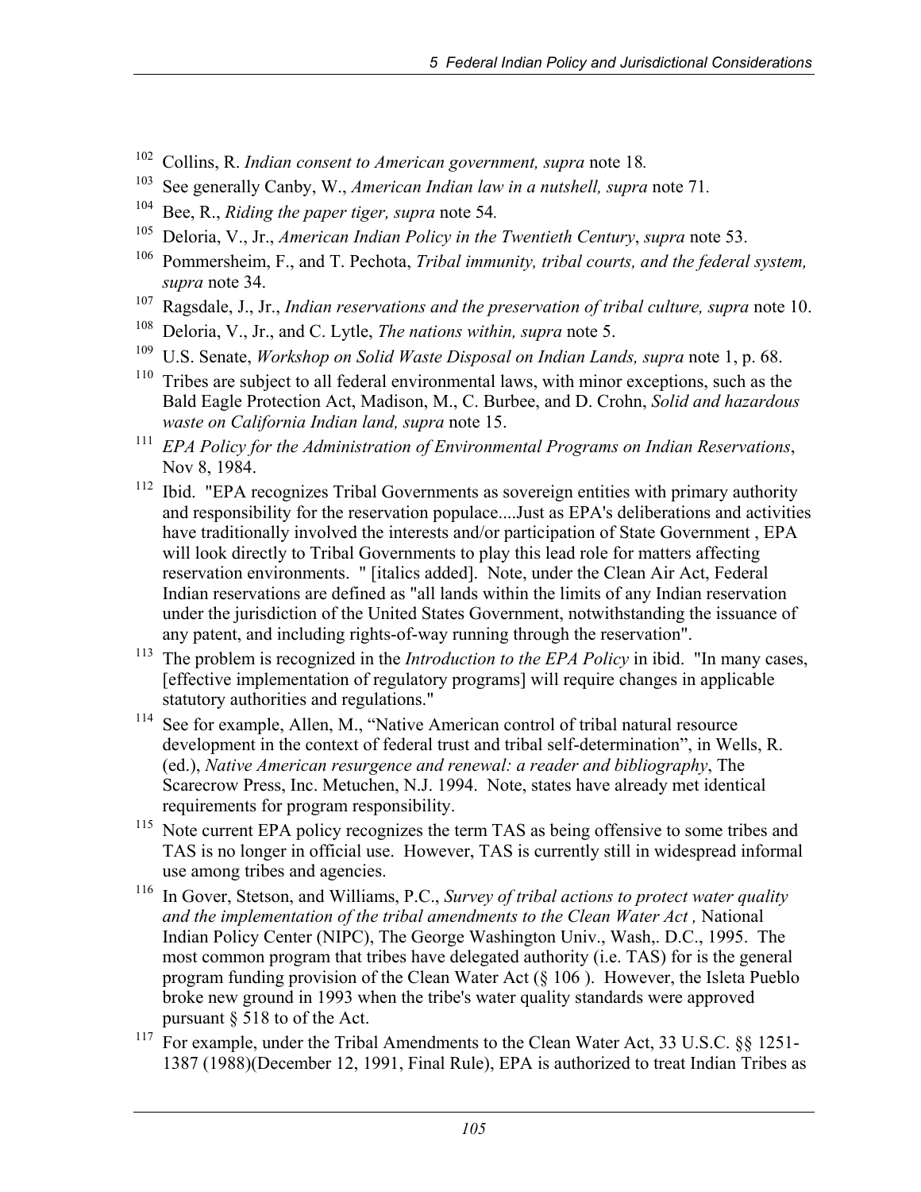[102] Collins, R. *Indian consent to American government, supra* note 18.

[103] See generally Canby, W., *American Indian law in a nutshell, supra* note 71.

[104] Bee, R., *Riding the paper tiger, supra* note 54.

[105] Deloria, V., Jr., *American Indian Policy in the Twentieth Century*, *supra* note 53.

[106] Pommersheim, F., and T. Pechota, *Tribal immunity, tribal courts, and the federal system, supra* note 34.

[107] Ragsdale, J., Jr., *Indian reservations and the preservation of tribal culture, supra* note 10.

[108] Deloria, V., Jr., and C. Lytle, *The nations within, supra* note 5.

[109] U.S. Senate, *Workshop on Solid Waste Disposal on Indian Lands, supra* note 1, p. 68.

[110] Tribes are subject to all federal environmental laws, with minor exceptions, such as the Bald Eagle Protection Act, Madison, M., C. Burbee, and D. Crohn, *Solid and hazardous waste on California Indian land, supra* note 15.

[111] *EPA Policy for the Administration of Environmental Programs on Indian Reservations*, Nov 8, 1984.

[112] Ibid. "EPA recognizes Tribal Governments as sovereign entities with primary authority and responsibility for the reservation populace....Just as EPA's deliberations and activities have traditionally involved the interests and/or participation of State Government , EPA will look directly to Tribal Governments to play this lead role for matters affecting reservation environments. " [italics added]. Note, under the Clean Air Act, Federal Indian reservations are defined as "all lands within the limits of any Indian reservation under the jurisdiction of the United States Government, notwithstanding the issuance of any patent, and including rights-of-way running through the reservation".

[113] The problem is recognized in the *Introduction to the EPA Policy* in ibid. "In many cases, [effective implementation of regulatory programs] will require changes in applicable statutory authorities and regulations."

[114] See for example, Allen, M., "Native American control of tribal natural resource development in the context of federal trust and tribal self-determination", in Wells, R. (ed.), *Native American resurgence and renewal: a reader and bibliography*, The Scarecrow Press, Inc. Metuchen, N.J. 1994. Note, states have already met identical requirements for program responsibility.

[115] Note current EPA policy recognizes the term TAS as being offensive to some tribes and TAS is no longer in official use. However, TAS is currently still in widespread informal use among tribes and agencies.

[116] In Gover, Stetson, and Williams, P.C., *Survey of tribal actions to protect water quality and the implementation of the tribal amendments to the Clean Water Act ,* National Indian Policy Center (NIPC), The George Washington Univ., Wash,. D.C., 1995. The most common program that tribes have delegated authority (i.e. TAS) for is the general program funding provision of the Clean Water Act (§ 106 ). However, the Isleta Pueblo broke new ground in 1993 when the tribe's water quality standards were approved pursuant § 518 to of the Act.

[117] For example, under the Tribal Amendments to the Clean Water Act, 33 U.S.C. §§ 1251-1387 (1988)(December 12, 1991, Final Rule), EPA is authorized to treat Indian Tribes as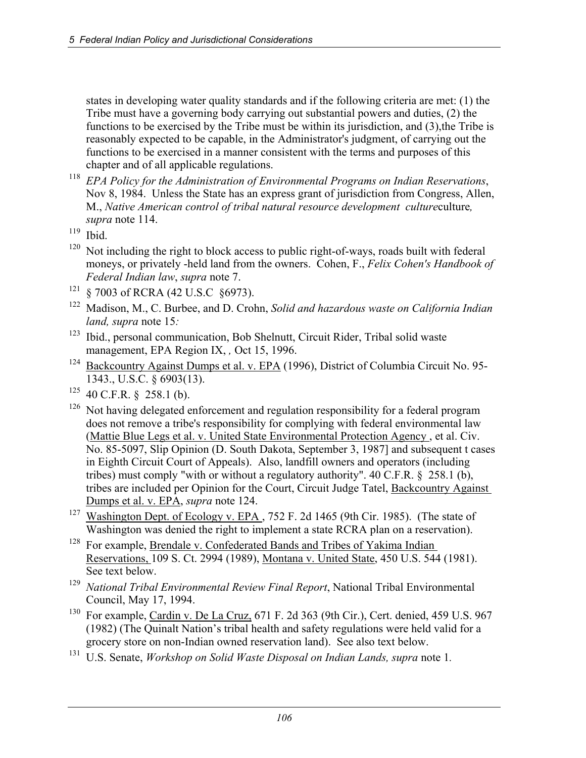states in developing water quality standards and if the following criteria are met: (1) the Tribe must have a governing body carrying out substantial powers and duties, (2) the functions to be exercised by the Tribe must be within its jurisdiction, and (3),the Tribe is reasonably expected to be capable, in the Administrator's judgment, of carrying out the functions to be exercised in a manner consistent with the terms and purposes of this chapter and of all applicable regulations.

[118] *EPA Policy for the Administration of Environmental Programs on Indian Reservations*, Nov 8, 1984. Unless the State has an express grant of jurisdiction from Congress, Allen, M., *Native American control of tribal natural resource development culture*culture*, supra* note 114.

[119] Ibid.

[120] Not including the right to block access to public right-of-ways, roads built with federal moneys, or privately -held land from the owners. Cohen, F., *Felix Cohen's Handbook of Federal Indian law*, *supra* note 7.

[121] § 7003 of RCRA (42 U.S.C §6973).

[122] Madison, M., C. Burbee, and D. Crohn, *Solid and hazardous waste on California Indian land, supra* note 15*:*

[123] Ibid., personal communication, Bob Shelnutt, Circuit Rider, Tribal solid waste management, EPA Region IX, *,* Oct 15, 1996.

[124] Backcountry Against Dumps et al. v. EPA (1996), District of Columbia Circuit No. 95-1343., U.S.C. § 6903(13).

[125] 40 C.F.R. § 258.1 (b).

[126] Not having delegated enforcement and regulation responsibility for a federal program does not remove a tribe's responsibility for complying with federal environmental law (Mattie Blue Legs et al. v. United State Environmental Protection Agency , et al. Civ. No. 85-5097, Slip Opinion (D. South Dakota, September 3, 1987] and subsequent t cases in Eighth Circuit Court of Appeals). Also, landfill owners and operators (including tribes) must comply "with or without a regulatory authority". 40 C.F.R. § 258.1 (b), tribes are included per Opinion for the Court, Circuit Judge Tatel, Backcountry Against Dumps et al. v. EPA, *supra* note 124.

[127] Washington Dept. of Ecology v. EPA , 752 F. 2d 1465 (9th Cir. 1985). (The state of Washington was denied the right to implement a state RCRA plan on a reservation).

[128] For example, Brendale v. Confederated Bands and Tribes of Yakima Indian Reservations, 109 S. Ct. 2994 (1989), Montana v. United State, 450 U.S. 544 (1981). See text below.

[129] *National Tribal Environmental Review Final Report*, National Tribal Environmental Council, May 17, 1994.

[130] For example, Cardin v. De La Cruz, 671 F. 2d 363 (9th Cir.), Cert. denied, 459 U.S. 967 (1982) (The Quinalt Nation's tribal health and safety regulations were held valid for a grocery store on non-Indian owned reservation land). See also text below.

[131] U.S. Senate, *Workshop on Solid Waste Disposal on Indian Lands, supra* note 1.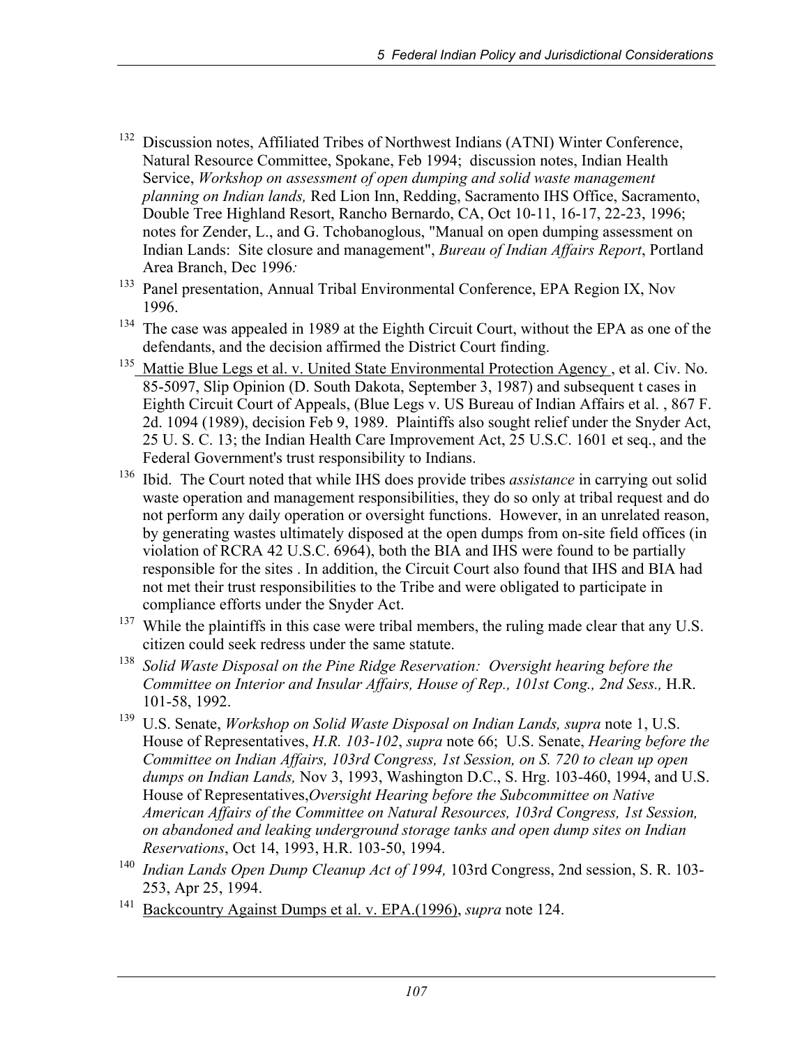[132] Discussion notes, Affiliated Tribes of Northwest Indians (ATNI) Winter Conference, Natural Resource Committee, Spokane, Feb 1994; discussion notes, Indian Health Service, *Workshop on assessment of open dumping and solid waste management planning on Indian lands,* Red Lion Inn, Redding, Sacramento IHS Office, Sacramento, Double Tree Highland Resort, Rancho Bernardo, CA, Oct 10-11, 16-17, 22-23, 1996; notes for Zender, L., and G. Tchobanoglous, "Manual on open dumping assessment on Indian Lands: Site closure and management", *Bureau of Indian Affairs Report*, Portland Area Branch, Dec 1996*:*

[133] Panel presentation, Annual Tribal Environmental Conference, EPA Region IX, Nov 1996.

[134] The case was appealed in 1989 at the Eighth Circuit Court, without the EPA as one of the defendants, and the decision affirmed the District Court finding.

[135] Mattie Blue Legs et al. v. United State Environmental Protection Agency , et al. Civ. No. 85-5097, Slip Opinion (D. South Dakota, September 3, 1987) and subsequent t cases in Eighth Circuit Court of Appeals, (Blue Legs v. US Bureau of Indian Affairs et al. , 867 F. 2d. 1094 (1989), decision Feb 9, 1989. Plaintiffs also sought relief under the Snyder Act, 25 U. S. C. 13; the Indian Health Care Improvement Act, 25 U.S.C. 1601 et seq., and the Federal Government's trust responsibility to Indians.

[136] Ibid. The Court noted that while IHS does provide tribes *assistance* in carrying out solid waste operation and management responsibilities, they do so only at tribal request and do not perform any daily operation or oversight functions. However, in an unrelated reason, by generating wastes ultimately disposed at the open dumps from on-site field offices (in violation of RCRA 42 U.S.C. 6964), both the BIA and IHS were found to be partially responsible for the sites . In addition, the Circuit Court also found that IHS and BIA had not met their trust responsibilities to the Tribe and were obligated to participate in compliance efforts under the Snyder Act.

[137] While the plaintiffs in this case were tribal members, the ruling made clear that any U.S. citizen could seek redress under the same statute.

[138] *Solid Waste Disposal on the Pine Ridge Reservation: Oversight hearing before the Committee on Interior and Insular Affairs, House of Rep., 101st Cong., 2nd Sess.,* H.R. 101-58, 1992.

[139] U.S. Senate, *Workshop on Solid Waste Disposal on Indian Lands, supra* note 1, U.S. House of Representatives, *H.R. 103-102*, *supra* note 66; U.S. Senate, *Hearing before the Committee on Indian Affairs, 103rd Congress, 1st Session, on S. 720 to clean up open dumps on Indian Lands,* Nov 3, 1993, Washington D.C., S. Hrg. 103-460, 1994, and U.S. House of Representatives,*Oversight Hearing before the Subcommittee on Native American Affairs of the Committee on Natural Resources, 103rd Congress, 1st Session, on abandoned and leaking underground storage tanks and open dump sites on Indian Reservations*, Oct 14, 1993, H.R. 103-50, 1994.

[140] *Indian Lands Open Dump Cleanup Act of 1994,* 103rd Congress, 2nd session, S. R. 103-253, Apr 25, 1994.

[141] Backcountry Against Dumps et al. v. EPA.(1996), *supra* note 124.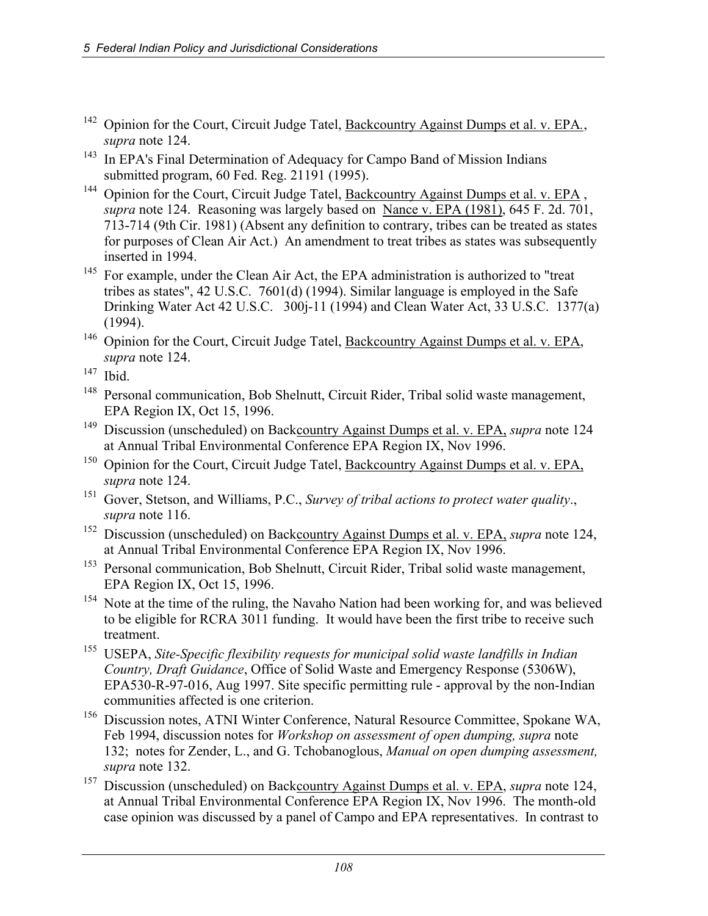[142] Opinion for the Court, Circuit Judge Tatel, Backcountry Against Dumps et al. v. EPA., *supra* note 124.

[143] In EPA's Final Determination of Adequacy for Campo Band of Mission Indians submitted program, 60 Fed. Reg. 21191 (1995).

[144] Opinion for the Court, Circuit Judge Tatel, Backcountry Against Dumps et al. v. EPA , *supra* note 124. Reasoning was largely based on Nance v. EPA (1981), 645 F. 2d. 701, 713-714 (9th Cir. 1981) (Absent any definition to contrary, tribes can be treated as states for purposes of Clean Air Act.) An amendment to treat tribes as states was subsequently inserted in 1994.

[145] For example, under the Clean Air Act, the EPA administration is authorized to "treat tribes as states", 42 U.S.C. 7601(d) (1994). Similar language is employed in the Safe Drinking Water Act 42 U.S.C. 300j-11 (1994) and Clean Water Act, 33 U.S.C. 1377(a) (1994).

[146] Opinion for the Court, Circuit Judge Tatel, Backcountry Against Dumps et al. v. EPA, *supra* note 124.

[147] Ibid.

[148] Personal communication, Bob Shelnutt, Circuit Rider, Tribal solid waste management, EPA Region IX, Oct 15, 1996.

[149] Discussion (unscheduled) on Backcountry Against Dumps et al. v. EPA, *supra* note 124 at Annual Tribal Environmental Conference EPA Region IX, Nov 1996.

[150] Opinion for the Court, Circuit Judge Tatel, Backcountry Against Dumps et al. v. EPA, *supra* note 124.

[151] Gover, Stetson, and Williams, P.C., *Survey of tribal actions to protect water quality*., *supra* note 116.

[152] Discussion (unscheduled) on Backcountry Against Dumps et al. v. EPA, *supra* note 124, at Annual Tribal Environmental Conference EPA Region IX, Nov 1996.

[153] Personal communication, Bob Shelnutt, Circuit Rider, Tribal solid waste management, EPA Region IX, Oct 15, 1996.

[154] Note at the time of the ruling, the Navaho Nation had been working for, and was believed to be eligible for RCRA 3011 funding. It would have been the first tribe to receive such treatment.

[155] USEPA, *Site-Specific flexibility requests for municipal solid waste landfills in Indian Country, Draft Guidance*, Office of Solid Waste and Emergency Response (5306W), EPA530-R-97-016, Aug 1997. Site specific permitting rule - approval by the non-Indian communities affected is one criterion.

[156] Discussion notes, ATNI Winter Conference, Natural Resource Committee, Spokane WA, Feb 1994, discussion notes for *Workshop on assessment of open dumping, supra* note 132; notes for Zender, L., and G. Tchobanoglous, *Manual on open dumping assessment, supra* note 132.

[157] Discussion (unscheduled) on Backcountry Against Dumps et al. v. EPA, *supra* note 124, at Annual Tribal Environmental Conference EPA Region IX, Nov 1996. The month-old case opinion was discussed by a panel of Campo and EPA representatives. In contrast to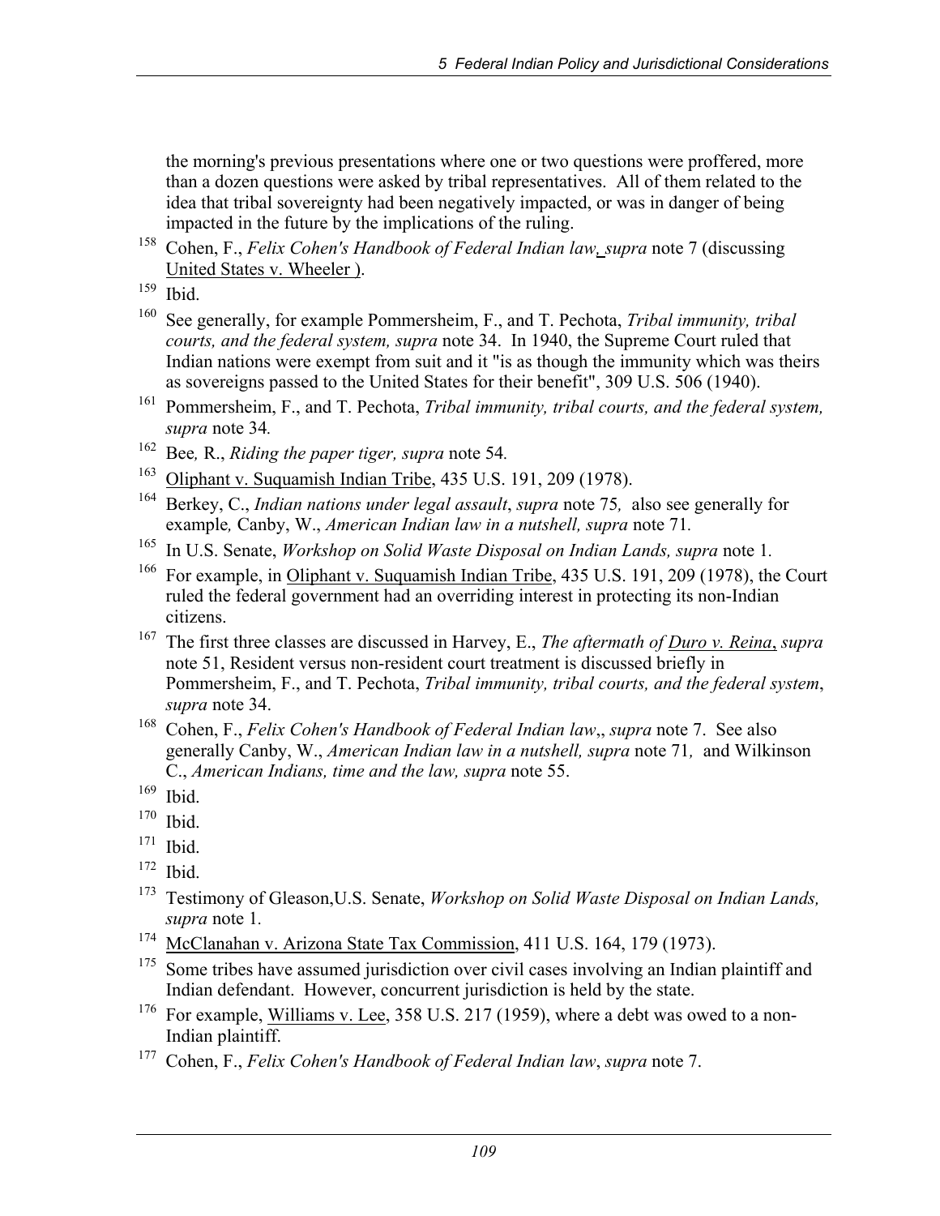the morning's previous presentations where one or two questions were proffered, more than a dozen questions were asked by tribal representatives. All of them related to the idea that tribal sovereignty had been negatively impacted, or was in danger of being impacted in the future by the implications of the ruling.

[158] Cohen, F., *Felix Cohen's Handbook of Federal Indian law, supra* note 7 (discussing United States v. Wheeler ).

[159] Ibid.

[160] See generally, for example Pommersheim, F., and T. Pechota, *Tribal immunity, tribal courts, and the federal system, supra* note 34. In 1940, the Supreme Court ruled that Indian nations were exempt from suit and it "is as though the immunity which was theirs as sovereigns passed to the United States for their benefit", 309 U.S. 506 (1940).

[161] Pommersheim, F., and T. Pechota, *Tribal immunity, tribal courts, and the federal system, supra* note 34.

[162] Bee, R., *Riding the paper tiger, supra* note 54.

[163] Oliphant v. Suquamish Indian Tribe, 435 U.S. 191, 209 (1978).

[164] Berkey, C., *Indian nations under legal assault*, *supra* note 75, also see generally for example, Canby, W., *American Indian law in a nutshell, supra* note 71.

[165] In U.S. Senate, *Workshop on Solid Waste Disposal on Indian Lands, supra* note 1.

[166] For example, in Oliphant v. Suquamish Indian Tribe, 435 U.S. 191, 209 (1978), the Court ruled the federal government had an overriding interest in protecting its non-Indian citizens.

[167] The first three classes are discussed in Harvey, E., *The aftermath of Duro v. Reina*, *supra* note 51, Resident versus non-resident court treatment is discussed briefly in Pommersheim, F., and T. Pechota, *Tribal immunity, tribal courts, and the federal system*, *supra* note 34.

[168] Cohen, F., *Felix Cohen's Handbook of Federal Indian law*,, *supra* note 7. See also generally Canby, W., *American Indian law in a nutshell, supra* note 71, and Wilkinson C., *American Indians, time and the law, supra* note 55.

[169] Ibid.

[170] Ibid.

[171] Ibid.

[172] Ibid.

[173] Testimony of Gleason,U.S. Senate, *Workshop on Solid Waste Disposal on Indian Lands, supra* note 1.

[174] McClanahan v. Arizona State Tax Commission, 411 U.S. 164, 179 (1973).

[175] Some tribes have assumed jurisdiction over civil cases involving an Indian plaintiff and Indian defendant. However, concurrent jurisdiction is held by the state.

[176] For example, Williams v. Lee, 358 U.S. 217 (1959), where a debt was owed to a non-Indian plaintiff.

[177] Cohen, F., *Felix Cohen's Handbook of Federal Indian law*, *supra* note 7.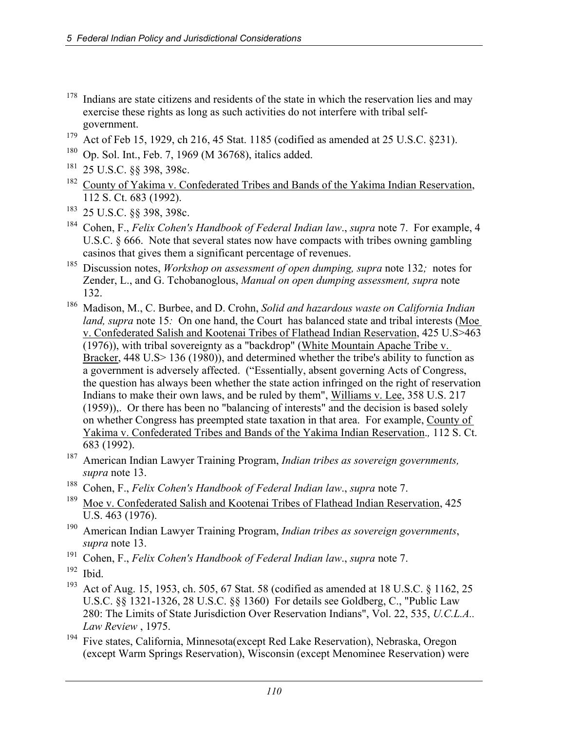[178] Indians are state citizens and residents of the state in which the reservation lies and may exercise these rights as long as such activities do not interfere with tribal self-government.

[179] Act of Feb 15, 1929, ch 216, 45 Stat. 1185 (codified as amended at 25 U.S.C. §231).

[180] Op. Sol. Int., Feb. 7, 1969 (M 36768), italics added.

[181] 25 U.S.C. §§ 398, 398c.

[182] County of Yakima v. Confederated Tribes and Bands of the Yakima Indian Reservation, 112 S. Ct. 683 (1992).

[183] 25 U.S.C. §§ 398, 398c.

[184] Cohen, F., *Felix Cohen's Handbook of Federal Indian law*., *supra* note 7. For example, 4 U.S.C. § 666. Note that several states now have compacts with tribes owning gambling casinos that gives them a significant percentage of revenues.

[185] Discussion notes, *Workshop on assessment of open dumping, supra* note 132*;* notes for Zender, L., and G. Tchobanoglous, *Manual on open dumping assessment, supra* note 132.

[186] Madison, M., C. Burbee, and D. Crohn, *Solid and hazardous waste on California Indian land, supra* note 15*:* On one hand, the Court has balanced state and tribal interests (Moe v. Confederated Salish and Kootenai Tribes of Flathead Indian Reservation, 425 U.S>463 (1976)), with tribal sovereignty as a "backdrop" (White Mountain Apache Tribe v. Bracker, 448 U.S> 136 (1980)), and determined whether the tribe's ability to function as a government is adversely affected. ("Essentially, absent governing Acts of Congress, the question has always been whether the state action infringed on the right of reservation Indians to make their own laws, and be ruled by them", Williams v. Lee, 358 U.S. 217 (1959)),. Or there has been no "balancing of interests" and the decision is based solely on whether Congress has preempted state taxation in that area. For example, County of Yakima v. Confederated Tribes and Bands of the Yakima Indian Reservation*.,* 112 S. Ct. 683 (1992).

[187] American Indian Lawyer Training Program, *Indian tribes as sovereign governments, supra* note 13.

[188] Cohen, F., *Felix Cohen's Handbook of Federal Indian law*., *supra* note 7.

[189] Moe v. Confederated Salish and Kootenai Tribes of Flathead Indian Reservation, 425 U.S. 463 (1976).

[190] American Indian Lawyer Training Program, *Indian tribes as sovereign governments*, *supra* note 13.

[191] Cohen, F., *Felix Cohen's Handbook of Federal Indian law*., *supra* note 7.

[192] Ibid.

[193] Act of Aug. 15, 1953, ch. 505, 67 Stat. 58 (codified as amended at 18 U.S.C. § 1162, 25 U.S.C. §§ 1321-1326, 28 U.S.C. §§ 1360) For details see Goldberg, C., "Public Law 280: The Limits of State Jurisdiction Over Reservation Indians", Vol. 22, 535, *U.C.L.A.. Law Review* , 1975.

[194] Five states, California, Minnesota(except Red Lake Reservation), Nebraska, Oregon (except Warm Springs Reservation), Wisconsin (except Menominee Reservation) were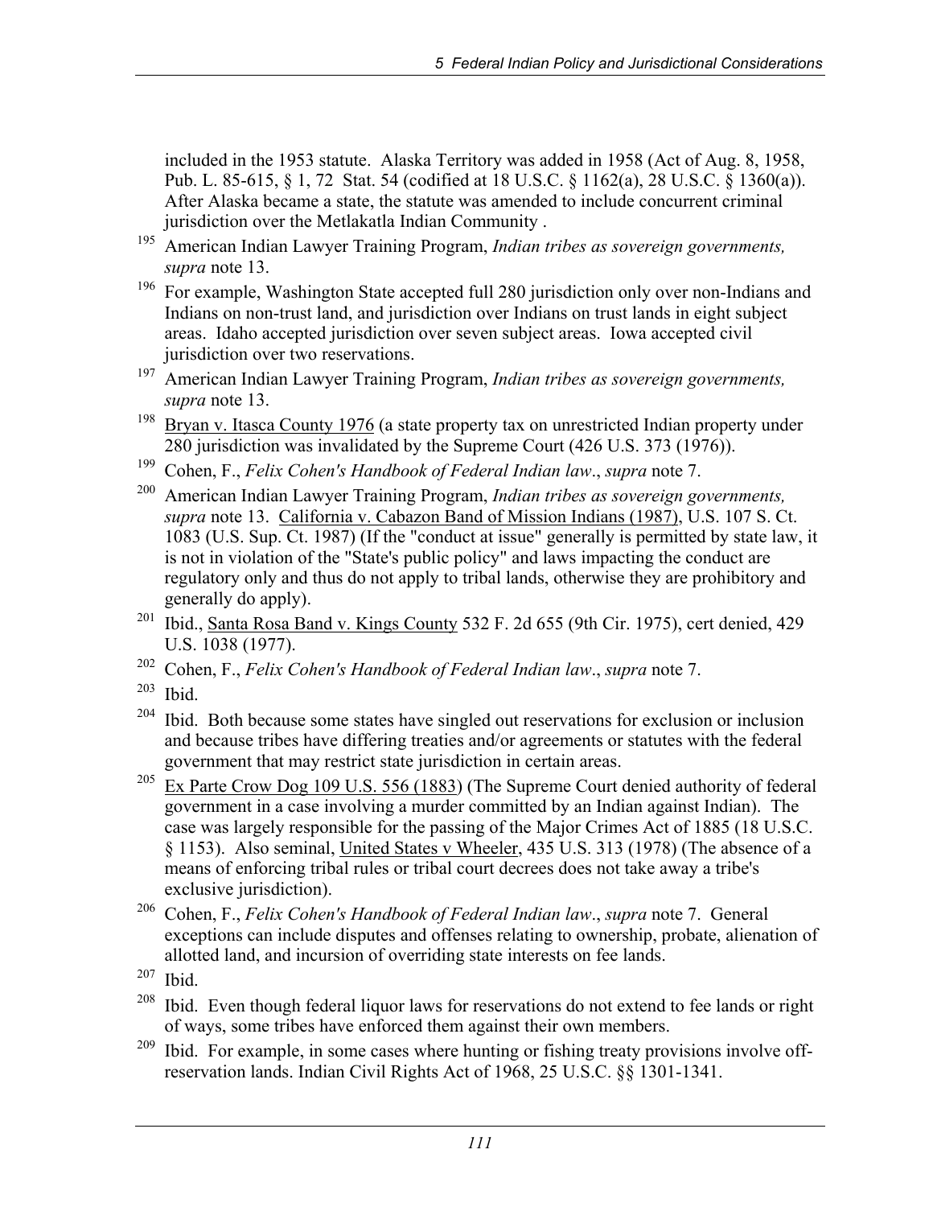included in the 1953 statute. Alaska Territory was added in 1958 (Act of Aug. 8, 1958, Pub. L. 85-615, § 1, 72 Stat. 54 (codified at 18 U.S.C. § 1162(a), 28 U.S.C. § 1360(a)). After Alaska became a state, the statute was amended to include concurrent criminal jurisdiction over the Metlakatla Indian Community .

[195] American Indian Lawyer Training Program, *Indian tribes as sovereign governments, supra* note 13.

[196] For example, Washington State accepted full 280 jurisdiction only over non-Indians and Indians on non-trust land, and jurisdiction over Indians on trust lands in eight subject areas. Idaho accepted jurisdiction over seven subject areas. Iowa accepted civil jurisdiction over two reservations.

[197] American Indian Lawyer Training Program, *Indian tribes as sovereign governments, supra* note 13.

[198] Bryan v. Itasca County 1976 (a state property tax on unrestricted Indian property under 280 jurisdiction was invalidated by the Supreme Court (426 U.S. 373 (1976)).

[199] Cohen, F., *Felix Cohen's Handbook of Federal Indian law*., *supra* note 7.

[200] American Indian Lawyer Training Program, *Indian tribes as sovereign governments, supra* note 13. California v. Cabazon Band of Mission Indians (1987), U.S. 107 S. Ct. 1083 (U.S. Sup. Ct. 1987) (If the "conduct at issue" generally is permitted by state law, it is not in violation of the "State's public policy" and laws impacting the conduct are regulatory only and thus do not apply to tribal lands, otherwise they are prohibitory and generally do apply).

[201] Ibid., Santa Rosa Band v. Kings County 532 F. 2d 655 (9th Cir. 1975), cert denied, 429 U.S. 1038 (1977).

[202] Cohen, F., *Felix Cohen's Handbook of Federal Indian law*., *supra* note 7.

[203] Ibid.

[204] Ibid. Both because some states have singled out reservations for exclusion or inclusion and because tribes have differing treaties and/or agreements or statutes with the federal government that may restrict state jurisdiction in certain areas.

[205] Ex Parte Crow Dog 109 U.S. 556 (1883) (The Supreme Court denied authority of federal government in a case involving a murder committed by an Indian against Indian). The case was largely responsible for the passing of the Major Crimes Act of 1885 (18 U.S.C. § 1153). Also seminal, United States v Wheeler, 435 U.S. 313 (1978) (The absence of a means of enforcing tribal rules or tribal court decrees does not take away a tribe's exclusive jurisdiction).

[206] Cohen, F., *Felix Cohen's Handbook of Federal Indian law*., *supra* note 7. General exceptions can include disputes and offenses relating to ownership, probate, alienation of allotted land, and incursion of overriding state interests on fee lands.

[207] Ibid.

[208] Ibid. Even though federal liquor laws for reservations do not extend to fee lands or right of ways, some tribes have enforced them against their own members.

[209] Ibid. For example, in some cases where hunting or fishing treaty provisions involve off-reservation lands. Indian Civil Rights Act of 1968, 25 U.S.C. §§ 1301-1341.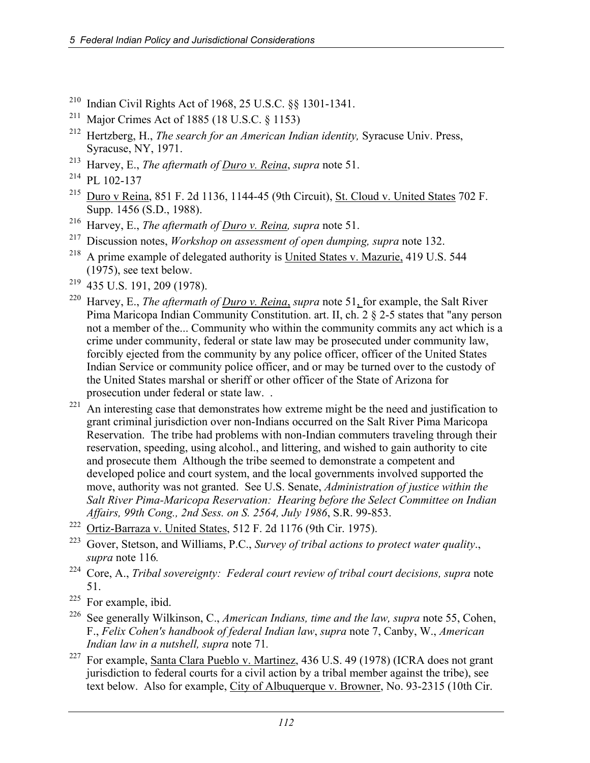[210] Indian Civil Rights Act of 1968, 25 U.S.C. §§ 1301-1341.

[211] Major Crimes Act of 1885 (18 U.S.C. § 1153)

[212] Hertzberg, H., *The search for an American Indian identity,* Syracuse Univ. Press, Syracuse, NY, 1971.

[213] Harvey, E., *The aftermath of Duro v. Reina*, *supra* note 51.

[214] PL 102-137

[215] Duro v Reina, 851 F. 2d 1136, 1144-45 (9th Circuit), St. Cloud v. United States 702 F. Supp. 1456 (S.D., 1988).

[216] Harvey, E., *The aftermath of Duro v. Reina, supra* note 51.

[217] Discussion notes, *Workshop on assessment of open dumping, supra* note 132.

[218] A prime example of delegated authority is United States v. Mazurie, 419 U.S. 544 (1975), see text below.

[219] 435 U.S. 191, 209 (1978).

[220] Harvey, E., *The aftermath of Duro v. Reina*, *supra* note 51, for example, the Salt River Pima Maricopa Indian Community Constitution. art. II, ch. 2 § 2-5 states that "any person not a member of the... Community who within the community commits any act which is a crime under community, federal or state law may be prosecuted under community law, forcibly ejected from the community by any police officer, officer of the United States Indian Service or community police officer, and or may be turned over to the custody of the United States marshal or sheriff or other officer of the State of Arizona for prosecution under federal or state law. .

[221] An interesting case that demonstrates how extreme might be the need and justification to grant criminal jurisdiction over non-Indians occurred on the Salt River Pima Maricopa Reservation. The tribe had problems with non-Indian commuters traveling through their reservation, speeding, using alcohol., and littering, and wished to gain authority to cite and prosecute them Although the tribe seemed to demonstrate a competent and developed police and court system, and the local governments involved supported the move, authority was not granted. See U.S. Senate, *Administration of justice within the Salt River Pima-Maricopa Reservation: Hearing before the Select Committee on Indian Affairs, 99th Cong., 2nd Sess. on S. 2564, July 1986*, S.R. 99-853.

[222] Ortiz-Barraza v. United States, 512 F. 2d 1176 (9th Cir. 1975).

[223] Gover, Stetson, and Williams, P.C., *Survey of tribal actions to protect water quality*., *supra* note 116*.*

[224] Core, A., *Tribal sovereignty: Federal court review of tribal court decisions, supra* note 51.

[225] For example, ibid.

[226] See generally Wilkinson, C., *American Indians, time and the law, supra* note 55, Cohen, F., *Felix Cohen's handbook of federal Indian law*, *supra* note 7, Canby, W., *American Indian law in a nutshell, supra* note 71*.*

[227] For example, Santa Clara Pueblo v. Martinez, 436 U.S. 49 (1978) (ICRA does not grant jurisdiction to federal courts for a civil action by a tribal member against the tribe), see text below. Also for example, City of Albuquerque v. Browner, No. 93-2315 (10th Cir.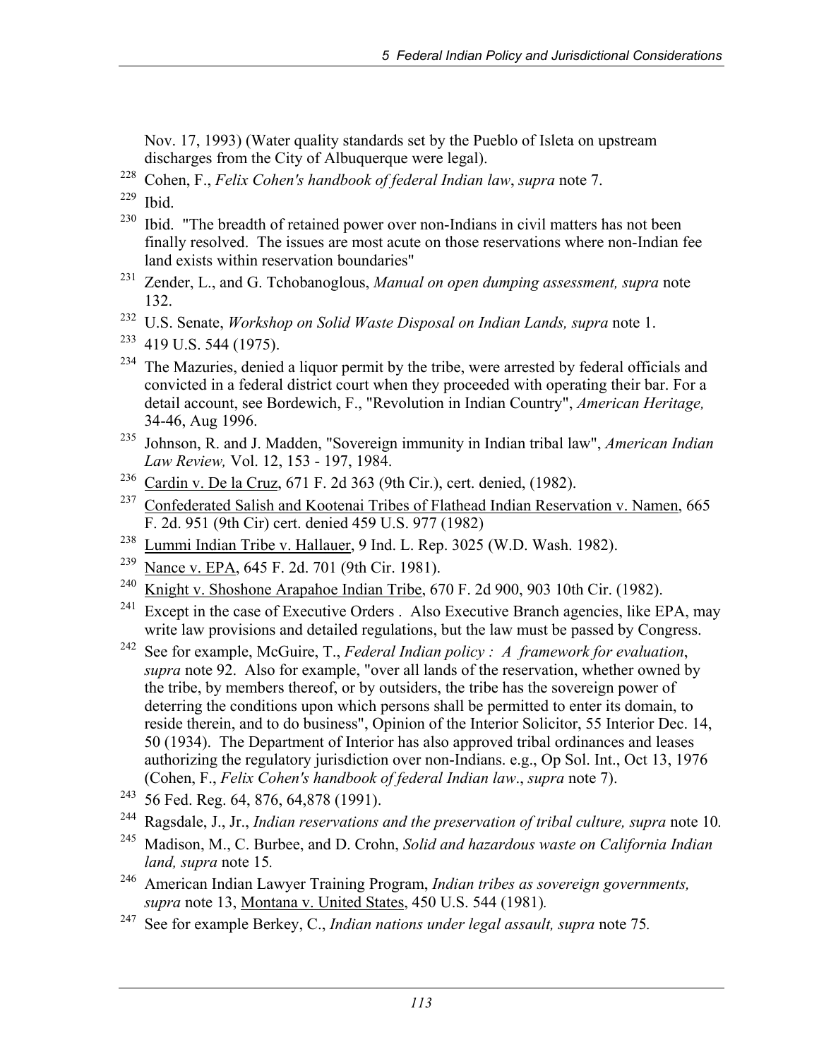Nov. 17, 1993) (Water quality standards set by the Pueblo of Isleta on upstream discharges from the City of Albuquerque were legal).

[228] Cohen, F., *Felix Cohen's handbook of federal Indian law*, *supra* note 7.

[229] Ibid.

[230] Ibid. "The breadth of retained power over non-Indians in civil matters has not been finally resolved. The issues are most acute on those reservations where non-Indian fee land exists within reservation boundaries"

[231] Zender, L., and G. Tchobanoglous, *Manual on open dumping assessment, supra* note 132.

[232] U.S. Senate, *Workshop on Solid Waste Disposal on Indian Lands, supra* note 1.

[233] 419 U.S. 544 (1975).

[234] The Mazuries, denied a liquor permit by the tribe, were arrested by federal officials and convicted in a federal district court when they proceeded with operating their bar. For a detail account, see Bordewich, F., "Revolution in Indian Country", *American Heritage,* 34-46, Aug 1996.

[235] Johnson, R. and J. Madden, "Sovereign immunity in Indian tribal law", *American Indian Law Review,* Vol. 12, 153 - 197, 1984.

[236] Cardin v. De la Cruz, 671 F. 2d 363 (9th Cir.), cert. denied, (1982).

[237] Confederated Salish and Kootenai Tribes of Flathead Indian Reservation v. Namen, 665 F. 2d. 951 (9th Cir) cert. denied 459 U.S. 977 (1982)

[238] Lummi Indian Tribe v. Hallauer, 9 Ind. L. Rep. 3025 (W.D. Wash. 1982).

[239] Nance v. EPA, 645 F. 2d. 701 (9th Cir. 1981).

[240] Knight v. Shoshone Arapahoe Indian Tribe, 670 F. 2d 900, 903 10th Cir. (1982).

[241] Except in the case of Executive Orders . Also Executive Branch agencies, like EPA, may write law provisions and detailed regulations, but the law must be passed by Congress.

[242] See for example, McGuire, T., *Federal Indian policy : A framework for evaluation*, *supra* note 92. Also for example, "over all lands of the reservation, whether owned by the tribe, by members thereof, or by outsiders, the tribe has the sovereign power of deterring the conditions upon which persons shall be permitted to enter its domain, to reside therein, and to do business", Opinion of the Interior Solicitor, 55 Interior Dec. 14, 50 (1934). The Department of Interior has also approved tribal ordinances and leases authorizing the regulatory jurisdiction over non-Indians. e.g., Op Sol. Int., Oct 13, 1976 (Cohen, F., *Felix Cohen's handbook of federal Indian law*., *supra* note 7).

[243] 56 Fed. Reg. 64, 876, 64,878 (1991).

[244] Ragsdale, J., Jr., *Indian reservations and the preservation of tribal culture, supra* note 10*.*

[245] Madison, M., C. Burbee, and D. Crohn, *Solid and hazardous waste on California Indian land, supra* note 15*.*

[246] American Indian Lawyer Training Program, *Indian tribes as sovereign governments, supra* note 13, Montana v. United States, 450 U.S. 544 (1981)*.*

[247] See for example Berkey, C., *Indian nations under legal assault, supra* note 75*.*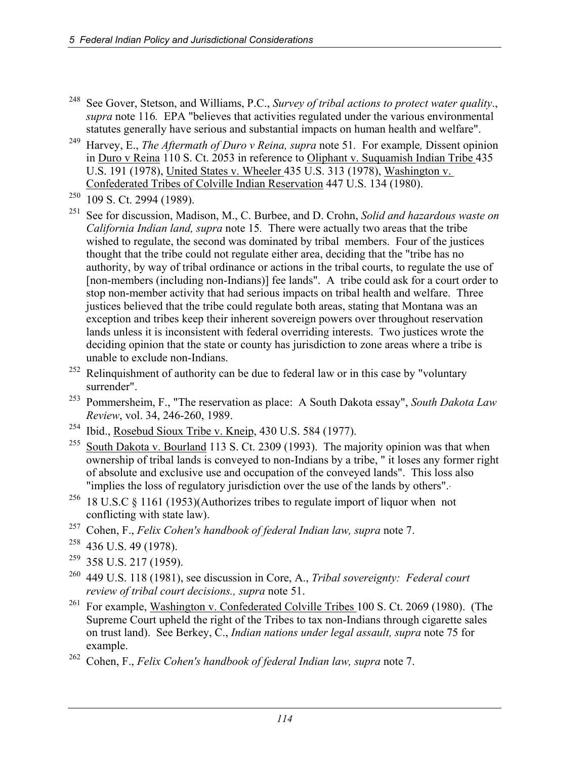[248] See Gover, Stetson, and Williams, P.C., *Survey of tribal actions to protect water quality*., *supra* note 116. EPA "believes that activities regulated under the various environmental statutes generally have serious and substantial impacts on human health and welfare".

[249] Harvey, E., *The Aftermath of Duro v Reina, supra* note 51. For example, Dissent opinion in Duro v Reina 110 S. Ct. 2053 in reference to Oliphant v. Suquamish Indian Tribe 435 U.S. 191 (1978), United States v. Wheeler 435 U.S. 313 (1978), Washington v. Confederated Tribes of Colville Indian Reservation 447 U.S. 134 (1980).

[250] 109 S. Ct. 2994 (1989).

[251] See for discussion, Madison, M., C. Burbee, and D. Crohn, *Solid and hazardous waste on California Indian land, supra* note 15. There were actually two areas that the tribe wished to regulate, the second was dominated by tribal members. Four of the justices thought that the tribe could not regulate either area, deciding that the "tribe has no authority, by way of tribal ordinance or actions in the tribal courts, to regulate the use of [non-members (including non-Indians)] fee lands". A tribe could ask for a court order to stop non-member activity that had serious impacts on tribal health and welfare. Three justices believed that the tribe could regulate both areas, stating that Montana was an exception and tribes keep their inherent sovereign powers over throughout reservation lands unless it is inconsistent with federal overriding interests. Two justices wrote the deciding opinion that the state or county has jurisdiction to zone areas where a tribe is unable to exclude non-Indians.

[252] Relinquishment of authority can be due to federal law or in this case by "voluntary surrender".

[253] Pommersheim, F., "The reservation as place: A South Dakota essay", *South Dakota Law Review*, vol. 34, 246-260, 1989.

[254] Ibid., Rosebud Sioux Tribe v. Kneip, 430 U.S. 584 (1977).

[255] South Dakota v. Bourland 113 S. Ct. 2309 (1993). The majority opinion was that when ownership of tribal lands is conveyed to non-Indians by a tribe, " it loses any former right of absolute and exclusive use and occupation of the conveyed lands". This loss also "implies the loss of regulatory jurisdiction over the use of the lands by others".

[256] 18 U.S.C § 1161 (1953)(Authorizes tribes to regulate import of liquor when not conflicting with state law).

[257] Cohen, F., *Felix Cohen's handbook of federal Indian law, supra* note 7.

[258] 436 U.S. 49 (1978).

[259] 358 U.S. 217 (1959).

[260] 449 U.S. 118 (1981), see discussion in Core, A., *Tribal sovereignty: Federal court review of tribal court decisions., supra* note 51.

[261] For example, Washington v. Confederated Colville Tribes 100 S. Ct. 2069 (1980). (The Supreme Court upheld the right of the Tribes to tax non-Indians through cigarette sales on trust land). See Berkey, C., *Indian nations under legal assault, supra* note 75 for example.

[262] Cohen, F., *Felix Cohen's handbook of federal Indian law, supra* note 7.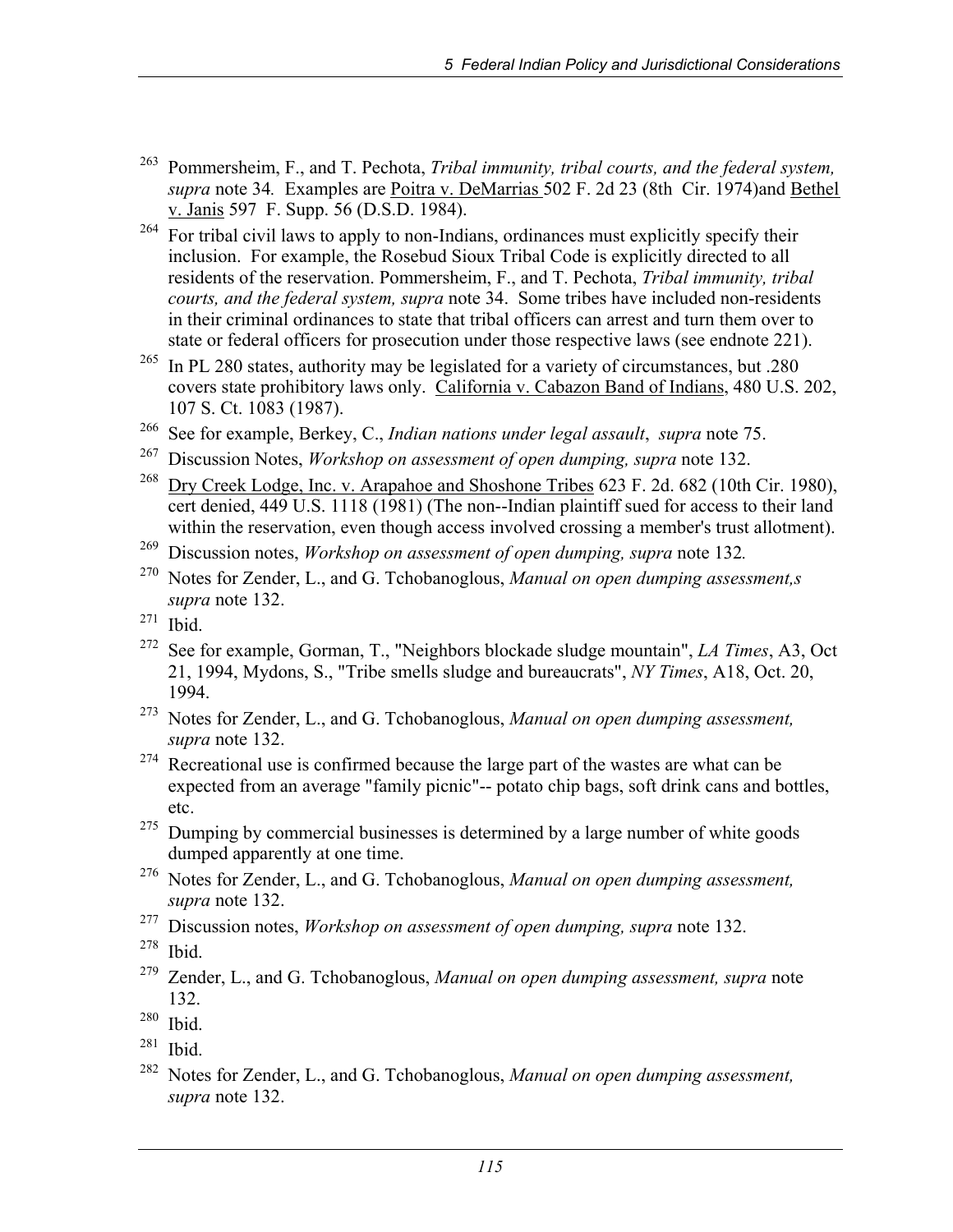263 Pommersheim, F., and T. Pechota, *Tribal immunity, tribal courts, and the federal system, supra* note 34*.* Examples are Poitra v. DeMarrias 502 F. 2d 23 (8th Cir. 1974)and Bethel v. Janis 597 F. Supp. 56 (D.S.D. 1984).

264 For tribal civil laws to apply to non-Indians, ordinances must explicitly specify their inclusion. For example, the Rosebud Sioux Tribal Code is explicitly directed to all residents of the reservation. Pommersheim, F., and T. Pechota, *Tribal immunity, tribal courts, and the federal system, supra* note 34. Some tribes have included non-residents in their criminal ordinances to state that tribal officers can arrest and turn them over to state or federal officers for prosecution under those respective laws (see endnote 221).

265 In PL 280 states, authority may be legislated for a variety of circumstances, but .280 covers state prohibitory laws only. California v. Cabazon Band of Indians, 480 U.S. 202, 107 S. Ct. 1083 (1987).

266 See for example, Berkey, C., *Indian nations under legal assault*, *supra* note 75.

267 Discussion Notes, *Workshop on assessment of open dumping, supra* note 132.

268 Dry Creek Lodge, Inc. v. Arapahoe and Shoshone Tribes 623 F. 2d. 682 (10th Cir. 1980), cert denied, 449 U.S. 1118 (1981) (The non--Indian plaintiff sued for access to their land within the reservation, even though access involved crossing a member's trust allotment).

269 Discussion notes, *Workshop on assessment of open dumping, supra* note 132*.*

270 Notes for Zender, L., and G. Tchobanoglous, *Manual on open dumping assessment,s supra* note 132.

271 Ibid.

272 See for example, Gorman, T., "Neighbors blockade sludge mountain", *LA Times*, A3, Oct 21, 1994, Mydons, S., "Tribe smells sludge and bureaucrats", *NY Times*, A18, Oct. 20, 1994.

273 Notes for Zender, L., and G. Tchobanoglous, *Manual on open dumping assessment, supra* note 132.

274 Recreational use is confirmed because the large part of the wastes are what can be expected from an average "family picnic"-- potato chip bags, soft drink cans and bottles, etc.

275 Dumping by commercial businesses is determined by a large number of white goods dumped apparently at one time.

276 Notes for Zender, L., and G. Tchobanoglous, *Manual on open dumping assessment, supra* note 132.

277 Discussion notes, *Workshop on assessment of open dumping, supra* note 132.

278 Ibid.

279 Zender, L., and G. Tchobanoglous, *Manual on open dumping assessment, supra* note 132.

280 Ibid.

281 Ibid.

282 Notes for Zender, L., and G. Tchobanoglous, *Manual on open dumping assessment, supra* note 132.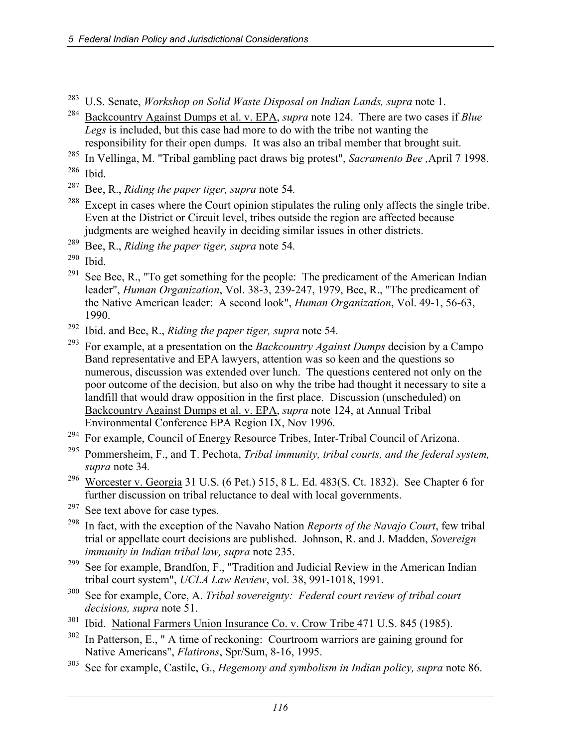[283] U.S. Senate, *Workshop on Solid Waste Disposal on Indian Lands, supra* note 1.

[284] Backcountry Against Dumps et al. v. EPA, *supra* note 124. There are two cases if *Blue Legs* is included, but this case had more to do with the tribe not wanting the responsibility for their open dumps. It was also an tribal member that brought suit.

[285] In Vellinga, M. "Tribal gambling pact draws big protest", *Sacramento Bee* ,April 7 1998.

[286] Ibid.

[287] Bee, R., *Riding the paper tiger, supra* note 54.

[288] Except in cases where the Court opinion stipulates the ruling only affects the single tribe. Even at the District or Circuit level, tribes outside the region are affected because judgments are weighed heavily in deciding similar issues in other districts.

[289] Bee, R., *Riding the paper tiger, supra* note 54.

[290] Ibid.

[291] See Bee, R., "To get something for the people: The predicament of the American Indian leader", *Human Organization*, Vol. 38-3, 239-247, 1979, Bee, R., "The predicament of the Native American leader: A second look", *Human Organization*, Vol. 49-1, 56-63, 1990.

[292] Ibid. and Bee, R., *Riding the paper tiger, supra* note 54.

[293] For example, at a presentation on the *Backcountry Against Dumps* decision by a Campo Band representative and EPA lawyers, attention was so keen and the questions so numerous, discussion was extended over lunch. The questions centered not only on the poor outcome of the decision, but also on why the tribe had thought it necessary to site a landfill that would draw opposition in the first place. Discussion (unscheduled) on Backcountry Against Dumps et al. v. EPA, *supra* note 124, at Annual Tribal Environmental Conference EPA Region IX, Nov 1996.

[294] For example, Council of Energy Resource Tribes, Inter-Tribal Council of Arizona.

[295] Pommersheim, F., and T. Pechota, *Tribal immunity, tribal courts, and the federal system, supra* note 34.

[296] Worcester v. Georgia 31 U.S. (6 Pet.) 515, 8 L. Ed. 483(S. Ct. 1832). See Chapter 6 for further discussion on tribal reluctance to deal with local governments.

[297] See text above for case types.

[298] In fact, with the exception of the Navaho Nation *Reports of the Navajo Court*, few tribal trial or appellate court decisions are published. Johnson, R. and J. Madden, *Sovereign immunity in Indian tribal law, supra* note 235.

[299] See for example, Brandfon, F., "Tradition and Judicial Review in the American Indian tribal court system", *UCLA Law Review*, vol. 38, 991-1018, 1991.

[300] See for example, Core, A. *Tribal sovereignty: Federal court review of tribal court decisions, supra* note 51.

[301] Ibid. National Farmers Union Insurance Co. v. Crow Tribe 471 U.S. 845 (1985).

[302] In Patterson, E., " A time of reckoning: Courtroom warriors are gaining ground for Native Americans", *Flatirons*, Spr/Sum, 8-16, 1995.

[303] See for example, Castile, G., *Hegemony and symbolism in Indian policy, supra* note 86.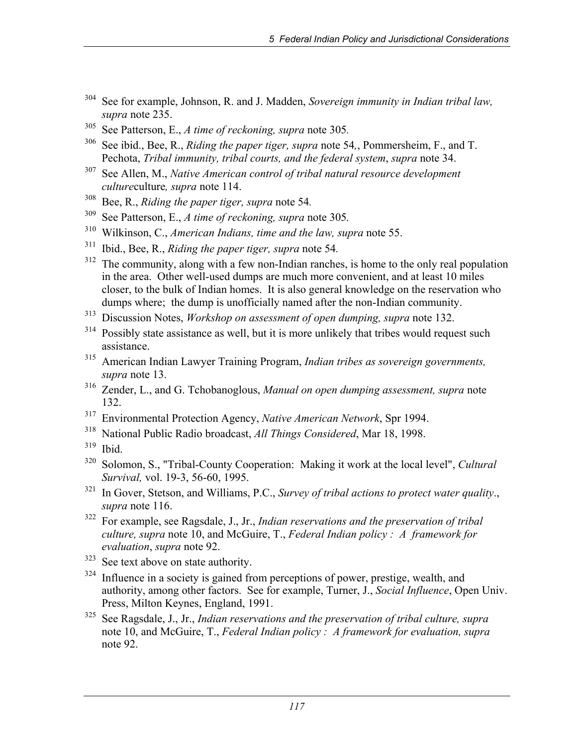[304] See for example, Johnson, R. and J. Madden, *Sovereign immunity in Indian tribal law, supra* note 235.

[305] See Patterson, E., *A time of reckoning, supra* note 305.

[306] See ibid., Bee, R., *Riding the paper tiger, supra* note 54,, Pommersheim, F., and T. Pechota, *Tribal immunity, tribal courts, and the federal system*, *supra* note 34.

[307] See Allen, M., *Native American control of tribal natural resource development culture*culture*, supra* note 114.

[308] Bee, R., *Riding the paper tiger, supra* note 54.

[309] See Patterson, E., *A time of reckoning, supra* note 305.

[310] Wilkinson, C., *American Indians, time and the law, supra* note 55.

[311] Ibid., Bee, R., *Riding the paper tiger, supra* note 54.

[312] The community, along with a few non-Indian ranches, is home to the only real population in the area. Other well-used dumps are much more convenient, and at least 10 miles closer, to the bulk of Indian homes. It is also general knowledge on the reservation who dumps where; the dump is unofficially named after the non-Indian community.

[313] Discussion Notes, *Workshop on assessment of open dumping, supra* note 132.

[314] Possibly state assistance as well, but it is more unlikely that tribes would request such assistance.

[315] American Indian Lawyer Training Program, *Indian tribes as sovereign governments, supra* note 13.

[316] Zender, L., and G. Tchobanoglous, *Manual on open dumping assessment, supra* note 132.

[317] Environmental Protection Agency, *Native American Network*, Spr 1994.

[318] National Public Radio broadcast, *All Things Considered*, Mar 18, 1998.

[319] Ibid.

[320] Solomon, S., "Tribal-County Cooperation: Making it work at the local level", *Cultural Survival,* vol. 19-3, 56-60, 1995.

[321] In Gover, Stetson, and Williams, P.C., *Survey of tribal actions to protect water quality*., *supra* note 116.

[322] For example, see Ragsdale, J., Jr., *Indian reservations and the preservation of tribal culture, supra* note 10, and McGuire, T., *Federal Indian policy : A framework for evaluation*, *supra* note 92.

[323] See text above on state authority.

[324] Influence in a society is gained from perceptions of power, prestige, wealth, and authority, among other factors. See for example, Turner, J., *Social Influence*, Open Univ. Press, Milton Keynes, England, 1991.

[325] See Ragsdale, J., Jr., *Indian reservations and the preservation of tribal culture, supra* note 10, and McGuire, T., *Federal Indian policy : A framework for evaluation, supra* note 92.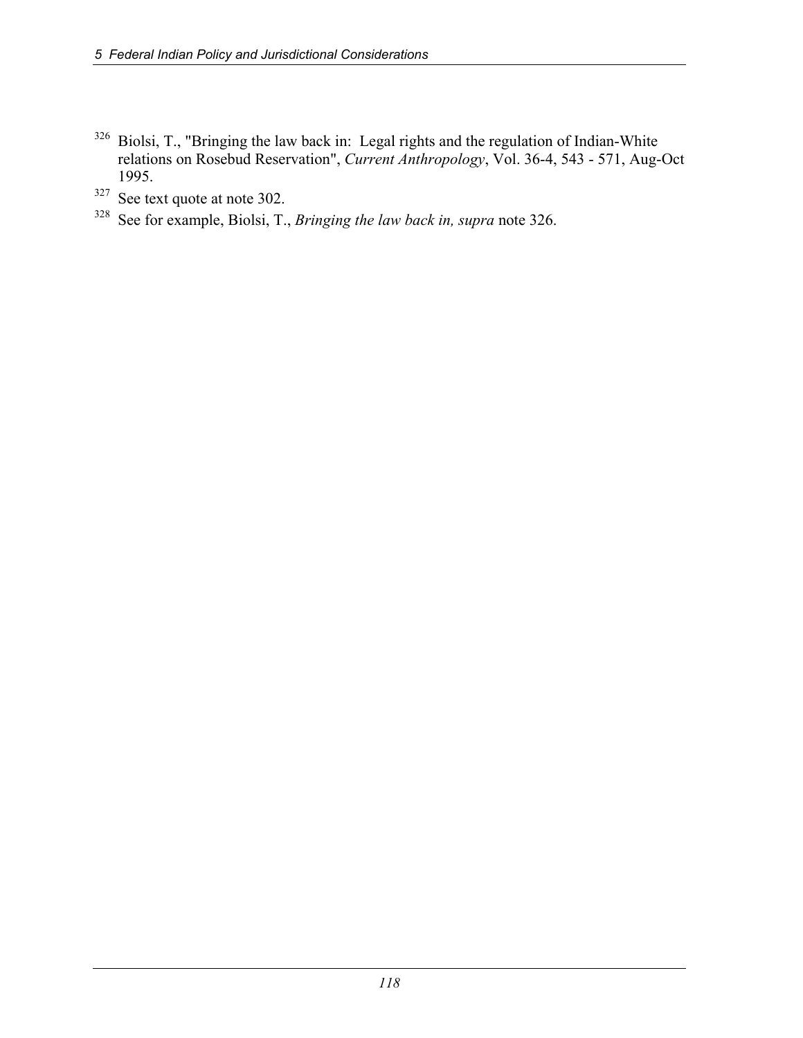[326] Biolsi, T., "Bringing the law back in: Legal rights and the regulation of Indian-White relations on Rosebud Reservation", *Current Anthropology*, Vol. 36-4, 543 - 571, Aug-Oct 1995.

[327] See text quote at note 302.

[328] See for example, Biolsi, T., *Bringing the law back in, supra* note 326.